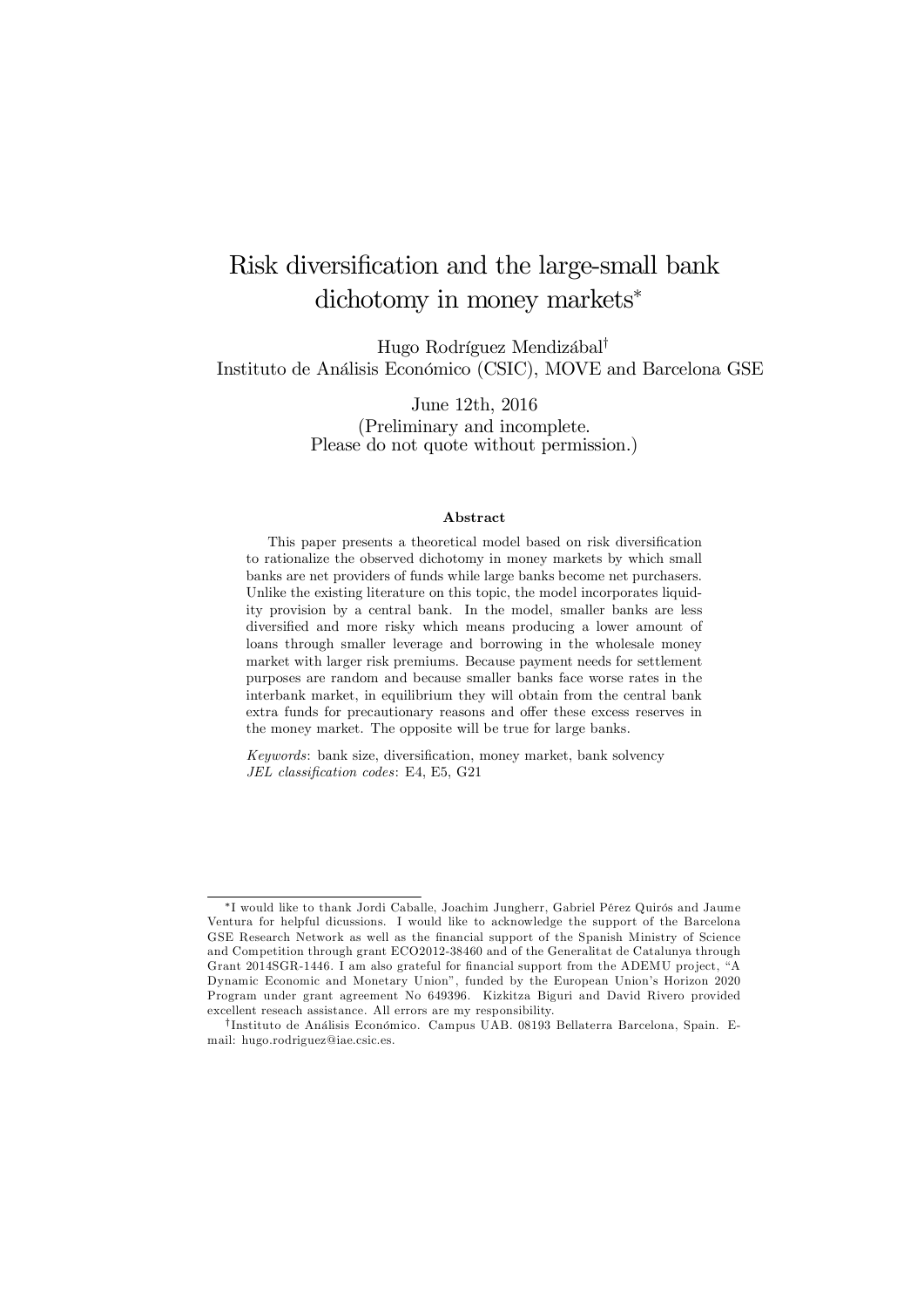# Risk diversification and the large-small bank dichotomy in money markets*

Hugo Rodríguez Mendizábal†
Instituto de Análisis Económico (CSIC), MOVE and Barcelona GSE

June 12th, 2016
(Preliminary and incomplete.
Please do not quote without permission.)

### Abstract

This paper presents a theoretical model based on risk diversification to rationalize the observed dichotomy in money markets by which small banks are net providers of funds while large banks become net purchasers. Unlike the existing literature on this topic, the model incorporates liquidity provision by a central bank. In the model, smaller banks are less diversified and more risky which means producing a lower amount of loans through smaller leverage and borrowing in the wholesale money market with larger risk premiums. Because payment needs for settlement purposes are random and because smaller banks face worse rates in the interbank market, in equilibrium they will obtain from the central bank extra funds for precautionary reasons and offer these excess reserves in the money market. The opposite will be true for large banks.

*Keywords*: bank size, diversification, money market, bank solvency
*JEL classification codes*: E4, E5, G21

---

*I would like to thank Jordi Caballe, Joachim Jungherr, Gabriel Pérez Quirós and Jaume Ventura for helpful dicussions. I would like to acknowledge the support of the Barcelona GSE Research Network as well as the financial support of the Spanish Ministry of Science and Competition through grant ECO2012-38460 and of the Generalitat de Catalunya through Grant 2014SGR-1446. I am also grateful for financial support from the ADEMU project, "A Dynamic Economic and Monetary Union", funded by the European Union's Horizon 2020 Program under grant agreement No 649396. Kizkitza Biguri and David Rivero provided excellent reseach assistance. All errors are my responsibility.

†Instituto de Análisis Económico. Campus UAB. 08193 Bellaterra Barcelona, Spain. E-mail: hugo.rodriguez@iae.csic.es.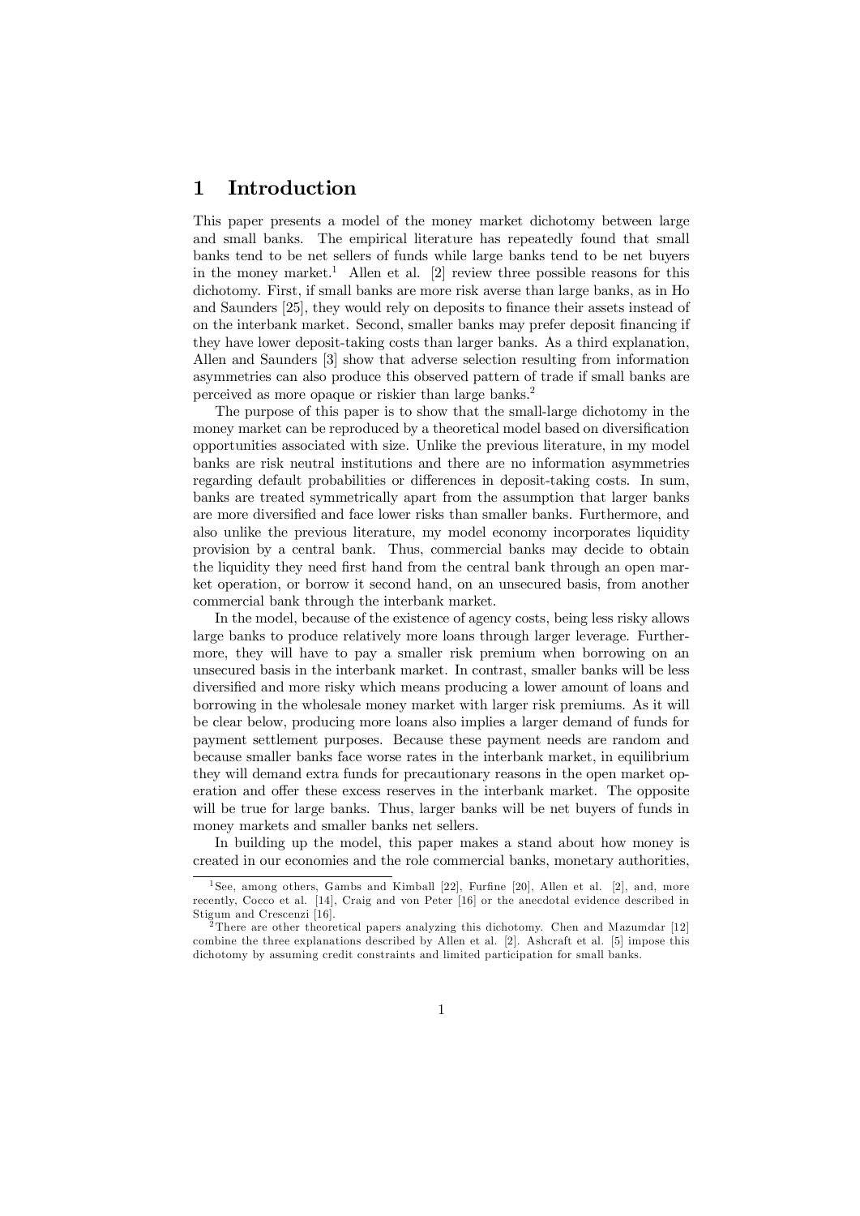# 1 Introduction

This paper presents a model of the money market dichotomy between large and small banks. The empirical literature has repeatedly found that small banks tend to be net sellers of funds while large banks tend to be net buyers in the money market.[1] Allen et al. [2] review three possible reasons for this dichotomy. First, if small banks are more risk averse than large banks, as in Ho and Saunders [25], they would rely on deposits to finance their assets instead of on the interbank market. Second, smaller banks may prefer deposit financing if they have lower deposit-taking costs than larger banks. As a third explanation, Allen and Saunders [3] show that adverse selection resulting from information asymmetries can also produce this observed pattern of trade if small banks are perceived as more opaque or riskier than large banks.[2]

The purpose of this paper is to show that the small-large dichotomy in the money market can be reproduced by a theoretical model based on diversification opportunities associated with size. Unlike the previous literature, in my model banks are risk neutral institutions and there are no information asymmetries regarding default probabilities or differences in deposit-taking costs. In sum, banks are treated symmetrically apart from the assumption that larger banks are more diversified and face lower risks than smaller banks. Furthermore, and also unlike the previous literature, my model economy incorporates liquidity provision by a central bank. Thus, commercial banks may decide to obtain the liquidity they need first hand from the central bank through an open market operation, or borrow it second hand, on an unsecured basis, from another commercial bank through the interbank market.

In the model, because of the existence of agency costs, being less risky allows large banks to produce relatively more loans through larger leverage. Furthermore, they will have to pay a smaller risk premium when borrowing on an unsecured basis in the interbank market. In contrast, smaller banks will be less diversified and more risky which means producing a lower amount of loans and borrowing in the wholesale money market with larger risk premiums. As it will be clear below, producing more loans also implies a larger demand of funds for payment settlement purposes. Because these payment needs are random and because smaller banks face worse rates in the interbank market, in equilibrium they will demand extra funds for precautionary reasons in the open market operation and offer these excess reserves in the interbank market. The opposite will be true for large banks. Thus, larger banks will be net buyers of funds in money markets and smaller banks net sellers.

In building up the model, this paper makes a stand about how money is created in our economies and the role commercial banks, monetary authorities,

---

[1] See, among others, Gambs and Kimball [22], Furfine [20], Allen et al. [2], and, more recently, Cocco et al. [14], Craig and von Peter [16] or the anecdotal evidence described in Stigum and Crescenzi [16].

[2] There are other theoretical papers analyzing this dichotomy. Chen and Mazumdar [12] combine the three explanations described by Allen et al. [2]. Ashcraft et al. [5] impose this dichotomy by assuming credit constraints and limited participation for small banks.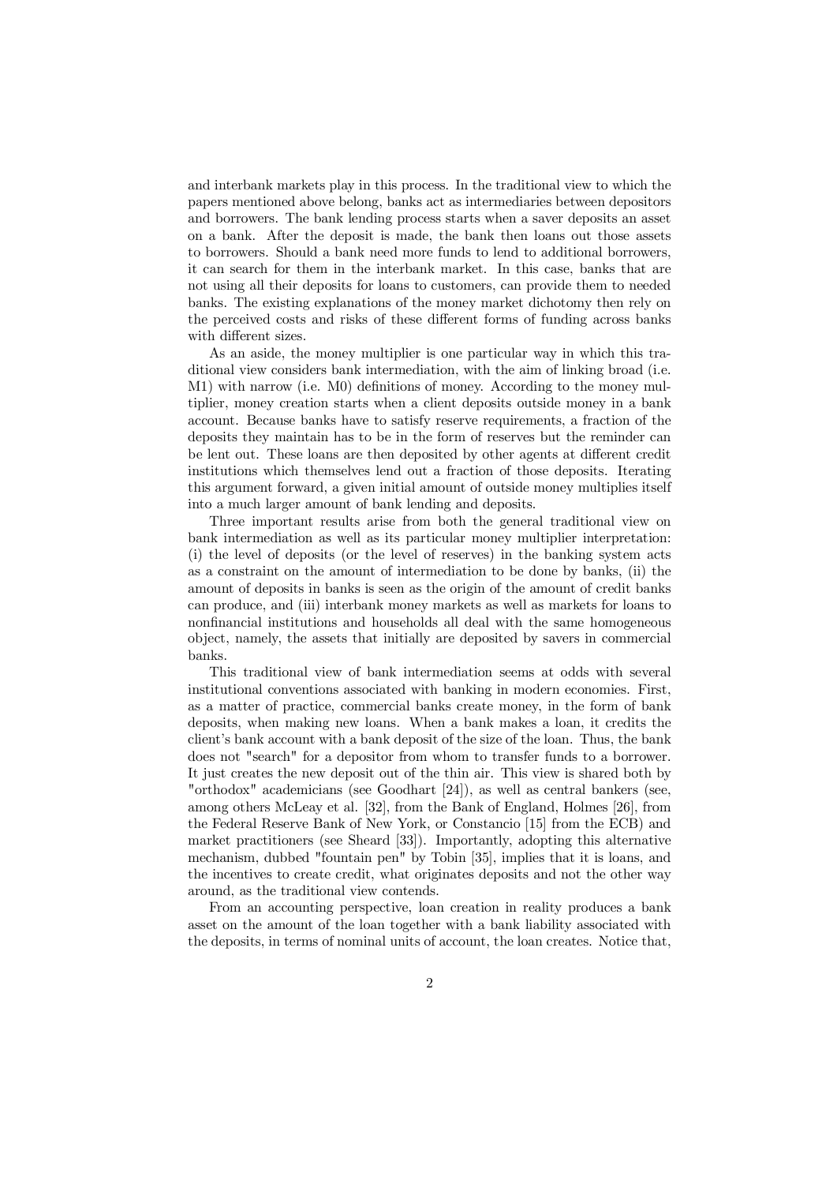and interbank markets play in this process. In the traditional view to which the papers mentioned above belong, banks act as intermediaries between depositors and borrowers. The bank lending process starts when a saver deposits an asset on a bank. After the deposit is made, the bank then loans out those assets to borrowers. Should a bank need more funds to lend to additional borrowers, it can search for them in the interbank market. In this case, banks that are not using all their deposits for loans to customers, can provide them to needed banks. The existing explanations of the money market dichotomy then rely on the perceived costs and risks of these different forms of funding across banks with different sizes.

As an aside, the money multiplier is one particular way in which this traditional view considers bank intermediation, with the aim of linking broad (i.e. M1) with narrow (i.e. M0) definitions of money. According to the money multiplier, money creation starts when a client deposits outside money in a bank account. Because banks have to satisfy reserve requirements, a fraction of the deposits they maintain has to be in the form of reserves but the reminder can be lent out. These loans are then deposited by other agents at different credit institutions which themselves lend out a fraction of those deposits. Iterating this argument forward, a given initial amount of outside money multiplies itself into a much larger amount of bank lending and deposits.

Three important results arise from both the general traditional view on bank intermediation as well as its particular money multiplier interpretation: (i) the level of deposits (or the level of reserves) in the banking system acts as a constraint on the amount of intermediation to be done by banks, (ii) the amount of deposits in banks is seen as the origin of the amount of credit banks can produce, and (iii) interbank money markets as well as markets for loans to nonfinancial institutions and households all deal with the same homogeneous object, namely, the assets that initially are deposited by savers in commercial banks.

This traditional view of bank intermediation seems at odds with several institutional conventions associated with banking in modern economies. First, as a matter of practice, commercial banks create money, in the form of bank deposits, when making new loans. When a bank makes a loan, it credits the client's bank account with a bank deposit of the size of the loan. Thus, the bank does not "search" for a depositor from whom to transfer funds to a borrower. It just creates the new deposit out of the thin air. This view is shared both by "orthodox" academicians (see Goodhart [24]), as well as central bankers (see, among others McLeay et al. [32], from the Bank of England, Holmes [26], from the Federal Reserve Bank of New York, or Constancio [15] from the ECB) and market practitioners (see Sheard [33]). Importantly, adopting this alternative mechanism, dubbed "fountain pen" by Tobin [35], implies that it is loans, and the incentives to create credit, what originates deposits and not the other way around, as the traditional view contends.

From an accounting perspective, loan creation in reality produces a bank asset on the amount of the loan together with a bank liability associated with the deposits, in terms of nominal units of account, the loan creates. Notice that,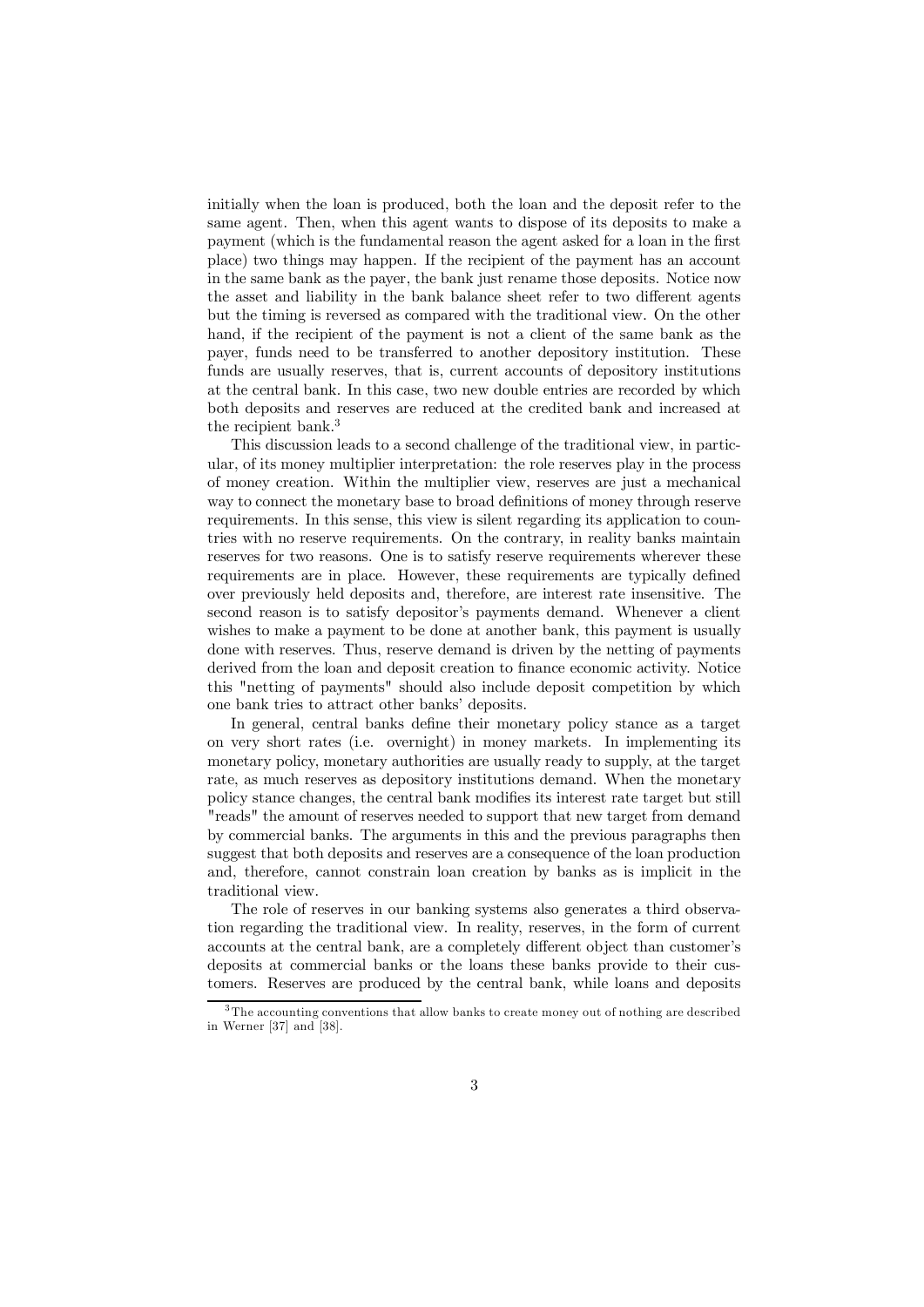initially when the loan is produced, both the loan and the deposit refer to the same agent. Then, when this agent wants to dispose of its deposits to make a payment (which is the fundamental reason the agent asked for a loan in the first place) two things may happen. If the recipient of the payment has an account in the same bank as the payer, the bank just rename those deposits. Notice now the asset and liability in the bank balance sheet refer to two different agents but the timing is reversed as compared with the traditional view. On the other hand, if the recipient of the payment is not a client of the same bank as the payer, funds need to be transferred to another depository institution. These funds are usually reserves, that is, current accounts of depository institutions at the central bank. In this case, two new double entries are recorded by which both deposits and reserves are reduced at the credited bank and increased at the recipient bank.[3]

This discussion leads to a second challenge of the traditional view, in particular, of its money multiplier interpretation: the role reserves play in the process of money creation. Within the multiplier view, reserves are just a mechanical way to connect the monetary base to broad definitions of money through reserve requirements. In this sense, this view is silent regarding its application to countries with no reserve requirements. On the contrary, in reality banks maintain reserves for two reasons. One is to satisfy reserve requirements wherever these requirements are in place. However, these requirements are typically defined over previously held deposits and, therefore, are interest rate insensitive. The second reason is to satisfy depositor's payments demand. Whenever a client wishes to make a payment to be done at another bank, this payment is usually done with reserves. Thus, reserve demand is driven by the netting of payments derived from the loan and deposit creation to finance economic activity. Notice this "netting of payments" should also include deposit competition by which one bank tries to attract other banks' deposits.

In general, central banks define their monetary policy stance as a target on very short rates (i.e. overnight) in money markets. In implementing its monetary policy, monetary authorities are usually ready to supply, at the target rate, as much reserves as depository institutions demand. When the monetary policy stance changes, the central bank modifies its interest rate target but still "reads" the amount of reserves needed to support that new target from demand by commercial banks. The arguments in this and the previous paragraphs then suggest that both deposits and reserves are a consequence of the loan production and, therefore, cannot constrain loan creation by banks as is implicit in the traditional view.

The role of reserves in our banking systems also generates a third observation regarding the traditional view. In reality, reserves, in the form of current accounts at the central bank, are a completely different object than customer's deposits at commercial banks or the loans these banks provide to their customers. Reserves are produced by the central bank, while loans and deposits

[3] The accounting conventions that allow banks to create money out of nothing are described in Werner [37] and [38].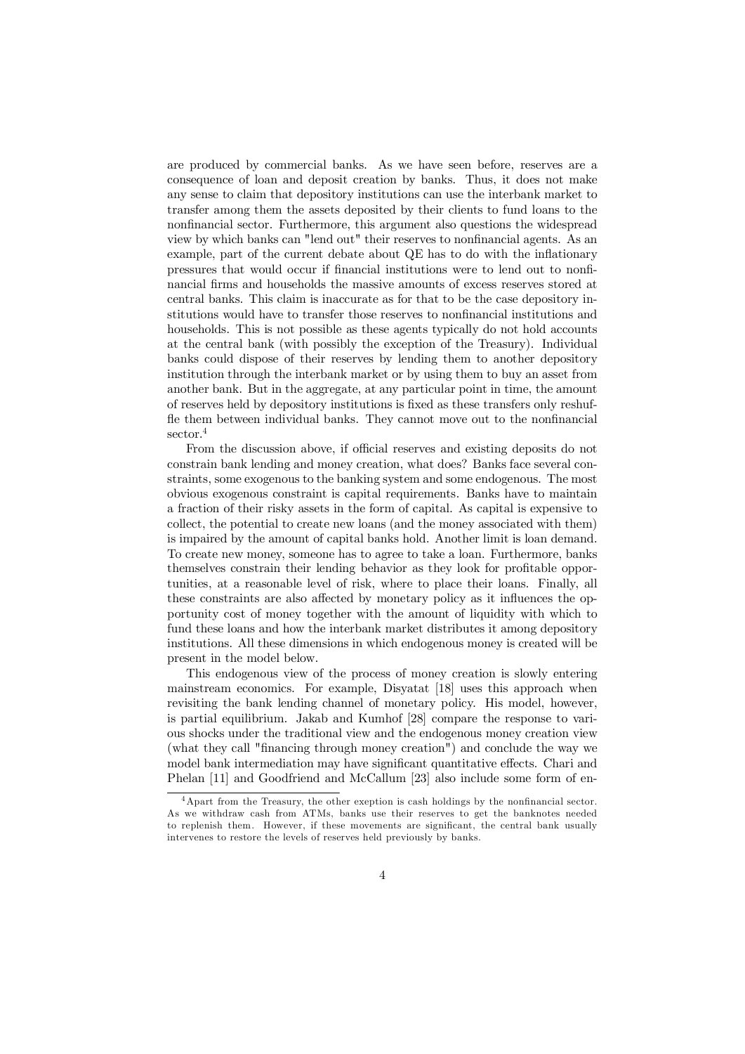are produced by commercial banks. As we have seen before, reserves are a consequence of loan and deposit creation by banks. Thus, it does not make any sense to claim that depository institutions can use the interbank market to transfer among them the assets deposited by their clients to fund loans to the nonfinancial sector. Furthermore, this argument also questions the widespread view by which banks can "lend out" their reserves to nonfinancial agents. As an example, part of the current debate about QE has to do with the inflationary pressures that would occur if financial institutions were to lend out to nonfinancial firms and households the massive amounts of excess reserves stored at central banks. This claim is inaccurate as for that to be the case depository institutions would have to transfer those reserves to nonfinancial institutions and households. This is not possible as these agents typically do not hold accounts at the central bank (with possibly the exception of the Treasury). Individual banks could dispose of their reserves by lending them to another depository institution through the interbank market or by using them to buy an asset from another bank. But in the aggregate, at any particular point in time, the amount of reserves held by depository institutions is fixed as these transfers only reshuffle them between individual banks. They cannot move out to the nonfinancial sector.[4]

From the discussion above, if official reserves and existing deposits do not constrain bank lending and money creation, what does? Banks face several constraints, some exogenous to the banking system and some endogenous. The most obvious exogenous constraint is capital requirements. Banks have to maintain a fraction of their risky assets in the form of capital. As capital is expensive to collect, the potential to create new loans (and the money associated with them) is impaired by the amount of capital banks hold. Another limit is loan demand. To create new money, someone has to agree to take a loan. Furthermore, banks themselves constrain their lending behavior as they look for profitable opportunities, at a reasonable level of risk, where to place their loans. Finally, all these constraints are also affected by monetary policy as it influences the opportunity cost of money together with the amount of liquidity with which to fund these loans and how the interbank market distributes it among depository institutions. All these dimensions in which endogenous money is created will be present in the model below.

This endogenous view of the process of money creation is slowly entering mainstream economics. For example, Disyatat [18] uses this approach when revisiting the bank lending channel of monetary policy. His model, however, is partial equilibrium. Jakab and Kumhof [28] compare the response to various shocks under the traditional view and the endogenous money creation view (what they call "financing through money creation") and conclude the way we model bank intermediation may have significant quantitative effects. Chari and Phelan [11] and Goodfriend and McCallum [23] also include some form of en-

[4] Apart from the Treasury, the other exeption is cash holdings by the nonfinancial sector. As we withdraw cash from ATMs, banks use their reserves to get the banknotes needed to replenish them. However, if these movements are significant, the central bank usually intervenes to restore the levels of reserves held previously by banks.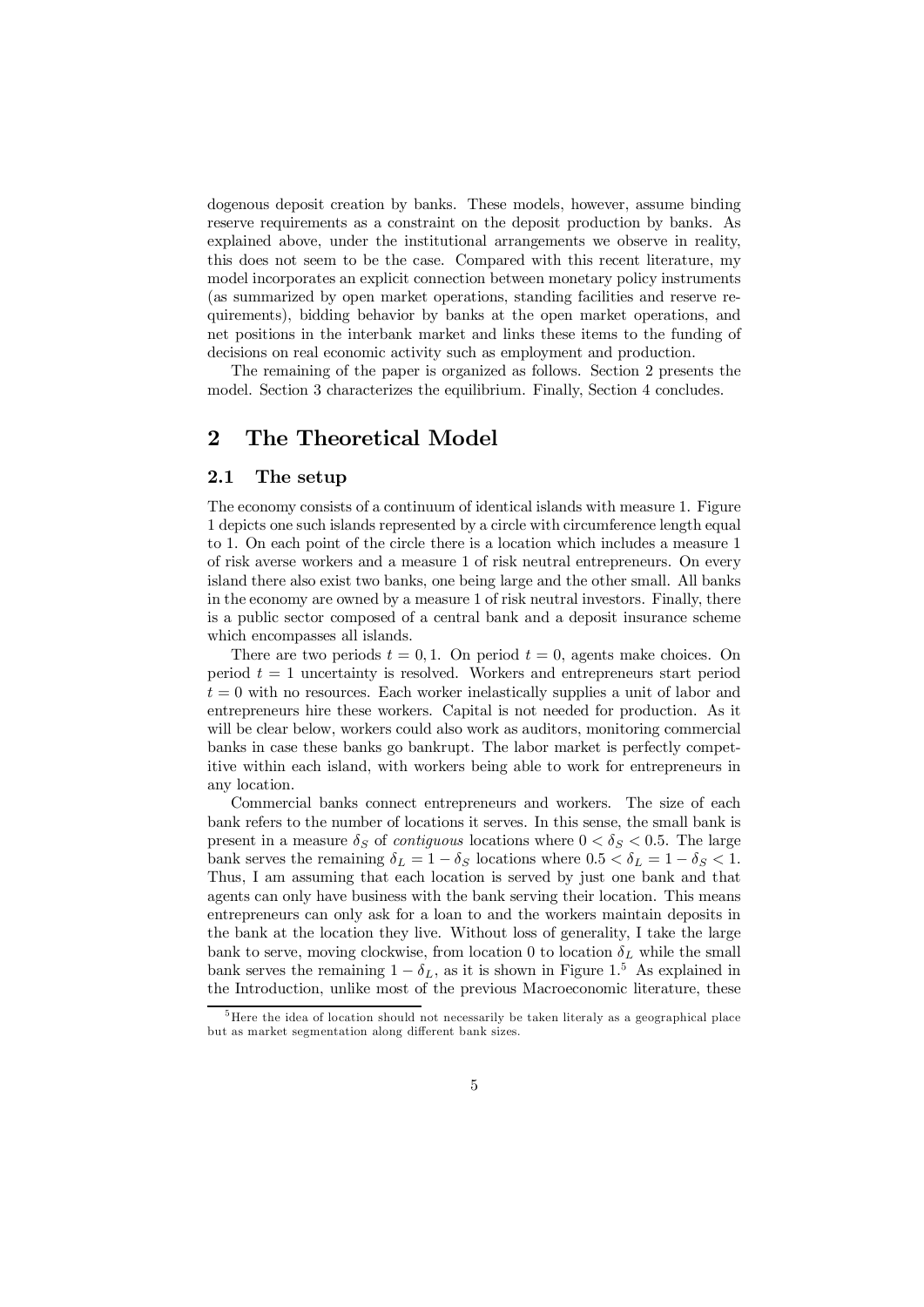dogenous deposit creation by banks. These models, however, assume binding reserve requirements as a constraint on the deposit production by banks. As explained above, under the institutional arrangements we observe in reality, this does not seem to be the case. Compared with this recent literature, my model incorporates an explicit connection between monetary policy instruments (as summarized by open market operations, standing facilities and reserve requirements), bidding behavior by banks at the open market operations, and net positions in the interbank market and links these items to the funding of decisions on real economic activity such as employment and production.

The remaining of the paper is organized as follows. Section 2 presents the model. Section 3 characterizes the equilibrium. Finally, Section 4 concludes.

## 2 The Theoretical Model

### 2.1 The setup

The economy consists of a continuum of identical islands with measure 1. Figure 1 depicts one such islands represented by a circle with circumference length equal to 1. On each point of the circle there is a location which includes a measure 1 of risk averse workers and a measure 1 of risk neutral entrepreneurs. On every island there also exist two banks, one being large and the other small. All banks in the economy are owned by a measure 1 of risk neutral investors. Finally, there is a public sector composed of a central bank and a deposit insurance scheme which encompasses all islands.

There are two periods $t = 0, 1$. On period $t = 0$, agents make choices. On period $t = 1$ uncertainty is resolved. Workers and entrepreneurs start period $t = 0$ with no resources. Each worker inelastically supplies a unit of labor and entrepreneurs hire these workers. Capital is not needed for production. As it will be clear below, workers could also work as auditors, monitoring commercial banks in case these banks go bankrupt. The labor market is perfectly competitive within each island, with workers being able to work for entrepreneurs in any location.

Commercial banks connect entrepreneurs and workers. The size of each bank refers to the number of locations it serves. In this sense, the small bank is present in a measure $\delta_S$ of *contiguous* locations where $0 < \delta_S < 0.5$. The large bank serves the remaining $\delta_L = 1 - \delta_S$ locations where $0.5 < \delta_L = 1 - \delta_S < 1$. Thus, I am assuming that each location is served by just one bank and that agents can only have business with the bank serving their location. This means entrepreneurs can only ask for a loan to and the workers maintain deposits in the bank at the location they live. Without loss of generality, I take the large bank to serve, moving clockwise, from location 0 to location $\delta_L$ while the small bank serves the remaining $1 - \delta_L$, as it is shown in Figure 1.[5] As explained in the Introduction, unlike most of the previous Macroeconomic literature, these

[5] Here the idea of location should not necessarily be taken literaly as a geographical place but as market segmentation along different bank sizes.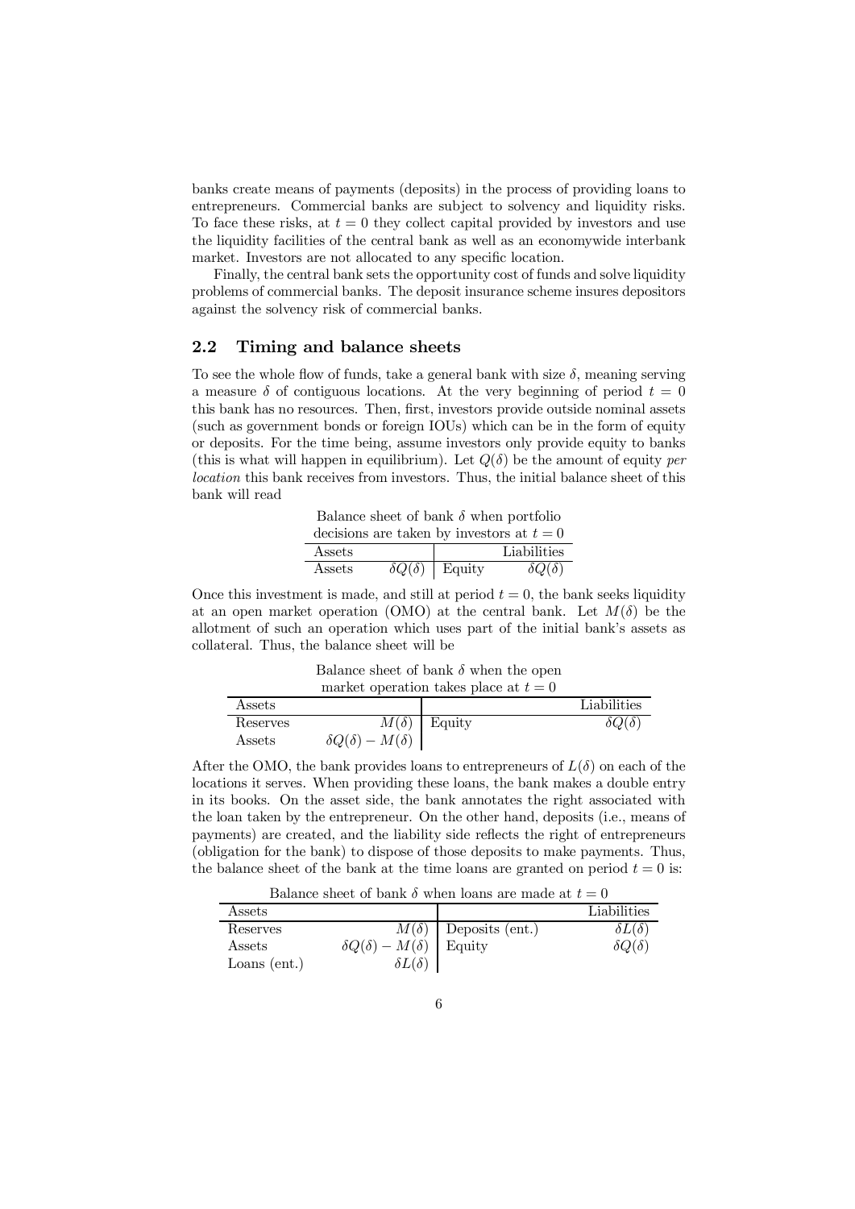banks create means of payments (deposits) in the process of providing loans to entrepreneurs. Commercial banks are subject to solvency and liquidity risks. To face these risks, at $t = 0$ they collect capital provided by investors and use the liquidity facilities of the central bank as well as an economywide interbank market. Investors are not allocated to any specific location.

Finally, the central bank sets the opportunity cost of funds and solve liquidity problems of commercial banks. The deposit insurance scheme insures depositors against the solvency risk of commercial banks.

## 2.2 Timing and balance sheets

To see the whole flow of funds, take a general bank with size $\delta$, meaning serving a measure $\delta$ of contiguous locations. At the very beginning of period $t = 0$ this bank has no resources. Then, first, investors provide outside nominal assets (such as government bonds or foreign IOUs) which can be in the form of equity or deposits. For the time being, assume investors only provide equity to banks (this is what will happen in equilibrium). Let $Q(\delta)$ be the amount of equity *per location* this bank receives from investors. Thus, the initial balance sheet of this bank will read

Balance sheet of bank $\delta$ when portfolio decisions are taken by investors at $t = 0$

| Assets | | | Liabilities |
|---|---|---|---|
| Assets | $\delta Q(\delta)$ | Equity | $\delta Q(\delta)$ |

Once this investment is made, and still at period $t = 0$, the bank seeks liquidity at an open market operation (OMO) at the central bank. Let $M(\delta)$ be the allotment of such an operation which uses part of the initial bank's assets as collateral. Thus, the balance sheet will be

Balance sheet of bank $\delta$ when the open market operation takes place at $t = 0$

| Assets | | | Liabilities |
|---|---|---|---|
| Reserves | $M(\delta)$ | Equity | $\delta Q(\delta)$ |
| Assets | $\delta Q(\delta) - M(\delta)$ | | |

After the OMO, the bank provides loans to entrepreneurs of $L(\delta)$ on each of the locations it serves. When providing these loans, the bank makes a double entry in its books. On the asset side, the bank annotates the right associated with the loan taken by the entrepreneur. On the other hand, deposits (i.e., means of payments) are created, and the liability side reflects the right of entrepreneurs (obligation for the bank) to dispose of those deposits to make payments. Thus, the balance sheet of the bank at the time loans are granted on period $t = 0$ is:

Balance sheet of bank $\delta$ when loans are made at $t = 0$

| Assets | | | Liabilities |
|---|---|---|---|
| Reserves | $M(\delta)$ | Deposits (ent.) | $\delta L(\delta)$ |
| Assets | $\delta Q(\delta) - M(\delta)$ | Equity | $\delta Q(\delta)$ |
| Loans (ent.) | $\delta L(\delta)$ | | |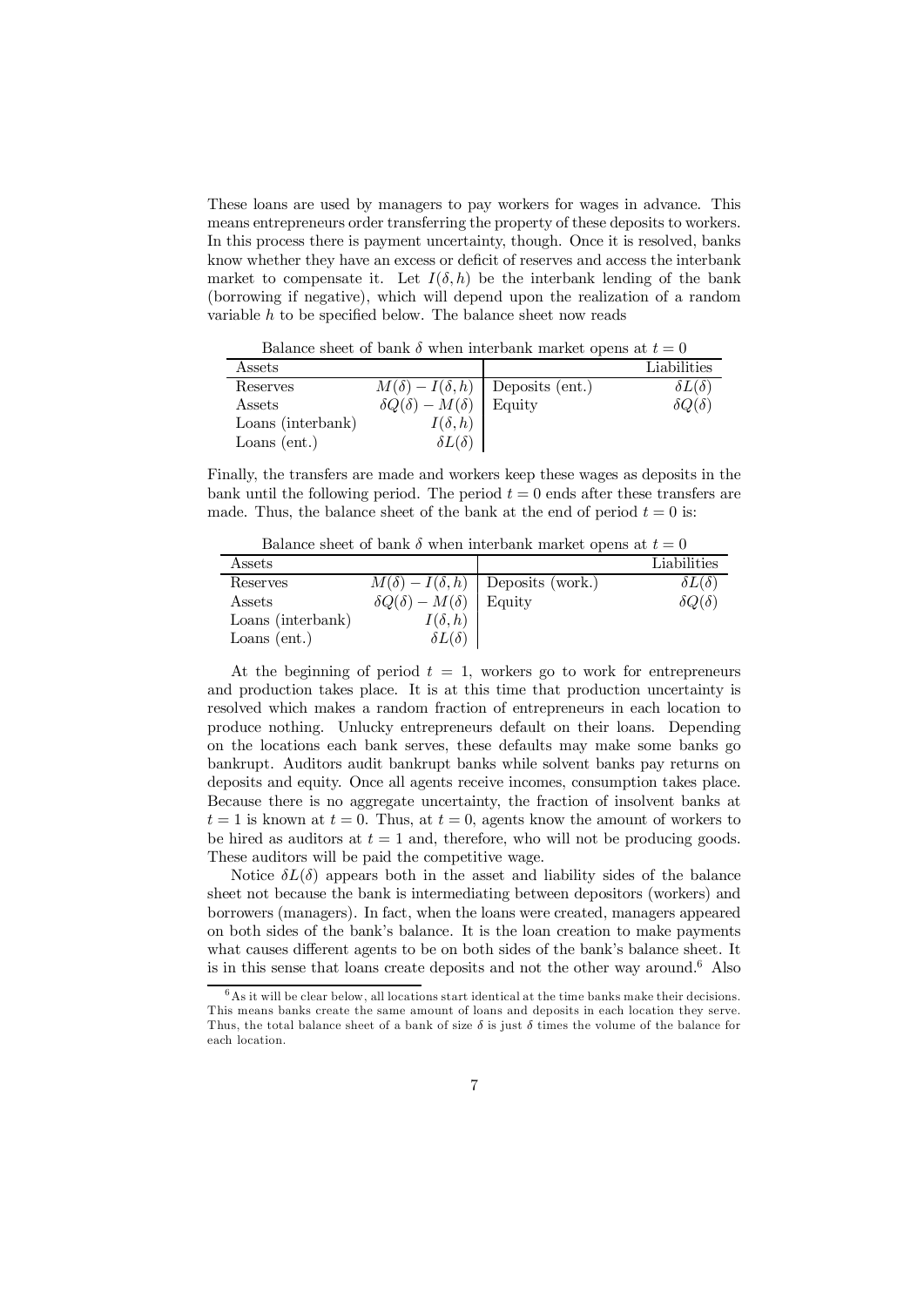These loans are used by managers to pay workers for wages in advance. This means entrepreneurs order transferring the property of these deposits to workers. In this process there is payment uncertainty, though. Once it is resolved, banks know whether they have an excess or deficit of reserves and access the interbank market to compensate it. Let $I(\delta, h)$ be the interbank lending of the bank (borrowing if negative), which will depend upon the realization of a random variable $h$ to be specified below. The balance sheet now reads

Balance sheet of bank $\delta$ when interbank market opens at $t = 0$

| Assets | | | Liabilities |
|---|---|---|---|
| Reserves | $M(\delta) - I(\delta, h)$ | Deposits (ent.) | $\delta L(\delta)$ |
| Assets | $\delta Q(\delta) - M(\delta)$ | Equity | $\delta Q(\delta)$ |
| Loans (interbank) | $I(\delta, h)$ | | |
| Loans (ent.) | $\delta L(\delta)$ | | |

Finally, the transfers are made and workers keep these wages as deposits in the bank until the following period. The period $t = 0$ ends after these transfers are made. Thus, the balance sheet of the bank at the end of period $t = 0$ is:

Balance sheet of bank $\delta$ when interbank market opens at $t = 0$

| Assets | | | Liabilities |
|---|---|---|---|
| Reserves | $M(\delta) - I(\delta, h)$ | Deposits (work.) | $\delta L(\delta)$ |
| Assets | $\delta Q(\delta) - M(\delta)$ | Equity | $\delta Q(\delta)$ |
| Loans (interbank) | $I(\delta, h)$ | | |
| Loans (ent.) | $\delta L(\delta)$ | | |

At the beginning of period $t = 1$, workers go to work for entrepreneurs and production takes place. It is at this time that production uncertainty is resolved which makes a random fraction of entrepreneurs in each location to produce nothing. Unlucky entrepreneurs default on their loans. Depending on the locations each bank serves, these defaults may make some banks go bankrupt. Auditors audit bankrupt banks while solvent banks pay returns on deposits and equity. Once all agents receive incomes, consumption takes place. Because there is no aggregate uncertainty, the fraction of insolvent banks at $t = 1$ is known at $t = 0$. Thus, at $t = 0$, agents know the amount of workers to be hired as auditors at $t = 1$ and, therefore, who will not be producing goods. These auditors will be paid the competitive wage.

Notice $\delta L(\delta)$ appears both in the asset and liability sides of the balance sheet not because the bank is intermediating between depositors (workers) and borrowers (managers). In fact, when the loans were created, managers appeared on both sides of the bank's balance. It is the loan creation to make payments what causes different agents to be on both sides of the bank's balance sheet. It is in this sense that loans create deposits and not the other way around.[6] Also

[6] As it will be clear below, all locations start identical at the time banks make their decisions. This means banks create the same amount of loans and deposits in each location they serve. Thus, the total balance sheet of a bank of size $\delta$ is just $\delta$ times the volume of the balance for each location.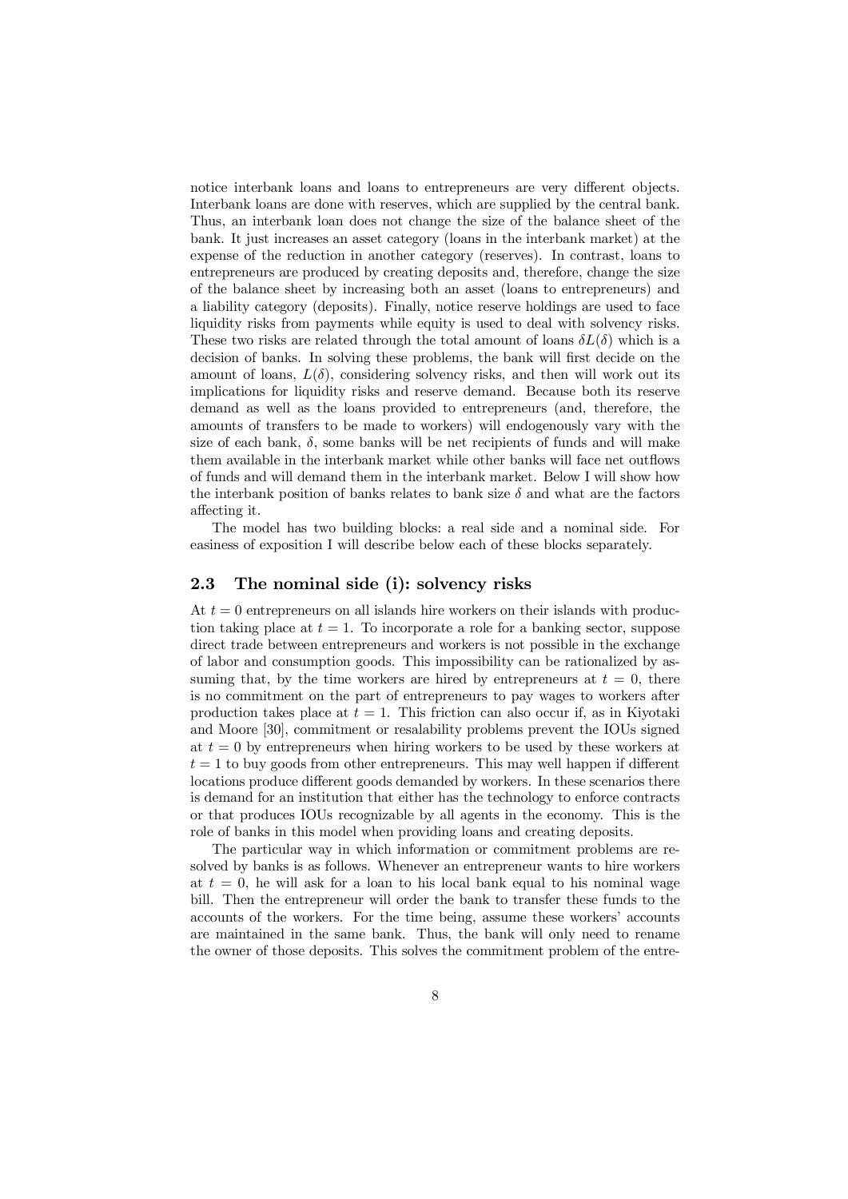notice interbank loans and loans to entrepreneurs are very different objects. Interbank loans are done with reserves, which are supplied by the central bank. Thus, an interbank loan does not change the size of the balance sheet of the bank. It just increases an asset category (loans in the interbank market) at the expense of the reduction in another category (reserves). In contrast, loans to entrepreneurs are produced by creating deposits and, therefore, change the size of the balance sheet by increasing both an asset (loans to entrepreneurs) and a liability category (deposits). Finally, notice reserve holdings are used to face liquidity risks from payments while equity is used to deal with solvency risks. These two risks are related through the total amount of loans $\delta L(\delta)$ which is a decision of banks. In solving these problems, the bank will first decide on the amount of loans, $L(\delta)$, considering solvency risks, and then will work out its implications for liquidity risks and reserve demand. Because both its reserve demand as well as the loans provided to entrepreneurs (and, therefore, the amounts of transfers to be made to workers) will endogenously vary with the size of each bank, $\delta$, some banks will be net recipients of funds and will make them available in the interbank market while other banks will face net outflows of funds and will demand them in the interbank market. Below I will show how the interbank position of banks relates to bank size $\delta$ and what are the factors affecting it.

The model has two building blocks: a real side and a nominal side. For easiness of exposition I will describe below each of these blocks separately.

## 2.3 The nominal side (i): solvency risks

At $t = 0$ entrepreneurs on all islands hire workers on their islands with production taking place at $t = 1$. To incorporate a role for a banking sector, suppose direct trade between entrepreneurs and workers is not possible in the exchange of labor and consumption goods. This impossibility can be rationalized by assuming that, by the time workers are hired by entrepreneurs at $t = 0$, there is no commitment on the part of entrepreneurs to pay wages to workers after production takes place at $t = 1$. This friction can also occur if, as in Kiyotaki and Moore [30], commitment or resalability problems prevent the IOUs signed at $t = 0$ by entrepreneurs when hiring workers to be used by these workers at $t = 1$ to buy goods from other entrepreneurs. This may well happen if different locations produce different goods demanded by workers. In these scenarios there is demand for an institution that either has the technology to enforce contracts or that produces IOUs recognizable by all agents in the economy. This is the role of banks in this model when providing loans and creating deposits.

The particular way in which information or commitment problems are resolved by banks is as follows. Whenever an entrepreneur wants to hire workers at $t = 0$, he will ask for a loan to his local bank equal to his nominal wage bill. Then the entrepreneur will order the bank to transfer these funds to the accounts of the workers. For the time being, assume these workers' accounts are maintained in the same bank. Thus, the bank will only need to rename the owner of those deposits. This solves the commitment problem of the entre-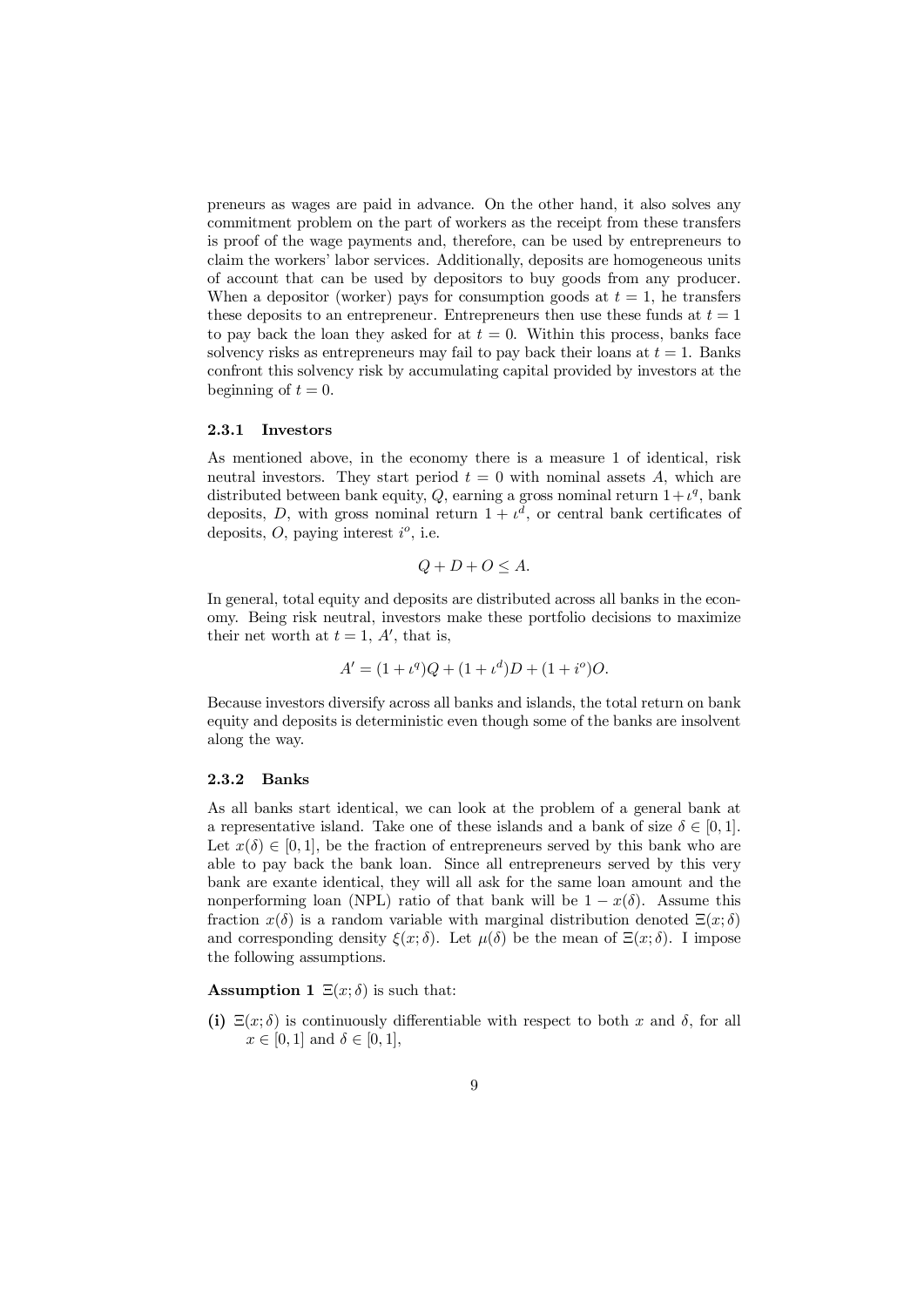preneurs as wages are paid in advance. On the other hand, it also solves any commitment problem on the part of workers as the receipt from these transfers is proof of the wage payments and, therefore, can be used by entrepreneurs to claim the workers' labor services. Additionally, deposits are homogeneous units of account that can be used by depositors to buy goods from any producer. When a depositor (worker) pays for consumption goods at $t = 1$, he transfers these deposits to an entrepreneur. Entrepreneurs then use these funds at $t = 1$ to pay back the loan they asked for at $t = 0$. Within this process, banks face solvency risks as entrepreneurs may fail to pay back their loans at $t = 1$. Banks confront this solvency risk by accumulating capital provided by investors at the beginning of $t = 0$.

### 2.3.1 Investors

As mentioned above, in the economy there is a measure 1 of identical, risk neutral investors. They start period $t = 0$ with nominal assets $A$, which are distributed between bank equity, $Q$, earning a gross nominal return $1 + \iota^q$, bank deposits, $D$, with gross nominal return $1 + \iota^d$, or central bank certificates of deposits, $O$, paying interest $i^o$, i.e.

$$Q + D + O \leq A.$$

In general, total equity and deposits are distributed across all banks in the economy. Being risk neutral, investors make these portfolio decisions to maximize their net worth at $t = 1$, $A'$, that is,

$$A' = (1 + \iota^q)Q + (1 + \iota^d)D + (1 + i^o)O.$$

Because investors diversify across all banks and islands, the total return on bank equity and deposits is deterministic even though some of the banks are insolvent along the way.

### 2.3.2 Banks

As all banks start identical, we can look at the problem of a general bank at a representative island. Take one of these islands and a bank of size $\delta \in [0, 1]$. Let $x(\delta) \in [0, 1]$, be the fraction of entrepreneurs served by this bank who are able to pay back the bank loan. Since all entrepreneurs served by this very bank are exante identical, they will all ask for the same loan amount and the nonperforming loan (NPL) ratio of that bank will be $1 - x(\delta)$. Assume this fraction $x(\delta)$ is a random variable with marginal distribution denoted $\Xi(x; \delta)$ and corresponding density $\xi(x; \delta)$. Let $\mu(\delta)$ be the mean of $\Xi(x; \delta)$. I impose the following assumptions.

**Assumption 1** $\Xi(x; \delta)$ is such that:

**(i)** $\Xi(x; \delta)$ is continuously differentiable with respect to both $x$ and $\delta$, for all $x \in [0, 1]$ and $\delta \in [0, 1]$,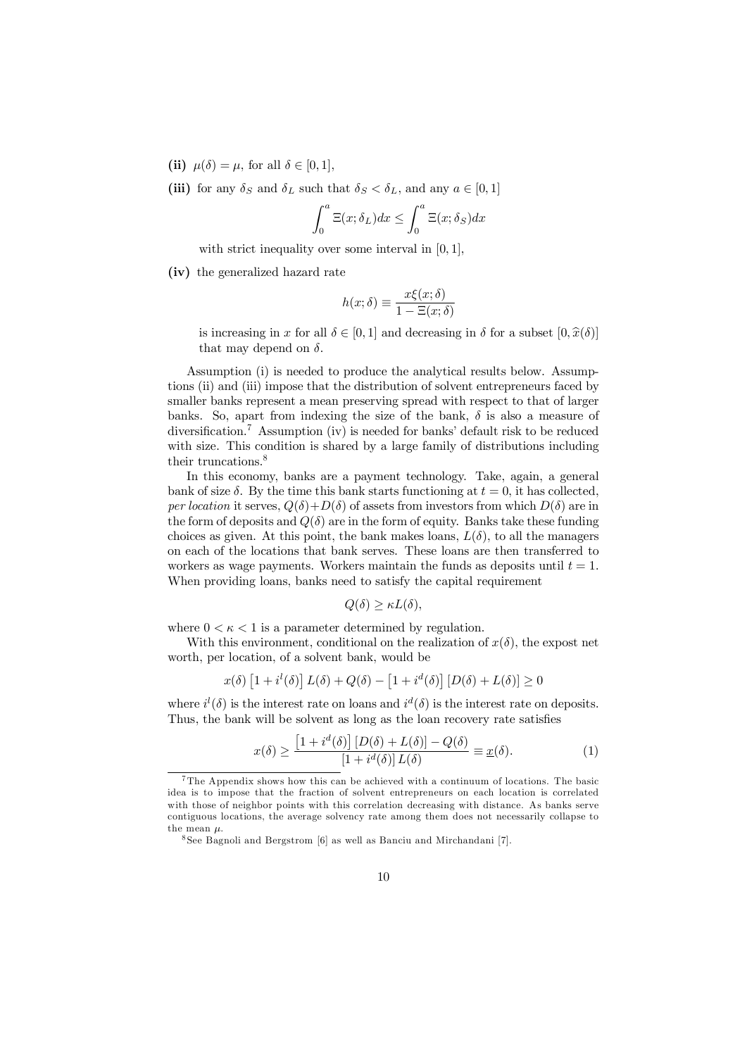**(ii)** $\mu(\delta) = \mu$, for all $\delta \in [0, 1]$,

**(iii)** for any $\delta_S$ and $\delta_L$ such that $\delta_S < \delta_L$, and any $a \in [0, 1]$

$$\int_0^a \Xi(x; \delta_L) dx \leq \int_0^a \Xi(x; \delta_S) dx$$

with strict inequality over some interval in $[0, 1]$,

**(iv)** the generalized hazard rate

$$h(x; \delta) \equiv \frac{x\xi(x; \delta)}{1 - \Xi(x; \delta)}$$

is increasing in $x$ for all $\delta \in [0, 1]$ and decreasing in $\delta$ for a subset $[0, \widehat{x}(\delta)]$ that may depend on $\delta$.

Assumption (i) is needed to produce the analytical results below. Assumptions (ii) and (iii) impose that the distribution of solvent entrepreneurs faced by smaller banks represent a mean preserving spread with respect to that of larger banks. So, apart from indexing the size of the bank, $\delta$ is also a measure of diversification.[7] Assumption (iv) is needed for banks' default risk to be reduced with size. This condition is shared by a large family of distributions including their truncations.[8]

In this economy, banks are a payment technology. Take, again, a general bank of size $\delta$. By the time this bank starts functioning at $t = 0$, it has collected, *per location* it serves, $Q(\delta) + D(\delta)$ of assets from investors from which $D(\delta)$ are in the form of deposits and $Q(\delta)$ are in the form of equity. Banks take these funding choices as given. At this point, the bank makes loans, $L(\delta)$, to all the managers on each of the locations that bank serves. These loans are then transferred to workers as wage payments. Workers maintain the funds as deposits until $t = 1$. When providing loans, banks need to satisfy the capital requirement

$$Q(\delta) \geq \kappa L(\delta),$$

where $0 < \kappa < 1$ is a parameter determined by regulation.

With this environment, conditional on the realization of $x(\delta)$, the expost net worth, per location, of a solvent bank, would be

$$x(\delta) \left[1 + i^l(\delta)\right] L(\delta) + Q(\delta) - \left[1 + i^d(\delta)\right] [D(\delta) + L(\delta)] \geq 0$$

where $i^l(\delta)$ is the interest rate on loans and $i^d(\delta)$ is the interest rate on deposits. Thus, the bank will be solvent as long as the loan recovery rate satisfies

$$x(\delta) \geq \frac{\left[1 + i^d(\delta)\right] [D(\delta) + L(\delta)] - Q(\delta)}{\left[1 + i^d(\delta)\right] L(\delta)} \equiv \underline{x}(\delta). \tag{1}$$

[7] The Appendix shows how this can be achieved with a continuum of locations. The basic idea is to impose that the fraction of solvent entrepreneurs on each location is correlated with those of neighbor points with this correlation decreasing with distance. As banks serve contiguous locations, the average solvency rate among them does not necessarily collapse to the mean $\mu$.

[8] See Bagnoli and Bergstrom [6] as well as Banciu and Mirchandani [7].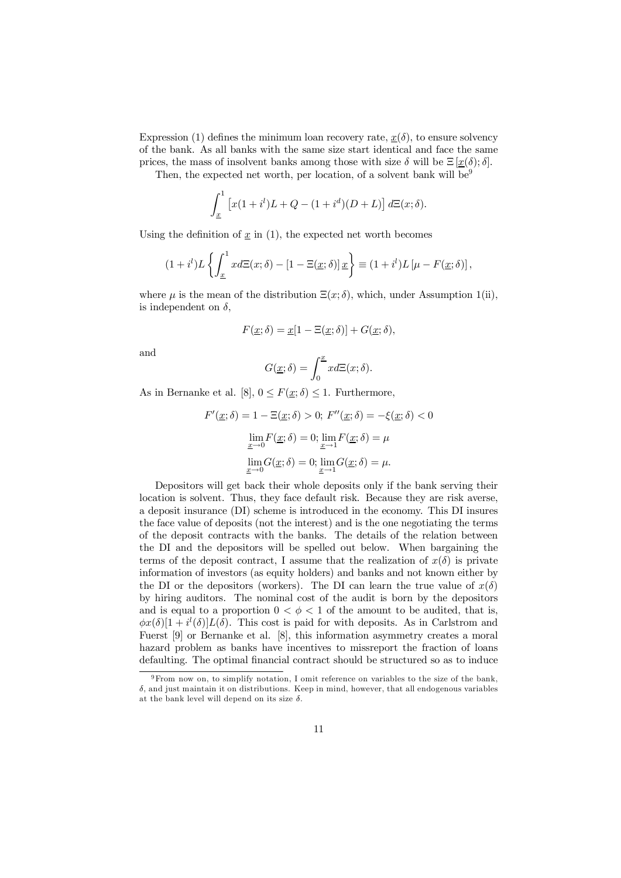Expression (1) defines the minimum loan recovery rate, $\underline{x}(\delta)$, to ensure solvency of the bank. As all banks with the same size start identical and face the same prices, the mass of insolvent banks among those with size $\delta$ will be $\Xi\left[\underline{x}(\delta);\delta\right]$.

Then, the expected net worth, per location, of a solvent bank will be[9]

$$\int_{\underline{x}}^{1}\left[x(1+i^{l})L+Q-(1+i^{d})(D+L)\right]d\Xi(x;\delta).$$

Using the definition of $\underline{x}$ in (1), the expected net worth becomes

$$(1+i^{l})L\left\{\int_{\underline{x}}^{1}xd\Xi(x;\delta)-\left[1-\Xi(\underline{x};\delta)\right]\underline{x}\right\}\equiv(1+i^{l})L\left[\mu-F(\underline{x};\delta)\right],$$

where $\mu$ is the mean of the distribution $\Xi(x;\delta)$, which, under Assumption 1(ii), is independent on $\delta$,

$$F(\underline{x};\delta)=\underline{x}[1-\Xi(\underline{x};\delta)]+G(\underline{x};\delta),$$

and

$$G(\underline{x};\delta)=\int_{0}^{\underline{x}}xd\Xi(x;\delta).$$

As in Bernanke et al. [8], $0\leq F(\underline{x};\delta)\leq 1$. Furthermore,

$$F'(\underline{x};\delta)=1-\Xi(\underline{x};\delta)>0;\;F''(\underline{x};\delta)=-\xi(\underline{x};\delta)<0$$

$$\lim_{\underline{x}\to 0}F(\underline{x};\delta)=0;\;\lim_{\underline{x}\to 1}F(\underline{x};\delta)=\mu$$

$$\lim_{\underline{x}\to 0}G(\underline{x};\delta)=0;\;\lim_{\underline{x}\to 1}G(\underline{x};\delta)=\mu.$$

Depositors will get back their whole deposits only if the bank serving their location is solvent. Thus, they face default risk. Because they are risk averse, a deposit insurance (DI) scheme is introduced in the economy. This DI insures the face value of deposits (not the interest) and is the one negotiating the terms of the deposit contracts with the banks. The details of the relation between the DI and the depositors will be spelled out below. When bargaining the terms of the deposit contract, I assume that the realization of $x(\delta)$ is private information of investors (as equity holders) and banks and not known either by the DI or the depositors (workers). The DI can learn the true value of $x(\delta)$ by hiring auditors. The nominal cost of the audit is born by the depositors and is equal to a proportion $0<\phi<1$ of the amount to be audited, that is, $\phi x(\delta)[1+i^{l}(\delta)]L(\delta)$. This cost is paid for with deposits. As in Carlstrom and Fuerst [9] or Bernanke et al. [8], this information asymmetry creates a moral hazard problem as banks have incentives to missreport the fraction of loans defaulting. The optimal financial contract should be structured so as to induce

[9] From now on, to simplify notation, I omit reference on variables to the size of the bank, $\delta$, and just maintain it on distributions. Keep in mind, however, that all endogenous variables at the bank level will depend on its size $\delta$.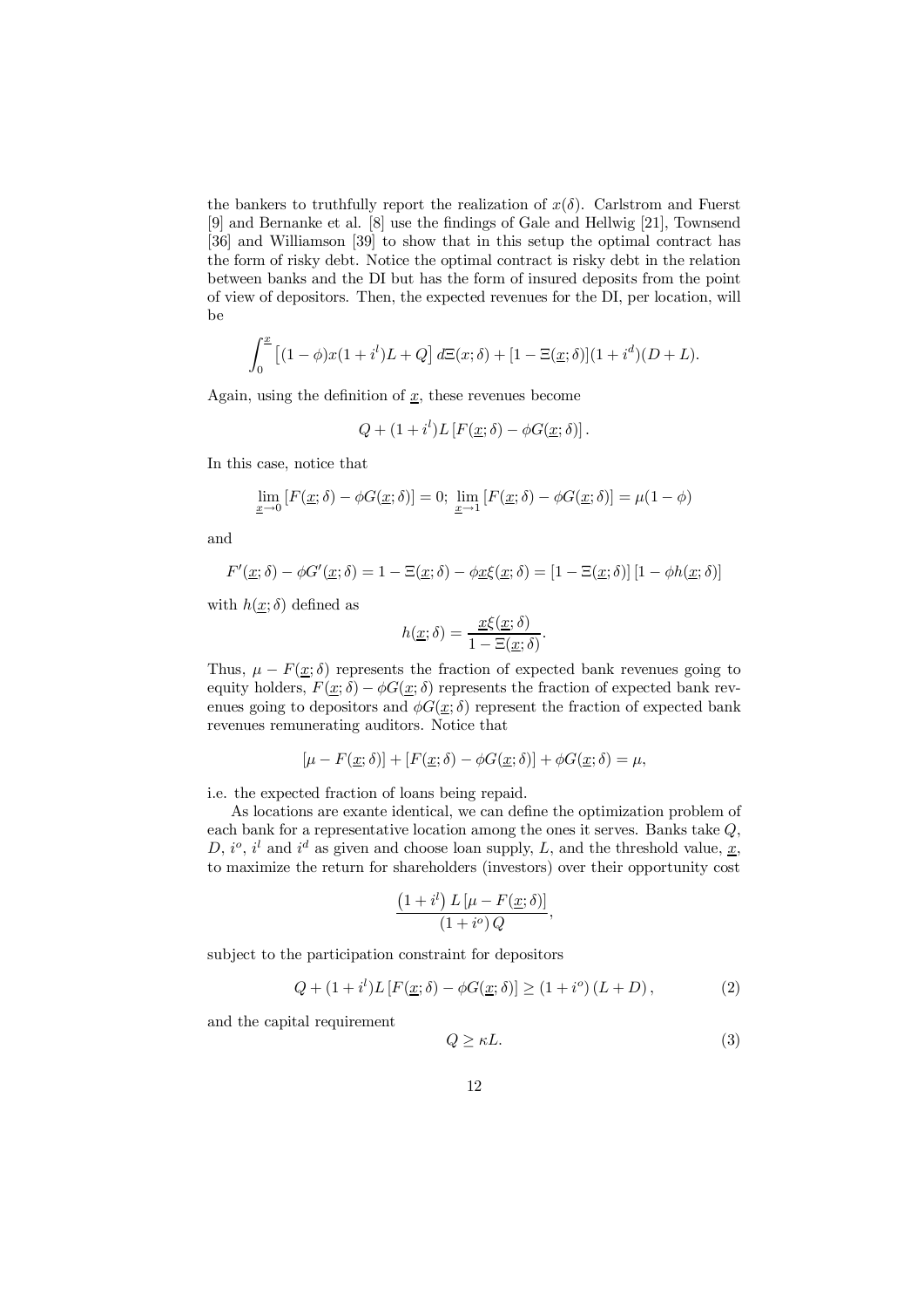the bankers to truthfully report the realization of $x(\delta)$. Carlstrom and Fuerst [9] and Bernanke et al. [8] use the findings of Gale and Hellwig [21], Townsend [36] and Williamson [39] to show that in this setup the optimal contract has the form of risky debt. Notice the optimal contract is risky debt in the relation between banks and the DI but has the form of insured deposits from the point of view of depositors. Then, the expected revenues for the DI, per location, will be

$$\int_0^{\underline{x}} \left[(1-\phi)x(1+i^l)L + Q\right] d\Xi(x;\delta) + [1-\Xi(\underline{x};\delta)](1+i^d)(D+L).$$

Again, using the definition of $\underline{x}$, these revenues become

$$Q + (1+i^l)L\left[F(\underline{x};\delta) - \phi G(\underline{x};\delta)\right].$$

In this case, notice that

$$\lim_{\underline{x}\to 0}\left[F(\underline{x};\delta) - \phi G(\underline{x};\delta)\right] = 0;\ \lim_{\underline{x}\to 1}\left[F(\underline{x};\delta) - \phi G(\underline{x};\delta)\right] = \mu(1-\phi)$$

and

$$F'(\underline{x};\delta) - \phi G'(\underline{x};\delta) = 1 - \Xi(\underline{x};\delta) - \phi\underline{x}\xi(\underline{x};\delta) = \left[1-\Xi(\underline{x};\delta)\right]\left[1-\phi h(\underline{x};\delta)\right]$$

with $h(\underline{x};\delta)$ defined as

$$h(\underline{x};\delta) = \frac{\underline{x}\xi(\underline{x};\delta)}{1-\Xi(\underline{x};\delta)}.$$

Thus, $\mu - F(\underline{x};\delta)$ represents the fraction of expected bank revenues going to equity holders, $F(\underline{x};\delta) - \phi G(\underline{x};\delta)$ represents the fraction of expected bank revenues going to depositors and $\phi G(\underline{x};\delta)$ represent the fraction of expected bank revenues remunerating auditors. Notice that

$$\left[\mu - F(\underline{x};\delta)\right] + \left[F(\underline{x};\delta) - \phi G(\underline{x};\delta)\right] + \phi G(\underline{x};\delta) = \mu,$$

i.e. the expected fraction of loans being repaid.

As locations are exante identical, we can define the optimization problem of each bank for a representative location among the ones it serves. Banks take $Q$, $D$, $i^o$, $i^l$ and $i^d$ as given and choose loan supply, $L$, and the threshold value, $\underline{x}$, to maximize the return for shareholders (investors) over their opportunity cost

$$\frac{\left(1+i^l\right)L\left[\mu - F(\underline{x};\delta)\right]}{\left(1+i^o\right)Q},$$

subject to the participation constraint for depositors

$$Q + (1+i^l)L\left[F(\underline{x};\delta) - \phi G(\underline{x};\delta)\right] \geq \left(1+i^o\right)(L+D), \tag{2}$$

and the capital requirement

$$Q \geq \kappa L. \tag{3}$$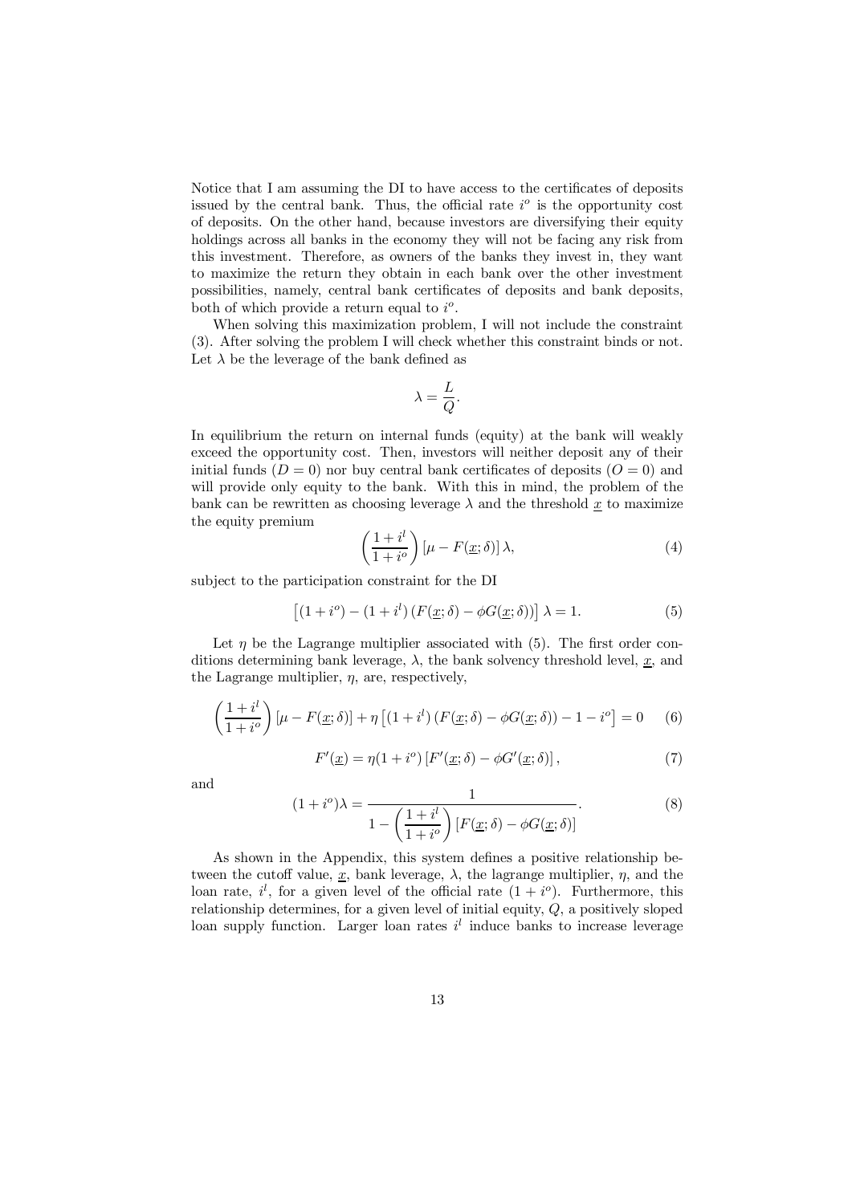Notice that I am assuming the DI to have access to the certificates of deposits issued by the central bank. Thus, the official rate $i^o$ is the opportunity cost of deposits. On the other hand, because investors are diversifying their equity holdings across all banks in the economy they will not be facing any risk from this investment. Therefore, as owners of the banks they invest in, they want to maximize the return they obtain in each bank over the other investment possibilities, namely, central bank certificates of deposits and bank deposits, both of which provide a return equal to $i^o$.

When solving this maximization problem, I will not include the constraint (3). After solving the problem I will check whether this constraint binds or not. Let $\lambda$ be the leverage of the bank defined as

$$\lambda = \frac{L}{Q}.$$

In equilibrium the return on internal funds (equity) at the bank will weakly exceed the opportunity cost. Then, investors will neither deposit any of their initial funds ($D = 0$) nor buy central bank certificates of deposits ($O = 0$) and will provide only equity to the bank. With this in mind, the problem of the bank can be rewritten as choosing leverage $\lambda$ and the threshold $\underline{x}$ to maximize the equity premium

$$\left(\frac{1+i^l}{1+i^o}\right)\left[\mu - F(\underline{x};\delta)\right]\lambda, \tag{4}$$

subject to the participation constraint for the DI

$$\left[(1+i^o) - \left(1+i^l\right)\left(F(\underline{x};\delta) - \phi G(\underline{x};\delta)\right)\right]\lambda = 1. \tag{5}$$

Let $\eta$ be the Lagrange multiplier associated with (5). The first order conditions determining bank leverage, $\lambda$, the bank solvency threshold level, $\underline{x}$, and the Lagrange multiplier, $\eta$, are, respectively,

$$\left(\frac{1+i^l}{1+i^o}\right)\left[\mu - F(\underline{x};\delta)\right] + \eta\left[\left(1+i^l\right)\left(F(\underline{x};\delta) - \phi G(\underline{x};\delta)\right) - 1 - i^o\right] = 0 \tag{6}$$

$$F'(\underline{x}) = \eta(1+i^o)\left[F'(\underline{x};\delta) - \phi G'(\underline{x};\delta)\right], \tag{7}$$

and

$$(1+i^o)\lambda = \frac{1}{1 - \left(\frac{1+i^l}{1+i^o}\right)\left[F(\underline{x};\delta) - \phi G(\underline{x};\delta)\right]}. \tag{8}$$

As shown in the Appendix, this system defines a positive relationship between the cutoff value, $\underline{x}$, bank leverage, $\lambda$, the lagrange multiplier, $\eta$, and the loan rate, $i^l$, for a given level of the official rate $(1+i^o)$. Furthermore, this relationship determines, for a given level of initial equity, $Q$, a positively sloped loan supply function. Larger loan rates $i^l$ induce banks to increase leverage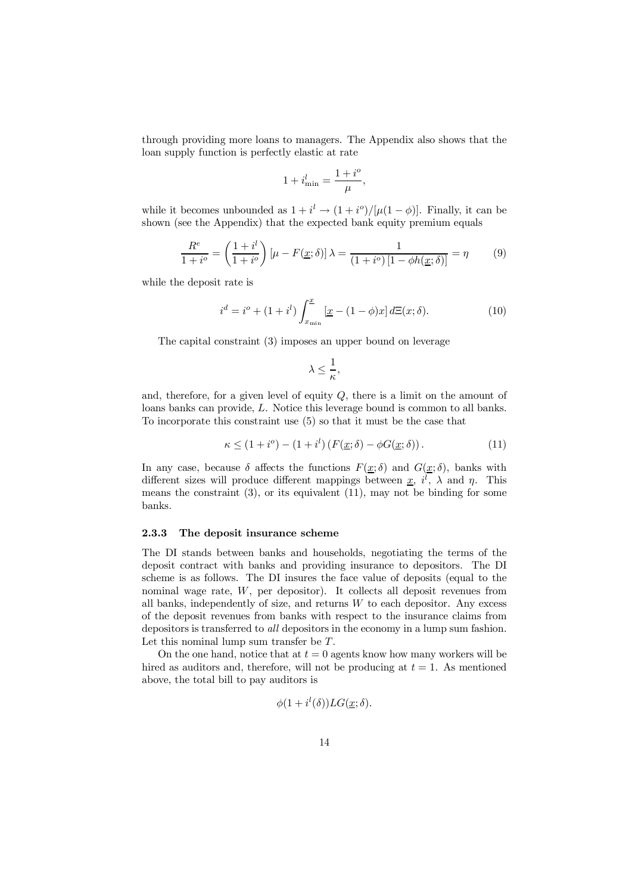through providing more loans to managers. The Appendix also shows that the loan supply function is perfectly elastic at rate

$$1 + i^l_{\min} = \frac{1 + i^o}{\mu},$$

while it becomes unbounded as $1 + i^l \to (1 + i^o)/[\mu(1 - \phi)]$. Finally, it can be shown (see the Appendix) that the expected bank equity premium equals

$$\frac{R^e}{1 + i^o} = \left(\frac{1 + i^l}{1 + i^o}\right)[\mu - F(\underline{x}; \delta)]\,\lambda = \frac{1}{(1 + i^o)\,[1 - \phi h(\underline{x}; \delta)]} = \eta \tag{9}$$

while the deposit rate is

$$i^d = i^o + (1 + i^l)\int_{x_{\min}}^{\underline{x}} [\underline{x} - (1 - \phi)x]\, d\Xi(x; \delta). \tag{10}$$

The capital constraint (3) imposes an upper bound on leverage

$$\lambda \leq \frac{1}{\kappa},$$

and, therefore, for a given level of equity $Q$, there is a limit on the amount of loans banks can provide, $L$. Notice this leverage bound is common to all banks. To incorporate this constraint use (5) so that it must be the case that

$$\kappa \leq (1 + i^o) - (1 + i^l)\left(F(\underline{x}; \delta) - \phi G(\underline{x}; \delta)\right). \tag{11}$$

In any case, because $\delta$ affects the functions $F(\underline{x}; \delta)$ and $G(\underline{x}; \delta)$, banks with different sizes will produce different mappings between $\underline{x}$, $i^l$, $\lambda$ and $\eta$. This means the constraint (3), or its equivalent (11), may not be binding for some banks.

### 2.3.3 The deposit insurance scheme

The DI stands between banks and households, negotiating the terms of the deposit contract with banks and providing insurance to depositors. The DI scheme is as follows. The DI insures the face value of deposits (equal to the nominal wage rate, $W$, per depositor). It collects all deposit revenues from all banks, independently of size, and returns $W$ to each depositor. Any excess of the deposit revenues from banks with respect to the insurance claims from depositors is transferred to *all* depositors in the economy in a lump sum fashion. Let this nominal lump sum transfer be $T$.

On the one hand, notice that at $t = 0$ agents know how many workers will be hired as auditors and, therefore, will not be producing at $t = 1$. As mentioned above, the total bill to pay auditors is

$$\phi(1 + i^l(\delta))LG(\underline{x}; \delta).$$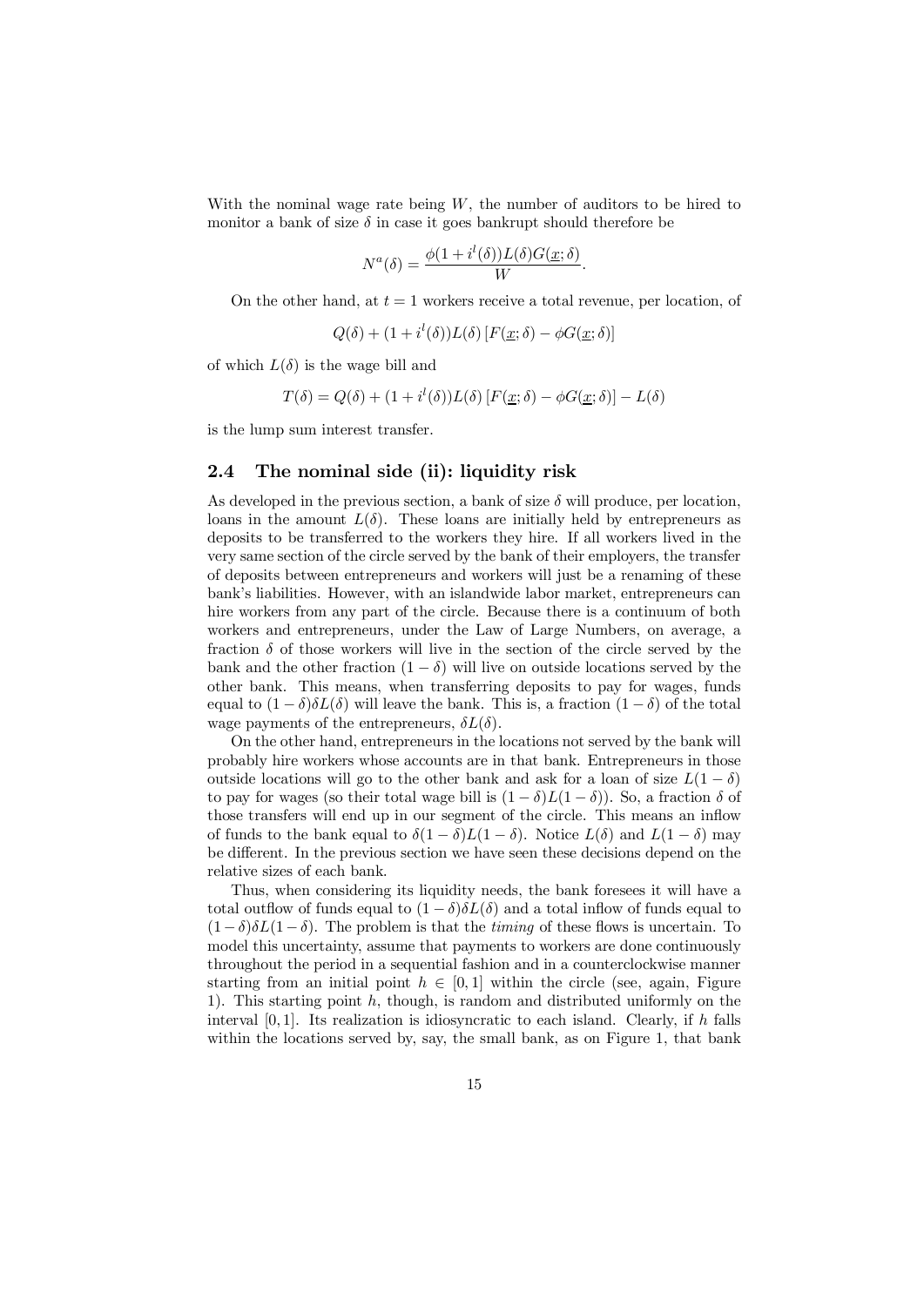With the nominal wage rate being $W$, the number of auditors to be hired to monitor a bank of size $\delta$ in case it goes bankrupt should therefore be

$$N^a(\delta) = \frac{\phi(1 + i^l(\delta))L(\delta)G(\underline{x};\delta)}{W}.$$

On the other hand, at $t = 1$ workers receive a total revenue, per location, of

$$Q(\delta) + (1 + i^l(\delta))L(\delta)\left[F(\underline{x};\delta) - \phi G(\underline{x};\delta)\right]$$

of which $L(\delta)$ is the wage bill and

$$T(\delta) = Q(\delta) + (1 + i^l(\delta))L(\delta)\left[F(\underline{x};\delta) - \phi G(\underline{x};\delta)\right] - L(\delta)$$

is the lump sum interest transfer.

## 2.4 The nominal side (ii): liquidity risk

As developed in the previous section, a bank of size $\delta$ will produce, per location, loans in the amount $L(\delta)$. These loans are initially held by entrepreneurs as deposits to be transferred to the workers they hire. If all workers lived in the very same section of the circle served by the bank of their employers, the transfer of deposits between entrepreneurs and workers will just be a renaming of these bank's liabilities. However, with an islandwide labor market, entrepreneurs can hire workers from any part of the circle. Because there is a continuum of both workers and entrepreneurs, under the Law of Large Numbers, on average, a fraction $\delta$ of those workers will live in the section of the circle served by the bank and the other fraction $(1 - \delta)$ will live on outside locations served by the other bank. This means, when transferring deposits to pay for wages, funds equal to $(1 - \delta)\delta L(\delta)$ will leave the bank. This is, a fraction $(1 - \delta)$ of the total wage payments of the entrepreneurs, $\delta L(\delta)$.

On the other hand, entrepreneurs in the locations not served by the bank will probably hire workers whose accounts are in that bank. Entrepreneurs in those outside locations will go to the other bank and ask for a loan of size $L(1 - \delta)$ to pay for wages (so their total wage bill is $(1 - \delta)L(1 - \delta)$). So, a fraction $\delta$ of those transfers will end up in our segment of the circle. This means an inflow of funds to the bank equal to $\delta(1 - \delta)L(1 - \delta)$. Notice $L(\delta)$ and $L(1 - \delta)$ may be different. In the previous section we have seen these decisions depend on the relative sizes of each bank.

Thus, when considering its liquidity needs, the bank foresees it will have a total outflow of funds equal to $(1 - \delta)\delta L(\delta)$ and a total inflow of funds equal to $(1 - \delta)\delta L(1 - \delta)$. The problem is that the *timing* of these flows is uncertain. To model this uncertainty, assume that payments to workers are done continuously throughout the period in a sequential fashion and in a counterclockwise manner starting from an initial point $h \in [0, 1]$ within the circle (see, again, Figure 1). This starting point $h$, though, is random and distributed uniformly on the interval $[0, 1]$. Its realization is idiosyncratic to each island. Clearly, if $h$ falls within the locations served by, say, the small bank, as on Figure 1, that bank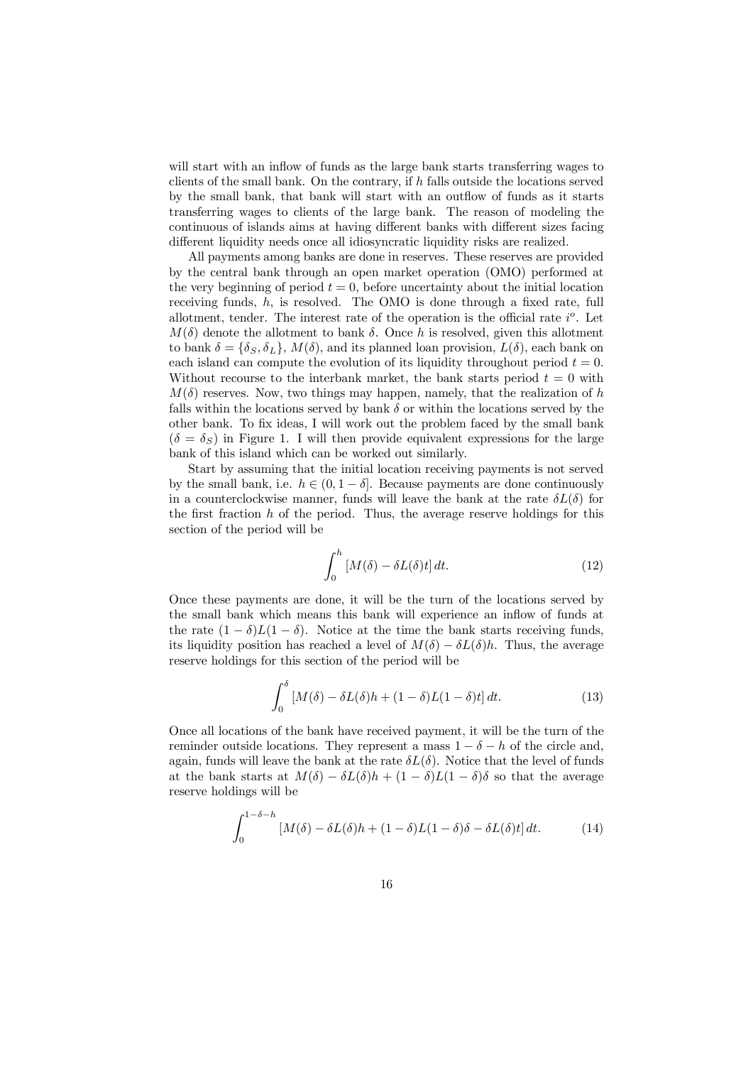will start with an inflow of funds as the large bank starts transferring wages to clients of the small bank. On the contrary, if $h$ falls outside the locations served by the small bank, that bank will start with an outflow of funds as it starts transferring wages to clients of the large bank. The reason of modeling the continuous of islands aims at having different banks with different sizes facing different liquidity needs once all idiosyncratic liquidity risks are realized.

All payments among banks are done in reserves. These reserves are provided by the central bank through an open market operation (OMO) performed at the very beginning of period $t = 0$, before uncertainty about the initial location receiving funds, $h$, is resolved. The OMO is done through a fixed rate, full allotment, tender. The interest rate of the operation is the official rate $i^o$. Let $M(\delta)$ denote the allotment to bank $\delta$. Once $h$ is resolved, given this allotment to bank $\delta = \{\delta_S, \delta_L\}$, $M(\delta)$, and its planned loan provision, $L(\delta)$, each bank on each island can compute the evolution of its liquidity throughout period $t = 0$. Without recourse to the interbank market, the bank starts period $t = 0$ with $M(\delta)$ reserves. Now, two things may happen, namely, that the realization of $h$ falls within the locations served by bank $\delta$ or within the locations served by the other bank. To fix ideas, I will work out the problem faced by the small bank $(\delta = \delta_S)$ in Figure 1. I will then provide equivalent expressions for the large bank of this island which can be worked out similarly.

Start by assuming that the initial location receiving payments is not served by the small bank, i.e. $h \in (0, 1 - \delta]$. Because payments are done continuously in a counterclockwise manner, funds will leave the bank at the rate $\delta L(\delta)$ for the first fraction $h$ of the period. Thus, the average reserve holdings for this section of the period will be

$$\int_0^h [M(\delta) - \delta L(\delta) t] \, dt. \tag{12}$$

Once these payments are done, it will be the turn of the locations served by the small bank which means this bank will experience an inflow of funds at the rate $(1 - \delta) L(1 - \delta)$. Notice at the time the bank starts receiving funds, its liquidity position has reached a level of $M(\delta) - \delta L(\delta) h$. Thus, the average reserve holdings for this section of the period will be

$$\int_0^\delta [M(\delta) - \delta L(\delta) h + (1 - \delta) L(1 - \delta) t] \, dt. \tag{13}$$

Once all locations of the bank have received payment, it will be the turn of the reminder outside locations. They represent a mass $1 - \delta - h$ of the circle and, again, funds will leave the bank at the rate $\delta L(\delta)$. Notice that the level of funds at the bank starts at $M(\delta) - \delta L(\delta) h + (1 - \delta) L(1 - \delta) \delta$ so that the average reserve holdings will be

$$\int_0^{1 - \delta - h} [M(\delta) - \delta L(\delta) h + (1 - \delta) L(1 - \delta) \delta - \delta L(\delta) t] \, dt. \tag{14}$$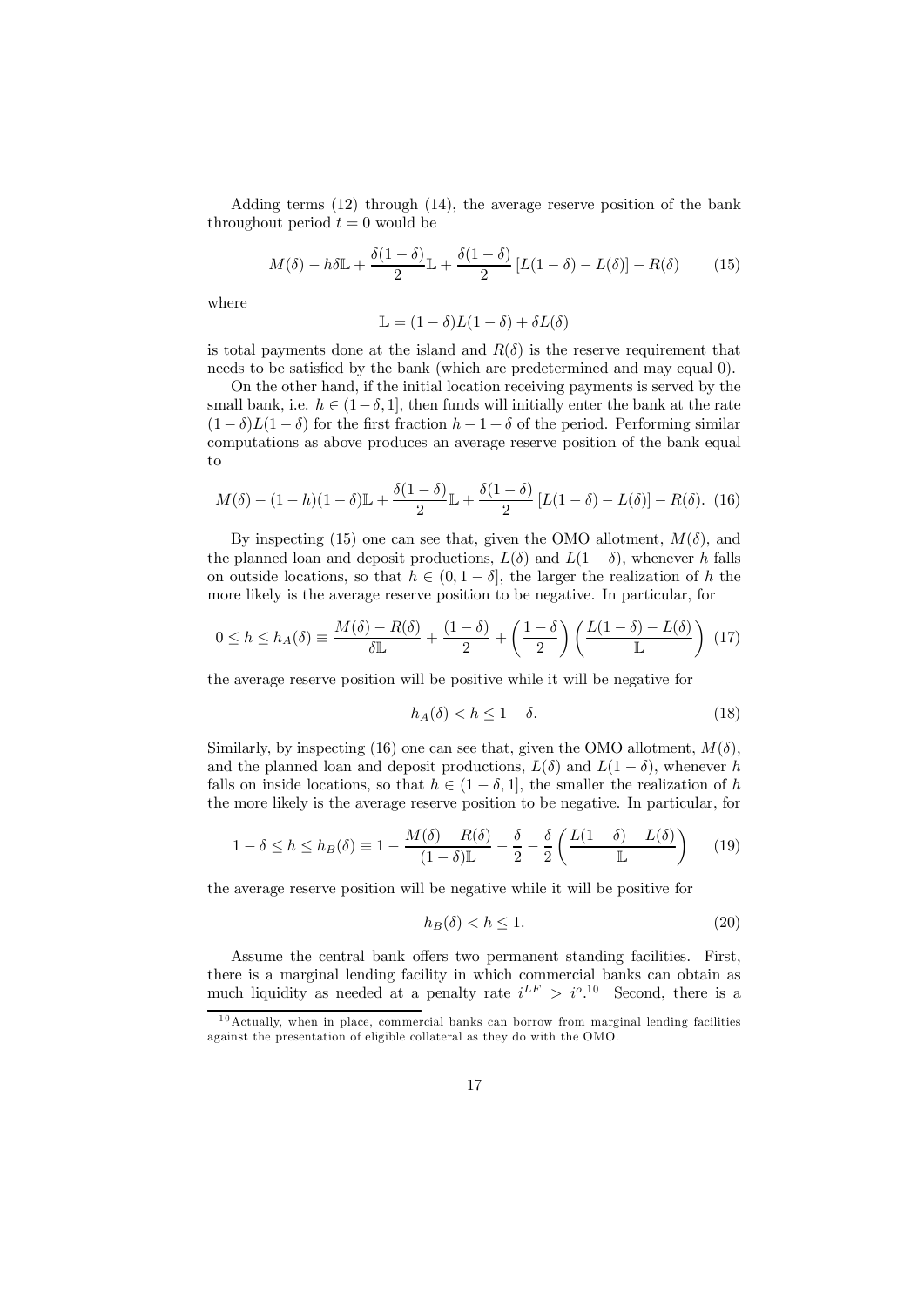Adding terms (12) through (14), the average reserve position of the bank throughout period $t = 0$ would be

$$M(\delta) - h\delta\mathbb{L} + \frac{\delta(1-\delta)}{2}\mathbb{L} + \frac{\delta(1-\delta)}{2}\left[L(1-\delta) - L(\delta)\right] - R(\delta) \qquad (15)$$

where

$$\mathbb{L} = (1-\delta)L(1-\delta) + \delta L(\delta)$$

is total payments done at the island and $R(\delta)$ is the reserve requirement that needs to be satisfied by the bank (which are predetermined and may equal 0).

On the other hand, if the initial location receiving payments is served by the small bank, i.e. $h \in (1-\delta, 1]$, then funds will initially enter the bank at the rate $(1-\delta)L(1-\delta)$ for the first fraction $h - 1 + \delta$ of the period. Performing similar computations as above produces an average reserve position of the bank equal to

$$M(\delta) - (1-h)(1-\delta)\mathbb{L} + \frac{\delta(1-\delta)}{2}\mathbb{L} + \frac{\delta(1-\delta)}{2}\left[L(1-\delta) - L(\delta)\right] - R(\delta). \quad (16)$$

By inspecting (15) one can see that, given the OMO allotment, $M(\delta)$, and the planned loan and deposit productions, $L(\delta)$ and $L(1-\delta)$, whenever $h$ falls on outside locations, so that $h \in (0, 1-\delta]$, the larger the realization of $h$ the more likely is the average reserve position to be negative. In particular, for

$$0 \leq h \leq h_A(\delta) \equiv \frac{M(\delta) - R(\delta)}{\delta\mathbb{L}} + \frac{(1-\delta)}{2} + \left(\frac{1-\delta}{2}\right)\left(\frac{L(1-\delta) - L(\delta)}{\mathbb{L}}\right) \quad (17)$$

the average reserve position will be positive while it will be negative for

$$h_A(\delta) < h \leq 1 - \delta. \qquad (18)$$

Similarly, by inspecting (16) one can see that, given the OMO allotment, $M(\delta)$, and the planned loan and deposit productions, $L(\delta)$ and $L(1-\delta)$, whenever $h$ falls on inside locations, so that $h \in (1-\delta, 1]$, the smaller the realization of $h$ the more likely is the average reserve position to be negative. In particular, for

$$1 - \delta \leq h \leq h_B(\delta) \equiv 1 - \frac{M(\delta) - R(\delta)}{(1-\delta)\mathbb{L}} - \frac{\delta}{2} - \frac{\delta}{2}\left(\frac{L(1-\delta) - L(\delta)}{\mathbb{L}}\right) \qquad (19)$$

the average reserve position will be negative while it will be positive for

$$h_B(\delta) < h \leq 1. \qquad (20)$$

Assume the central bank offers two permanent standing facilities. First, there is a marginal lending facility in which commercial banks can obtain as much liquidity as needed at a penalty rate $i^{LF} > i^o$.[10] Second, there is a

[10] Actually, when in place, commercial banks can borrow from marginal lending facilities against the presentation of eligible collateral as they do with the OMO.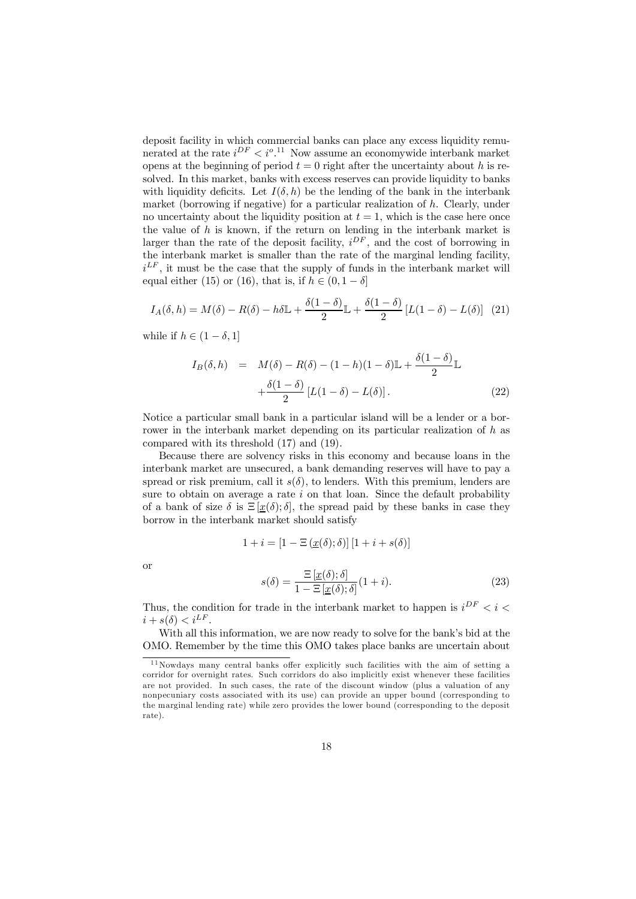deposit facility in which commercial banks can place any excess liquidity remunerated at the rate $i^{DF} < i^{o}$.[11] Now assume an economywide interbank market opens at the beginning of period $t = 0$ right after the uncertainty about $h$ is resolved. In this market, banks with excess reserves can provide liquidity to banks with liquidity deficits. Let $I(\delta, h)$ be the lending of the bank in the interbank market (borrowing if negative) for a particular realization of $h$. Clearly, under no uncertainty about the liquidity position at $t = 1$, which is the case here once the value of $h$ is known, if the return on lending in the interbank market is larger than the rate of the deposit facility, $i^{DF}$, and the cost of borrowing in the interbank market is smaller than the rate of the marginal lending facility, $i^{LF}$, it must be the case that the supply of funds in the interbank market will equal either (15) or (16), that is, if $h \in (0, 1-\delta]$

$$I_A(\delta, h) = M(\delta) - R(\delta) - h\delta\mathbb{L} + \frac{\delta(1-\delta)}{2}\mathbb{L} + \frac{\delta(1-\delta)}{2}\left[L(1-\delta) - L(\delta)\right] \quad (21)$$

while if $h \in (1-\delta, 1]$

$$\begin{aligned} I_B(\delta, h) \; &= \; M(\delta) - R(\delta) - (1-h)(1-\delta)\mathbb{L} + \frac{\delta(1-\delta)}{2}\mathbb{L} \\ &\quad + \frac{\delta(1-\delta)}{2}\left[L(1-\delta) - L(\delta)\right]. \end{aligned} \quad (22)$$

Notice a particular small bank in a particular island will be a lender or a borrower in the interbank market depending on its particular realization of $h$ as compared with its threshold (17) and (19).

Because there are solvency risks in this economy and because loans in the interbank market are unsecured, a bank demanding reserves will have to pay a spread or risk premium, call it $s(\delta)$, to lenders. With this premium, lenders are sure to obtain on average a rate $i$ on that loan. Since the default probability of a bank of size $\delta$ is $\Xi\left[\underline{x}(\delta); \delta\right]$, the spread paid by these banks in case they borrow in the interbank market should satisfy

$$1 + i = \left[1 - \Xi\left(\underline{x}(\delta); \delta\right)\right]\left[1 + i + s(\delta)\right]$$

or

$$s(\delta) = \frac{\Xi\left[\underline{x}(\delta); \delta\right]}{1 - \Xi\left[\underline{x}(\delta); \delta\right]}(1+i). \quad (23)$$

Thus, the condition for trade in the interbank market to happen is $i^{DF} < i < i + s(\delta) < i^{LF}$.

With all this information, we are now ready to solve for the bank's bid at the OMO. Remember by the time this OMO takes place banks are uncertain about

[11] Nowdays many central banks offer explicitly such facilities with the aim of setting a corridor for overnight rates. Such corridors do also implicitly exist whenever these facilities are not provided. In such cases, the rate of the discount window (plus a valuation of any nonpecuniary costs associated with its use) can provide an upper bound (corresponding to the marginal lending rate) while zero provides the lower bound (corresponding to the deposit rate).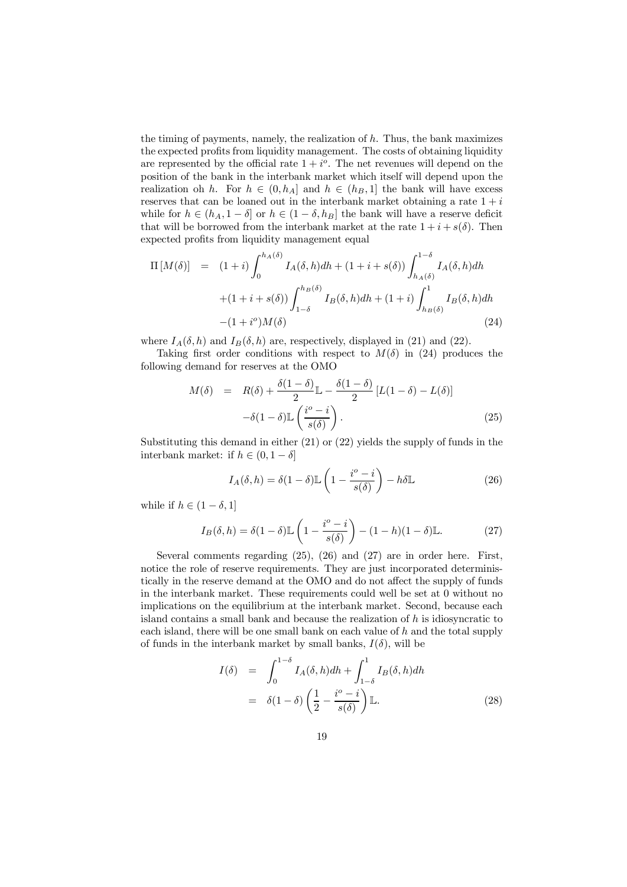the timing of payments, namely, the realization of $h$. Thus, the bank maximizes the expected profits from liquidity management. The costs of obtaining liquidity are represented by the official rate $1+i^o$. The net revenues will depend on the position of the bank in the interbank market which itself will depend upon the realization oh $h$. For $h \in (0, h_A]$ and $h \in (h_B, 1]$ the bank will have excess reserves that can be loaned out in the interbank market obtaining a rate $1+i$ while for $h \in (h_A, 1-\delta]$ or $h \in (1-\delta, h_B]$ the bank will have a reserve deficit that will be borrowed from the interbank market at the rate $1+i+s(\delta)$. Then expected profits from liquidity management equal

$$
\begin{aligned}
\Pi\left[M(\delta)\right] &= (1+i)\int_0^{h_A(\delta)} I_A(\delta,h)dh + (1+i+s(\delta))\int_{h_A(\delta)}^{1-\delta} I_A(\delta,h)dh \\
&\quad +(1+i+s(\delta))\int_{1-\delta}^{h_B(\delta)} I_B(\delta,h)dh + (1+i)\int_{h_B(\delta)}^{1} I_B(\delta,h)dh \\
&\quad -(1+i^o)M(\delta) \qquad (24)
\end{aligned}
$$

where $I_A(\delta,h)$ and $I_B(\delta,h)$ are, respectively, displayed in (21) and (22).

Taking first order conditions with respect to $M(\delta)$ in (24) produces the following demand for reserves at the OMO

$$
\begin{aligned}
M(\delta) &= R(\delta) + \frac{\delta(1-\delta)}{2}\mathbb{L} - \frac{\delta(1-\delta)}{2}\left[L(1-\delta) - L(\delta)\right] \\
&\quad -\delta(1-\delta)\mathbb{L}\left(\frac{i^o - i}{s(\delta)}\right). \qquad (25)
\end{aligned}
$$

Substituting this demand in either (21) or (22) yields the supply of funds in the interbank market: if $h \in (0, 1-\delta]$

$$
I_A(\delta,h) = \delta(1-\delta)\mathbb{L}\left(1 - \frac{i^o - i}{s(\delta)}\right) - h\delta\mathbb{L} \qquad (26)
$$

while if $h \in (1-\delta, 1]$

$$
I_B(\delta,h) = \delta(1-\delta)\mathbb{L}\left(1 - \frac{i^o - i}{s(\delta)}\right) - (1-h)(1-\delta)\mathbb{L}. \qquad (27)
$$

Several comments regarding (25), (26) and (27) are in order here. First, notice the role of reserve requirements. They are just incorporated deterministically in the reserve demand at the OMO and do not affect the supply of funds in the interbank market. These requirements could well be set at 0 without no implications on the equilibrium at the interbank market. Second, because each island contains a small bank and because the realization of $h$ is idiosyncratic to each island, there will be one small bank on each value of $h$ and the total supply of funds in the interbank market by small banks, $I(\delta)$, will be

$$
\begin{aligned}
I(\delta) &= \int_0^{1-\delta} I_A(\delta,h)dh + \int_{1-\delta}^{1} I_B(\delta,h)dh \\
&= \delta(1-\delta)\left(\frac{1}{2} - \frac{i^o - i}{s(\delta)}\right)\mathbb{L}. \qquad (28)
\end{aligned}
$$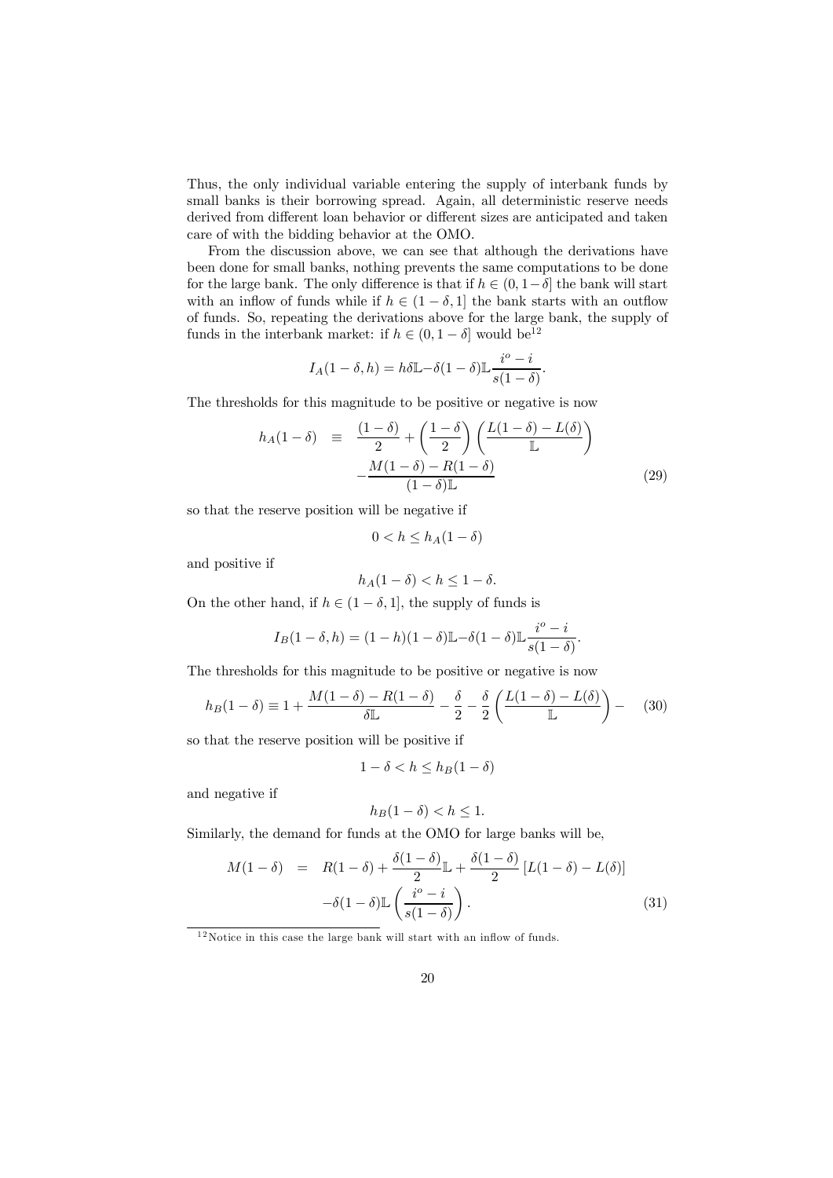Thus, the only individual variable entering the supply of interbank funds by small banks is their borrowing spread. Again, all deterministic reserve needs derived from different loan behavior or different sizes are anticipated and taken care of with the bidding behavior at the OMO.

From the discussion above, we can see that although the derivations have been done for small banks, nothing prevents the same computations to be done for the large bank. The only difference is that if $h \in (0, 1-\delta]$ the bank will start with an inflow of funds while if $h \in (1-\delta, 1]$ the bank starts with an outflow of funds. So, repeating the derivations above for the large bank, the supply of funds in the interbank market: if $h \in (0, 1-\delta]$ would be[12]

$$I_A(1-\delta, h) = h\delta\mathbb{L} - \delta(1-\delta)\mathbb{L}\frac{i^o - i}{s(1-\delta)}.$$

The thresholds for this magnitude to be positive or negative is now

$$h_A(1-\delta) \equiv \frac{(1-\delta)}{2} + \left(\frac{1-\delta}{2}\right)\left(\frac{L(1-\delta) - L(\delta)}{\mathbb{L}}\right) - \frac{M(1-\delta) - R(1-\delta)}{(1-\delta)\mathbb{L}} \tag{29}$$

so that the reserve position will be negative if

$$0 < h \leq h_A(1-\delta)$$

and positive if

$$h_A(1-\delta) < h \leq 1-\delta.$$

On the other hand, if $h \in (1-\delta, 1]$, the supply of funds is

$$I_B(1-\delta, h) = (1-h)(1-\delta)\mathbb{L} - \delta(1-\delta)\mathbb{L}\frac{i^o - i}{s(1-\delta)}.$$

The thresholds for this magnitude to be positive or negative is now

$$h_B(1-\delta) \equiv 1 + \frac{M(1-\delta) - R(1-\delta)}{\delta\mathbb{L}} - \frac{\delta}{2} - \frac{\delta}{2}\left(\frac{L(1-\delta) - L(\delta)}{\mathbb{L}}\right) - \tag{30}$$

so that the reserve position will be positive if

$$1-\delta < h \leq h_B(1-\delta)$$

and negative if

$$h_B(1-\delta) < h \leq 1.$$

Similarly, the demand for funds at the OMO for large banks will be,

$$M(1-\delta) = R(1-\delta) + \frac{\delta(1-\delta)}{2}\mathbb{L} + \frac{\delta(1-\delta)}{2}\left[L(1-\delta) - L(\delta)\right] - \delta(1-\delta)\mathbb{L}\left(\frac{i^o - i}{s(1-\delta)}\right). \tag{31}$$

[12] Notice in this case the large bank will start with an inflow of funds.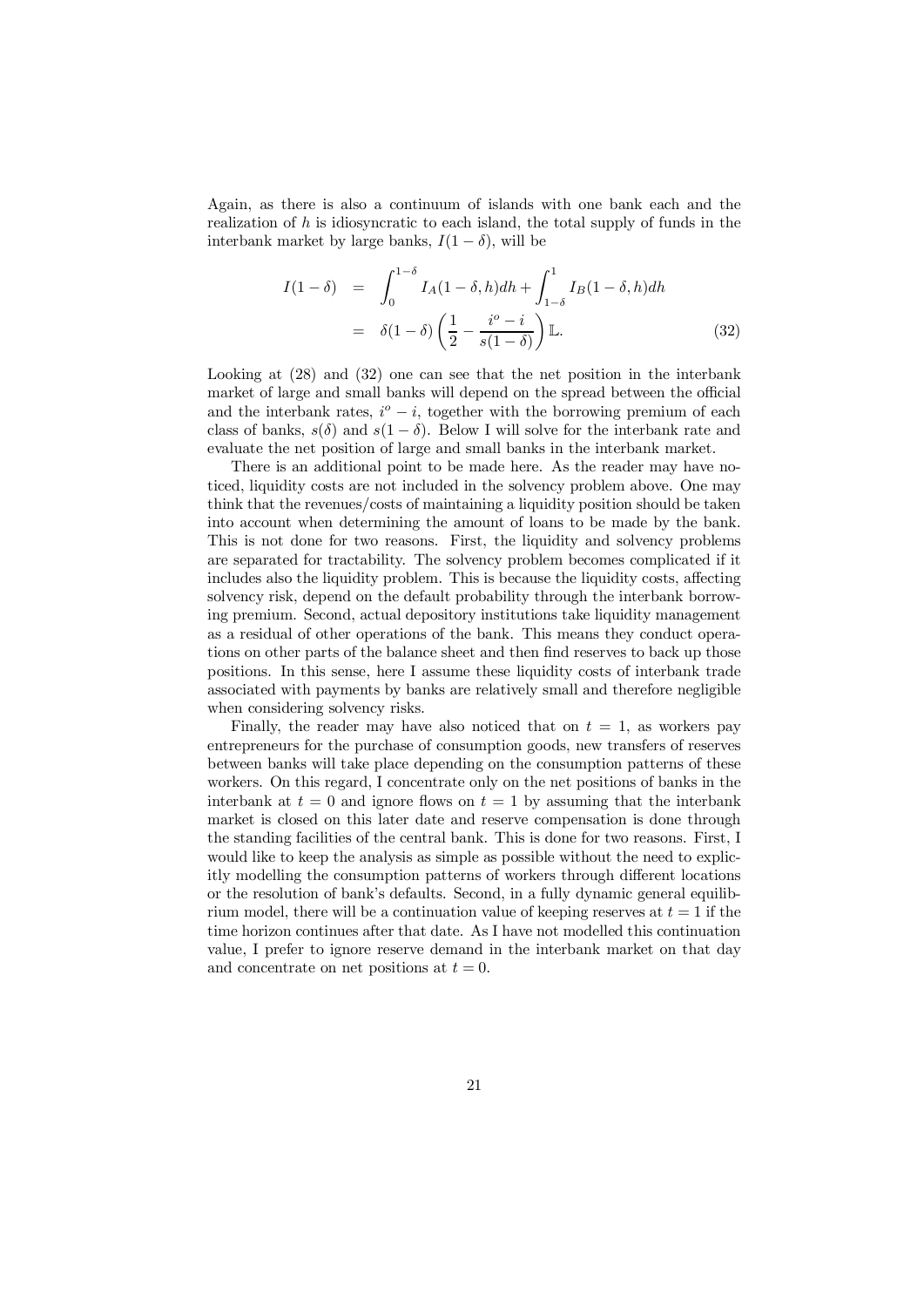Again, as there is also a continuum of islands with one bank each and the realization of $h$ is idiosyncratic to each island, the total supply of funds in the interbank market by large banks, $I(1-\delta)$, will be

$$
\begin{aligned}
I(1-\delta) &= \int_0^{1-\delta} I_A(1-\delta, h)dh + \int_{1-\delta}^{1} I_B(1-\delta, h)dh \\
&= \delta(1-\delta)\left(\frac{1}{2} - \frac{i^o - i}{s(1-\delta)}\right)\mathbb{L}.
\end{aligned} \tag{32}
$$

Looking at (28) and (32) one can see that the net position in the interbank market of large and small banks will depend on the spread between the official and the interbank rates, $i^o - i$, together with the borrowing premium of each class of banks, $s(\delta)$ and $s(1-\delta)$. Below I will solve for the interbank rate and evaluate the net position of large and small banks in the interbank market.

There is an additional point to be made here. As the reader may have noticed, liquidity costs are not included in the solvency problem above. One may think that the revenues/costs of maintaining a liquidity position should be taken into account when determining the amount of loans to be made by the bank. This is not done for two reasons. First, the liquidity and solvency problems are separated for tractability. The solvency problem becomes complicated if it includes also the liquidity problem. This is because the liquidity costs, affecting solvency risk, depend on the default probability through the interbank borrowing premium. Second, actual depository institutions take liquidity management as a residual of other operations of the bank. This means they conduct operations on other parts of the balance sheet and then find reserves to back up those positions. In this sense, here I assume these liquidity costs of interbank trade associated with payments by banks are relatively small and therefore negligible when considering solvency risks.

Finally, the reader may have also noticed that on $t = 1$, as workers pay entrepreneurs for the purchase of consumption goods, new transfers of reserves between banks will take place depending on the consumption patterns of these workers. On this regard, I concentrate only on the net positions of banks in the interbank at $t = 0$ and ignore flows on $t = 1$ by assuming that the interbank market is closed on this later date and reserve compensation is done through the standing facilities of the central bank. This is done for two reasons. First, I would like to keep the analysis as simple as possible without the need to explicitly modelling the consumption patterns of workers through different locations or the resolution of bank's defaults. Second, in a fully dynamic general equilibrium model, there will be a continuation value of keeping reserves at $t = 1$ if the time horizon continues after that date. As I have not modelled this continuation value, I prefer to ignore reserve demand in the interbank market on that day and concentrate on net positions at $t = 0$.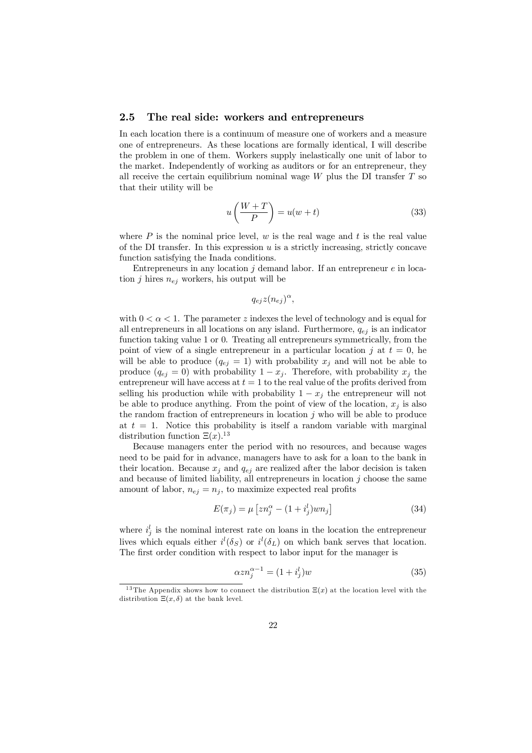### 2.5 The real side: workers and entrepreneurs

In each location there is a continuum of measure one of workers and a measure one of entrepreneurs. As these locations are formally identical, I will describe the problem in one of them. Workers supply inelastically one unit of labor to the market. Independently of working as auditors or for an entrepreneur, they all receive the certain equilibrium nominal wage $W$ plus the DI transfer $T$ so that their utility will be

$$u\left(\frac{W+T}{P}\right) = u(w+t) \tag{33}$$

where $P$ is the nominal price level, $w$ is the real wage and $t$ is the real value of the DI transfer. In this expression $u$ is a strictly increasing, strictly concave function satisfying the Inada conditions.

Entrepreneurs in any location $j$ demand labor. If an entrepreneur $e$ in location $j$ hires $n_{ej}$ workers, his output will be

$$q_{ej} z (n_{ej})^{\alpha},$$

with $0 < \alpha < 1$. The parameter $z$ indexes the level of technology and is equal for all entrepreneurs in all locations on any island. Furthermore, $q_{ej}$ is an indicator function taking value 1 or 0. Treating all entrepreneurs symmetrically, from the point of view of a single entrepreneur in a particular location $j$ at $t = 0$, he will be able to produce ($q_{ej} = 1$) with probability $x_j$ and will not be able to produce ($q_{ej} = 0$) with probability $1 - x_j$. Therefore, with probability $x_j$ the entrepreneur will have access at $t = 1$ to the real value of the profits derived from selling his production while with probability $1 - x_j$ the entrepreneur will not be able to produce anything. From the point of view of the location, $x_j$ is also the random fraction of entrepreneurs in location $j$ who will be able to produce at $t = 1$. Notice this probability is itself a random variable with marginal distribution function $\Xi(x)$.[13]

Because managers enter the period with no resources, and because wages need to be paid for in advance, managers have to ask for a loan to the bank in their location. Because $x_j$ and $q_{ej}$ are realized after the labor decision is taken and because of limited liability, all entrepreneurs in location $j$ choose the same amount of labor, $n_{ej} = n_j$, to maximize expected real profits

$$E(\pi_j) = \mu \left[ z n_j^{\alpha} - (1 + i_j^l) w n_j \right] \tag{34}$$

where $i_j^l$ is the nominal interest rate on loans in the location the entrepreneur lives which equals either $i^l(\delta_S)$ or $i^l(\delta_L)$ on which bank serves that location. The first order condition with respect to labor input for the manager is

$$\alpha z n_j^{\alpha - 1} = (1 + i_j^l) w \tag{35}$$

[13] The Appendix shows how to connect the distribution $\Xi(x)$ at the location level with the distribution $\Xi(x, \delta)$ at the bank level.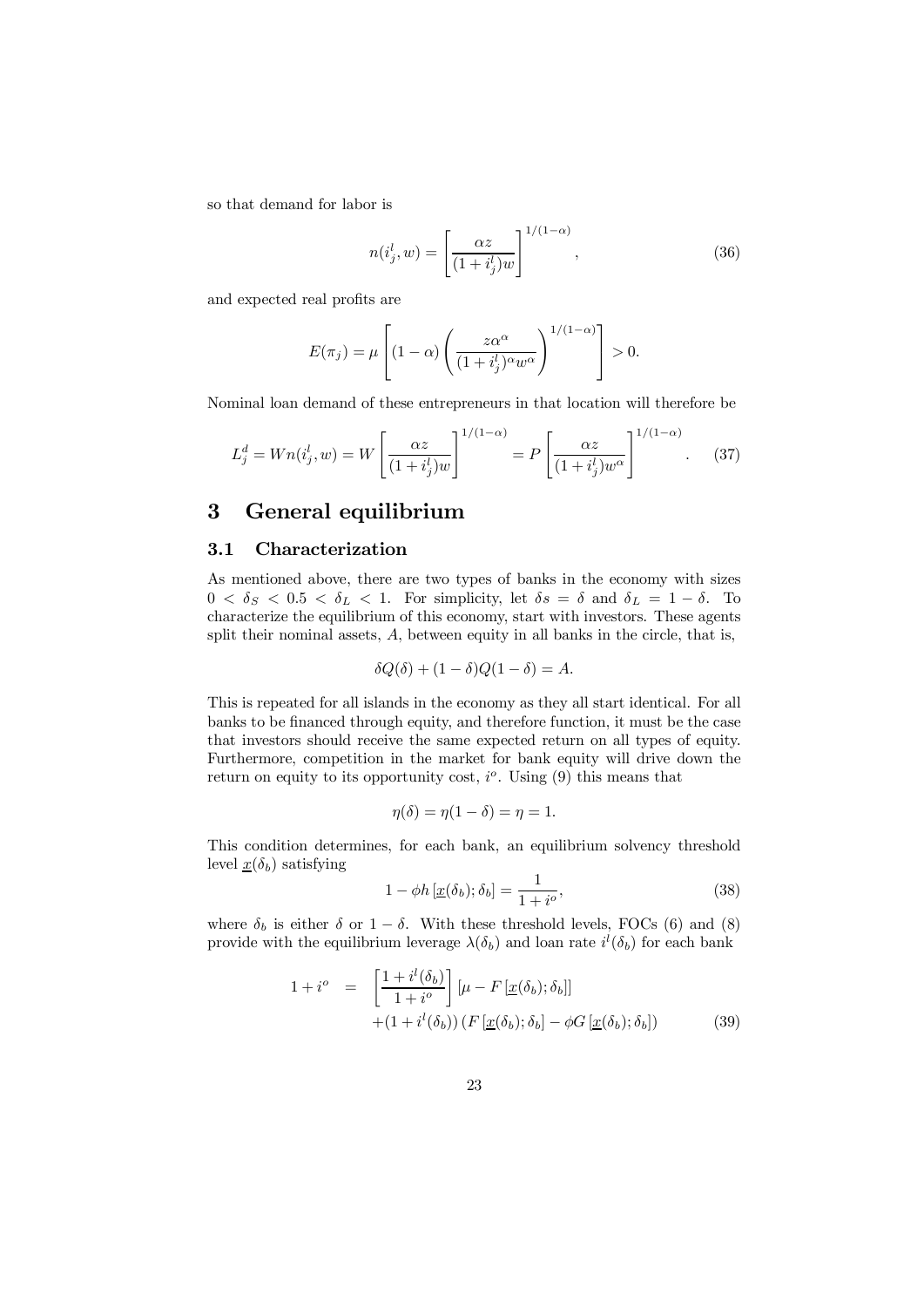so that demand for labor is

$$n(i_j^l, w) = \left[\frac{\alpha z}{(1+i_j^l)w}\right]^{1/(1-\alpha)}, \tag{36}$$

and expected real profits are

$$E(\pi_j) = \mu \left[(1-\alpha)\left(\frac{z\alpha^\alpha}{(1+i_j^l)^\alpha w^\alpha}\right)^{1/(1-\alpha)}\right] > 0.$$

Nominal loan demand of these entrepreneurs in that location will therefore be

$$L_j^d = Wn(i_j^l, w) = W\left[\frac{\alpha z}{(1+i_j^l)w}\right]^{1/(1-\alpha)} = P\left[\frac{\alpha z}{(1+i_j^l)w^\alpha}\right]^{1/(1-\alpha)}. \tag{37}$$

# 3 General equilibrium

## 3.1 Characterization

As mentioned above, there are two types of banks in the economy with sizes $0 < \delta_S < 0.5 < \delta_L < 1$. For simplicity, let $\delta s = \delta$ and $\delta_L = 1 - \delta$. To characterize the equilibrium of this economy, start with investors. These agents split their nominal assets, $A$, between equity in all banks in the circle, that is,

$$\delta Q(\delta) + (1-\delta)Q(1-\delta) = A.$$

This is repeated for all islands in the economy as they all start identical. For all banks to be financed through equity, and therefore function, it must be the case that investors should receive the same expected return on all types of equity. Furthermore, competition in the market for bank equity will drive down the return on equity to its opportunity cost, $i^o$. Using (9) this means that

$$\eta(\delta) = \eta(1-\delta) = \eta = 1.$$

This condition determines, for each bank, an equilibrium solvency threshold level $\underline{x}(\delta_b)$ satisfying

$$1 - \phi h\left[\underline{x}(\delta_b); \delta_b\right] = \frac{1}{1+i^o}, \tag{38}$$

where $\delta_b$ is either $\delta$ or $1-\delta$. With these threshold levels, FOCs (6) and (8) provide with the equilibrium leverage $\lambda(\delta_b)$ and loan rate $i^l(\delta_b)$ for each bank

$$\begin{aligned} 1 + i^o &= \left[\frac{1+i^l(\delta_b)}{1+i^o}\right]\left[\mu - F\left[\underline{x}(\delta_b); \delta_b\right]\right] \\ &\quad + (1+i^l(\delta_b))\left(F\left[\underline{x}(\delta_b); \delta_b\right] - \phi G\left[\underline{x}(\delta_b); \delta_b\right]\right) \end{aligned} \tag{39}$$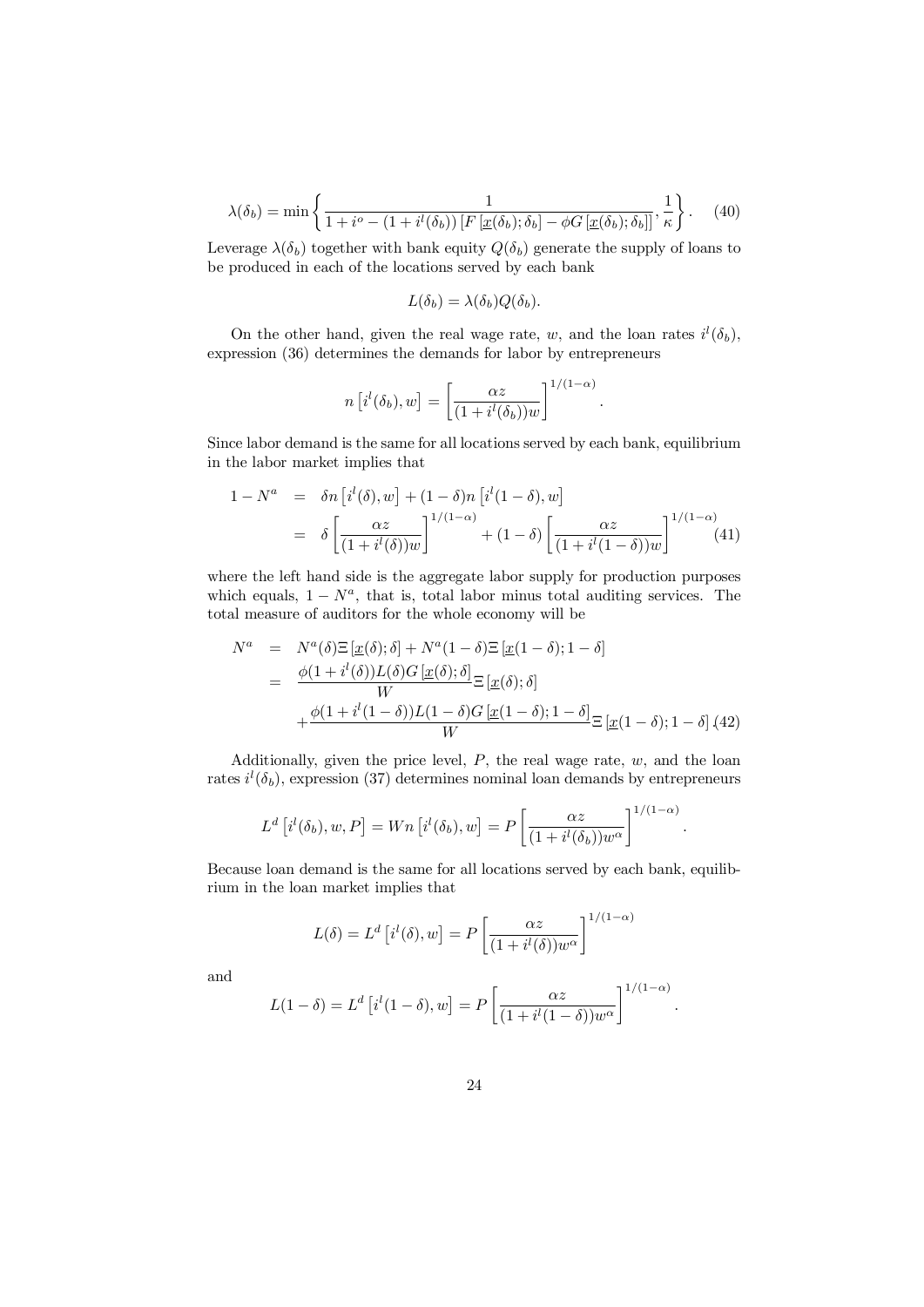$$\lambda(\delta_b) = \min\left\{ \frac{1}{1 + i^o - (1 + i^l(\delta_b)) \left[ F\left[\underline{x}(\delta_b); \delta_b\right] - \phi G\left[\underline{x}(\delta_b); \delta_b\right] \right]}, \frac{1}{\kappa} \right\}. \quad (40)$$

Leverage $\lambda(\delta_b)$ together with bank equity $Q(\delta_b)$ generate the supply of loans to be produced in each of the locations served by each bank

$$L(\delta_b) = \lambda(\delta_b) Q(\delta_b).$$

On the other hand, given the real wage rate, $w$, and the loan rates $i^l(\delta_b)$, expression (36) determines the demands for labor by entrepreneurs

$$n\left[i^l(\delta_b), w\right] = \left[ \frac{\alpha z}{(1 + i^l(\delta_b)) w} \right]^{1/(1-\alpha)}.$$

Since labor demand is the same for all locations served by each bank, equilibrium in the labor market implies that

$$\begin{aligned} 1 - N^a &= \delta n\left[i^l(\delta), w\right] + (1-\delta) n\left[i^l(1-\delta), w\right] \\ &= \delta \left[ \frac{\alpha z}{(1 + i^l(\delta)) w} \right]^{1/(1-\alpha)} + (1-\delta) \left[ \frac{\alpha z}{(1 + i^l(1-\delta)) w} \right]^{1/(1-\alpha)} \quad (41) \end{aligned}$$

where the left hand side is the aggregate labor supply for production purposes which equals, $1 - N^a$, that is, total labor minus total auditing services. The total measure of auditors for the whole economy will be

$$\begin{aligned} N^a &= N^a(\delta) \Xi\left[\underline{x}(\delta); \delta\right] + N^a(1-\delta) \Xi\left[\underline{x}(1-\delta); 1-\delta\right] \\ &= \frac{\phi(1 + i^l(\delta)) L(\delta) G\left[\underline{x}(\delta); \delta\right]}{W} \Xi\left[\underline{x}(\delta); \delta\right] \\ &\quad + \frac{\phi(1 + i^l(1-\delta)) L(1-\delta) G\left[\underline{x}(1-\delta); 1-\delta\right]}{W} \Xi\left[\underline{x}(1-\delta); 1-\delta\right] \quad (42) \end{aligned}$$

Additionally, given the price level, $P$, the real wage rate, $w$, and the loan rates $i^l(\delta_b)$, expression (37) determines nominal loan demands by entrepreneurs

$$L^d\left[i^l(\delta_b), w, P\right] = W n\left[i^l(\delta_b), w\right] = P \left[ \frac{\alpha z}{(1 + i^l(\delta_b)) w^\alpha} \right]^{1/(1-\alpha)}.$$

Because loan demand is the same for all locations served by each bank, equilibrium in the loan market implies that

$$L(\delta) = L^d\left[i^l(\delta), w\right] = P \left[ \frac{\alpha z}{(1 + i^l(\delta)) w^\alpha} \right]^{1/(1-\alpha)}$$

and

$$L(1-\delta) = L^d\left[i^l(1-\delta), w\right] = P \left[ \frac{\alpha z}{(1 + i^l(1-\delta)) w^\alpha} \right]^{1/(1-\alpha)}.$$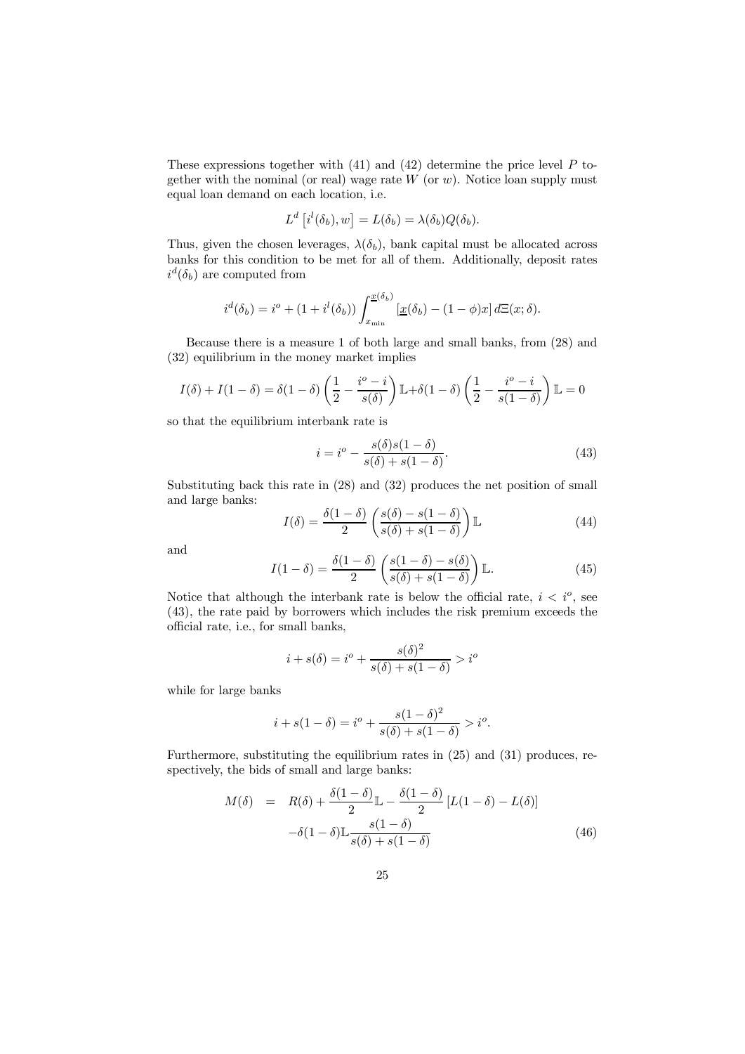These expressions together with (41) and (42) determine the price level $P$ together with the nominal (or real) wage rate $W$ (or $w$). Notice loan supply must equal loan demand on each location, i.e.

$$L^d\left[i^l(\delta_b), w\right] = L(\delta_b) = \lambda(\delta_b)Q(\delta_b).$$

Thus, given the chosen leverages, $\lambda(\delta_b)$, bank capital must be allocated across banks for this condition to be met for all of them. Additionally, deposit rates $i^d(\delta_b)$ are computed from

$$i^d(\delta_b) = i^o + (1 + i^l(\delta_b)) \int_{x_{\min}}^{\underline{x}(\delta_b)} \left[\underline{x}(\delta_b) - (1-\phi)x\right] d\Xi(x;\delta).$$

Because there is a measure 1 of both large and small banks, from (28) and (32) equilibrium in the money market implies

$$I(\delta) + I(1-\delta) = \delta(1-\delta)\left(\frac{1}{2} - \frac{i^o - i}{s(\delta)}\right)\mathbb{L} + \delta(1-\delta)\left(\frac{1}{2} - \frac{i^o - i}{s(1-\delta)}\right)\mathbb{L} = 0$$

so that the equilibrium interbank rate is

$$i = i^o - \frac{s(\delta)s(1-\delta)}{s(\delta) + s(1-\delta)}. \tag{43}$$

Substituting back this rate in (28) and (32) produces the net position of small and large banks:

$$I(\delta) = \frac{\delta(1-\delta)}{2}\left(\frac{s(\delta) - s(1-\delta)}{s(\delta) + s(1-\delta)}\right)\mathbb{L} \tag{44}$$

and

$$I(1-\delta) = \frac{\delta(1-\delta)}{2}\left(\frac{s(1-\delta) - s(\delta)}{s(\delta) + s(1-\delta)}\right)\mathbb{L}. \tag{45}$$

Notice that although the interbank rate is below the official rate, $i < i^o$, see (43), the rate paid by borrowers which includes the risk premium exceeds the official rate, i.e., for small banks,

$$i + s(\delta) = i^o + \frac{s(\delta)^2}{s(\delta) + s(1-\delta)} > i^o$$

while for large banks

$$i + s(1-\delta) = i^o + \frac{s(1-\delta)^2}{s(\delta) + s(1-\delta)} > i^o.$$

Furthermore, substituting the equilibrium rates in (25) and (31) produces, respectively, the bids of small and large banks:

$$\begin{aligned} M(\delta) &= R(\delta) + \frac{\delta(1-\delta)}{2}\mathbb{L} - \frac{\delta(1-\delta)}{2}\left[L(1-\delta) - L(\delta)\right] \\ &\quad - \delta(1-\delta)\mathbb{L}\frac{s(1-\delta)}{s(\delta) + s(1-\delta)} \end{aligned} \tag{46}$$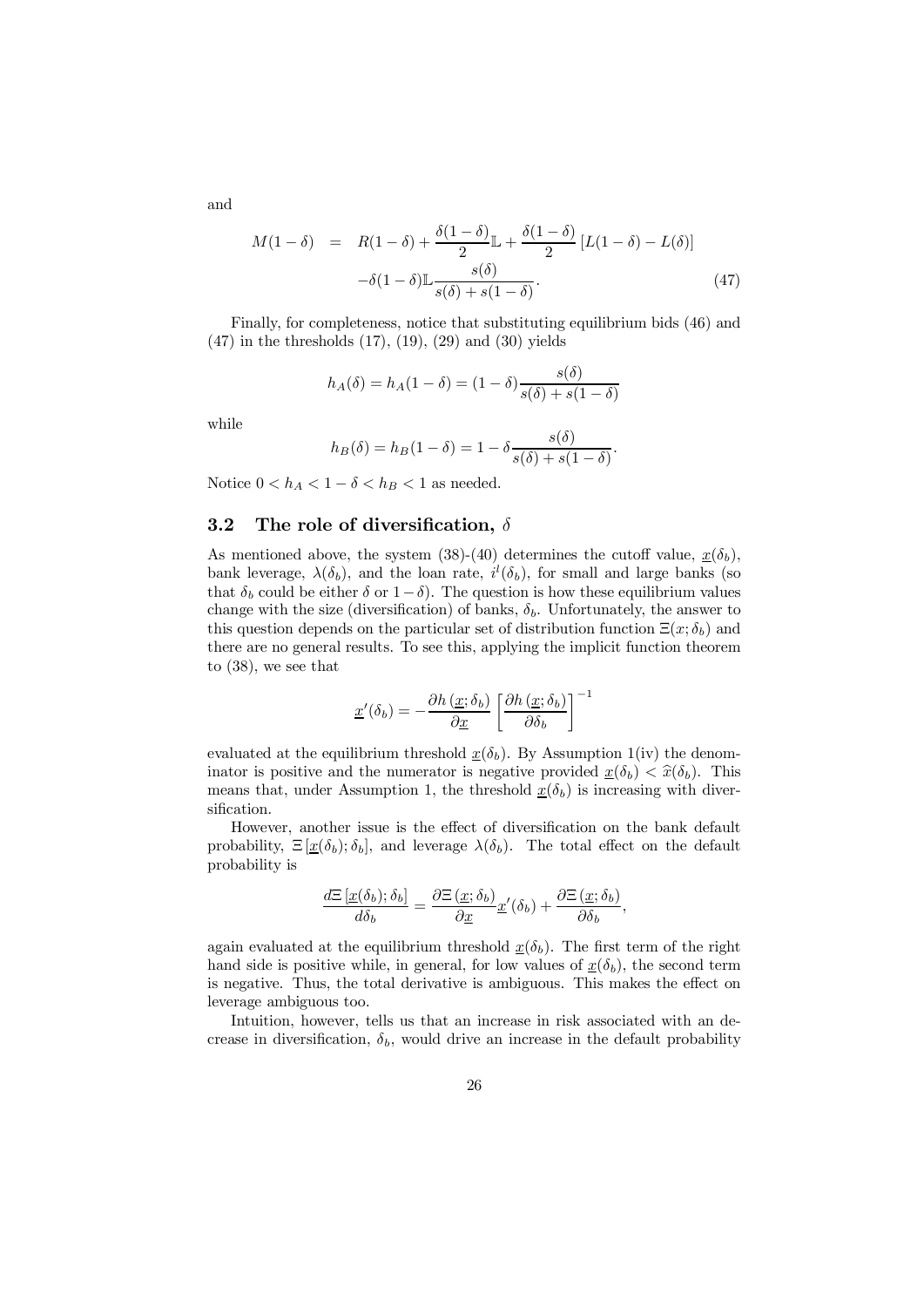and

$$
\begin{aligned}
M(1-\delta) &= R(1-\delta) + \frac{\delta(1-\delta)}{2}\mathbb{L} + \frac{\delta(1-\delta)}{2}\left[L(1-\delta) - L(\delta)\right] \\
&\quad -\delta(1-\delta)\mathbb{L}\frac{s(\delta)}{s(\delta)+s(1-\delta)}. \qquad (47)
\end{aligned}
$$

Finally, for completeness, notice that substituting equilibrium bids (46) and (47) in the thresholds (17), (19), (29) and (30) yields

$$
h_A(\delta) = h_A(1-\delta) = (1-\delta)\frac{s(\delta)}{s(\delta)+s(1-\delta)}
$$

while

$$
h_B(\delta) = h_B(1-\delta) = 1 - \delta\frac{s(\delta)}{s(\delta)+s(1-\delta)}.
$$

Notice $0 < h_A < 1-\delta < h_B < 1$ as needed.

### 3.2 The role of diversification, $\delta$

As mentioned above, the system (38)-(40) determines the cutoff value, $\underline{x}(\delta_b)$, bank leverage, $\lambda(\delta_b)$, and the loan rate, $i^l(\delta_b)$, for small and large banks (so that $\delta_b$ could be either $\delta$ or $1-\delta$). The question is how these equilibrium values change with the size (diversification) of banks, $\delta_b$. Unfortunately, the answer to this question depends on the particular set of distribution function $\Xi(x;\delta_b)$ and there are no general results. To see this, applying the implicit function theorem to (38), we see that

$$
\underline{x}'(\delta_b) = -\frac{\partial h\left(\underline{x};\delta_b\right)}{\partial \underline{x}}\left[\frac{\partial h\left(\underline{x};\delta_b\right)}{\partial \delta_b}\right]^{-1}
$$

evaluated at the equilibrium threshold $\underline{x}(\delta_b)$. By Assumption 1(iv) the denominator is positive and the numerator is negative provided $\underline{x}(\delta_b) < \widehat{x}(\delta_b)$. This means that, under Assumption 1, the threshold $\underline{x}(\delta_b)$ is increasing with diversification.

However, another issue is the effect of diversification on the bank default probability, $\Xi\left[\underline{x}(\delta_b);\delta_b\right]$, and leverage $\lambda(\delta_b)$. The total effect on the default probability is

$$
\frac{d\Xi\left[\underline{x}(\delta_b);\delta_b\right]}{d\delta_b} = \frac{\partial \Xi\left(\underline{x};\delta_b\right)}{\partial \underline{x}}\underline{x}'(\delta_b) + \frac{\partial \Xi\left(\underline{x};\delta_b\right)}{\partial \delta_b},
$$

again evaluated at the equilibrium threshold $\underline{x}(\delta_b)$. The first term of the right hand side is positive while, in general, for low values of $\underline{x}(\delta_b)$, the second term is negative. Thus, the total derivative is ambiguous. This makes the effect on leverage ambiguous too.

Intuition, however, tells us that an increase in risk associated with an decrease in diversification, $\delta_b$, would drive an increase in the default probability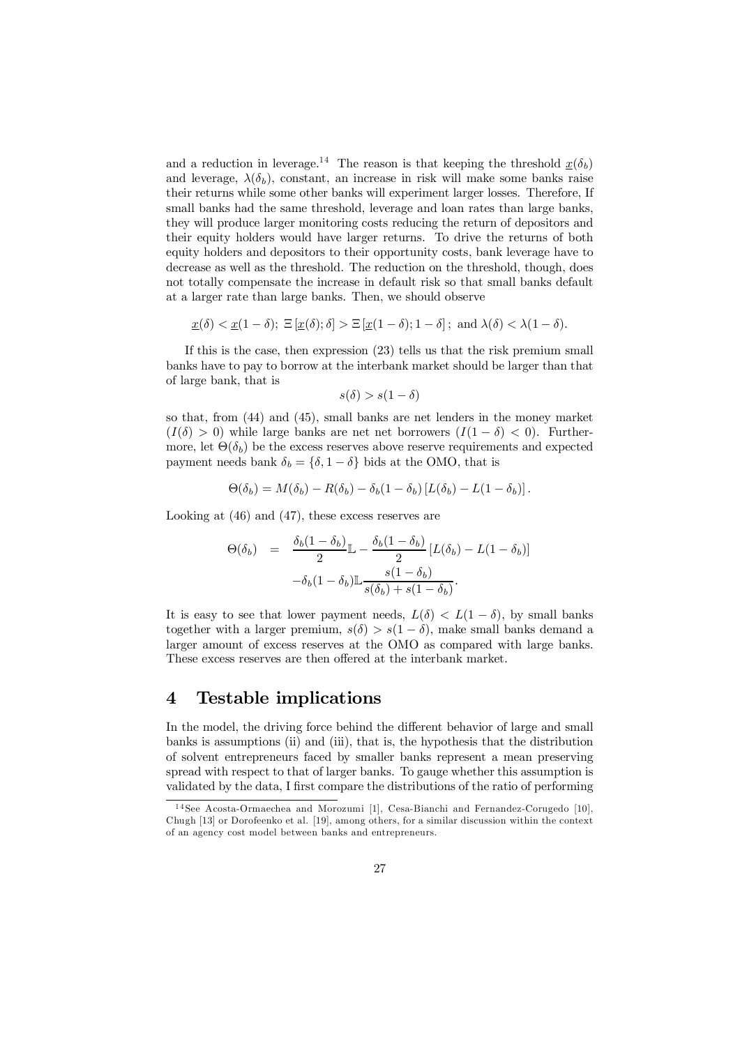and a reduction in leverage.[14] The reason is that keeping the threshold $\underline{x}(\delta_b)$ and leverage, $\lambda(\delta_b)$, constant, an increase in risk will make some banks raise their returns while some other banks will experiment larger losses. Therefore, If small banks had the same threshold, leverage and loan rates than large banks, they will produce larger monitoring costs reducing the return of depositors and their equity holders would have larger returns. To drive the returns of both equity holders and depositors to their opportunity costs, bank leverage have to decrease as well as the threshold. The reduction on the threshold, though, does not totally compensate the increase in default risk so that small banks default at a larger rate than large banks. Then, we should observe

$$\underline{x}(\delta) < \underline{x}(1-\delta);\ \Xi\left[\underline{x}(\delta);\delta\right] > \Xi\left[\underline{x}(1-\delta);1-\delta\right];\ \text{and}\ \lambda(\delta) < \lambda(1-\delta).$$

If this is the case, then expression (23) tells us that the risk premium small banks have to pay to borrow at the interbank market should be larger than that of large bank, that is

$$s(\delta) > s(1-\delta)$$

so that, from (44) and (45), small banks are net lenders in the money market ($I(\delta) > 0$) while large banks are net net borrowers ($I(1-\delta) < 0$). Furthermore, let $\Theta(\delta_b)$ be the excess reserves above reserve requirements and expected payment needs bank $\delta_b = \{\delta, 1-\delta\}$ bids at the OMO, that is

$$\Theta(\delta_b) = M(\delta_b) - R(\delta_b) - \delta_b(1-\delta_b)\left[L(\delta_b) - L(1-\delta_b)\right].$$

Looking at (46) and (47), these excess reserves are

$$\begin{aligned}\Theta(\delta_b) &= \frac{\delta_b(1-\delta_b)}{2}\mathbb{L} - \frac{\delta_b(1-\delta_b)}{2}\left[L(\delta_b) - L(1-\delta_b)\right] \\ &\quad - \delta_b(1-\delta_b)\mathbb{L}\frac{s(1-\delta_b)}{s(\delta_b)+s(1-\delta_b)}.\end{aligned}$$

It is easy to see that lower payment needs, $L(\delta) < L(1-\delta)$, by small banks together with a larger premium, $s(\delta) > s(1-\delta)$, make small banks demand a larger amount of excess reserves at the OMO as compared with large banks. These excess reserves are then offered at the interbank market.

# 4 Testable implications

In the model, the driving force behind the different behavior of large and small banks is assumptions (ii) and (iii), that is, the hypothesis that the distribution of solvent entrepreneurs faced by smaller banks represent a mean preserving spread with respect to that of larger banks. To gauge whether this assumption is validated by the data, I first compare the distributions of the ratio of performing

[14] See Acosta-Ormaechea and Morozumi [1], Cesa-Bianchi and Fernandez-Corugedo [10], Chugh [13] or Dorofeenko et al. [19], among others, for a similar discussion within the context of an agency cost model between banks and entrepreneurs.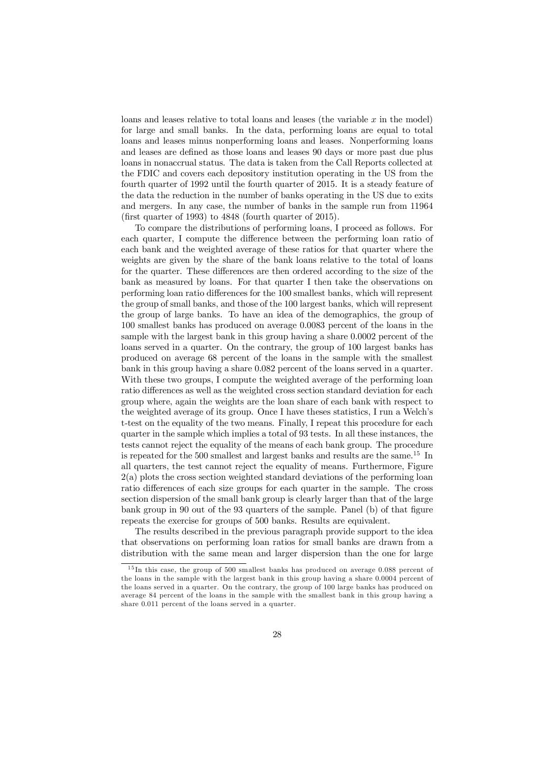loans and leases relative to total loans and leases (the variable $x$ in the model) for large and small banks. In the data, performing loans are equal to total loans and leases minus nonperforming loans and leases. Nonperforming loans and leases are defined as those loans and leases 90 days or more past due plus loans in nonaccrual status. The data is taken from the Call Reports collected at the FDIC and covers each depository institution operating in the US from the fourth quarter of 1992 until the fourth quarter of 2015. It is a steady feature of the data the reduction in the number of banks operating in the US due to exits and mergers. In any case, the number of banks in the sample run from 11964 (first quarter of 1993) to 4848 (fourth quarter of 2015).

To compare the distributions of performing loans, I proceed as follows. For each quarter, I compute the difference between the performing loan ratio of each bank and the weighted average of these ratios for that quarter where the weights are given by the share of the bank loans relative to the total of loans for the quarter. These differences are then ordered according to the size of the bank as measured by loans. For that quarter I then take the observations on performing loan ratio differences for the 100 smallest banks, which will represent the group of small banks, and those of the 100 largest banks, which will represent the group of large banks. To have an idea of the demographics, the group of 100 smallest banks has produced on average 0.0083 percent of the loans in the sample with the largest bank in this group having a share 0.0002 percent of the loans served in a quarter. On the contrary, the group of 100 largest banks has produced on average 68 percent of the loans in the sample with the smallest bank in this group having a share 0.082 percent of the loans served in a quarter. With these two groups, I compute the weighted average of the performing loan ratio differences as well as the weighted cross section standard deviation for each group where, again the weights are the loan share of each bank with respect to the weighted average of its group. Once I have theses statistics, I run a Welch's t-test on the equality of the two means. Finally, I repeat this procedure for each quarter in the sample which implies a total of 93 tests. In all these instances, the tests cannot reject the equality of the means of each bank group. The procedure is repeated for the 500 smallest and largest banks and results are the same.[15] In all quarters, the test cannot reject the equality of means. Furthermore, Figure 2(a) plots the cross section weighted standard deviations of the performing loan ratio differences of each size groups for each quarter in the sample. The cross section dispersion of the small bank group is clearly larger than that of the large bank group in 90 out of the 93 quarters of the sample. Panel (b) of that figure repeats the exercise for groups of 500 banks. Results are equivalent.

The results described in the previous paragraph provide support to the idea that observations on performing loan ratios for small banks are drawn from a distribution with the same mean and larger dispersion than the one for large

[15] In this case, the group of 500 smallest banks has produced on average 0.088 percent of the loans in the sample with the largest bank in this group having a share 0.0004 percent of the loans served in a quarter. On the contrary, the group of 100 large banks has produced on average 84 percent of the loans in the sample with the smallest bank in this group having a share 0.011 percent of the loans served in a quarter.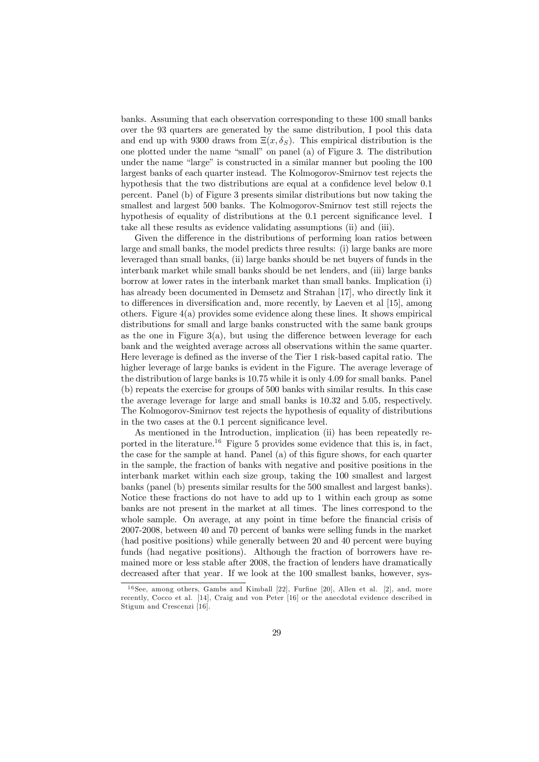banks. Assuming that each observation corresponding to these 100 small banks over the 93 quarters are generated by the same distribution, I pool this data and end up with 9300 draws from $\Xi(x, \delta_S)$. This empirical distribution is the one plotted under the name "small" on panel (a) of Figure 3. The distribution under the name "large" is constructed in a similar manner but pooling the 100 largest banks of each quarter instead. The Kolmogorov-Smirnov test rejects the hypothesis that the two distributions are equal at a confidence level below 0.1 percent. Panel (b) of Figure 3 presents similar distributions but now taking the smallest and largest 500 banks. The Kolmogorov-Smirnov test still rejects the hypothesis of equality of distributions at the 0.1 percent significance level. I take all these results as evidence validating assumptions (ii) and (iii).

Given the difference in the distributions of performing loan ratios between large and small banks, the model predicts three results: (i) large banks are more leveraged than small banks, (ii) large banks should be net buyers of funds in the interbank market while small banks should be net lenders, and (iii) large banks borrow at lower rates in the interbank market than small banks. Implication (i) has already been documented in Demsetz and Strahan [17], who directly link it to differences in diversification and, more recently, by Laeven et al [15], among others. Figure 4(a) provides some evidence along these lines. It shows empirical distributions for small and large banks constructed with the same bank groups as the one in Figure 3(a), but using the difference between leverage for each bank and the weighted average across all observations within the same quarter. Here leverage is defined as the inverse of the Tier 1 risk-based capital ratio. The higher leverage of large banks is evident in the Figure. The average leverage of the distribution of large banks is 10.75 while it is only 4.09 for small banks. Panel (b) repeats the exercise for groups of 500 banks with similar results. In this case the average leverage for large and small banks is 10.32 and 5.05, respectively. The Kolmogorov-Smirnov test rejects the hypothesis of equality of distributions in the two cases at the 0.1 percent significance level.

As mentioned in the Introduction, implication (ii) has been repeatedly reported in the literature.[16] Figure 5 provides some evidence that this is, in fact, the case for the sample at hand. Panel (a) of this figure shows, for each quarter in the sample, the fraction of banks with negative and positive positions in the interbank market within each size group, taking the 100 smallest and largest banks (panel (b) presents similar results for the 500 smallest and largest banks). Notice these fractions do not have to add up to 1 within each group as some banks are not present in the market at all times. The lines correspond to the whole sample. On average, at any point in time before the financial crisis of 2007-2008, between 40 and 70 percent of banks were selling funds in the market (had positive positions) while generally between 20 and 40 percent were buying funds (had negative positions). Although the fraction of borrowers have remained more or less stable after 2008, the fraction of lenders have dramatically decreased after that year. If we look at the 100 smallest banks, however, sys-

[16] See, among others, Gambs and Kimball [22], Furfine [20], Allen et al. [2], and, more recently, Cocco et al. [14], Craig and von Peter [16] or the anecdotal evidence described in Stigum and Crescenzi [16].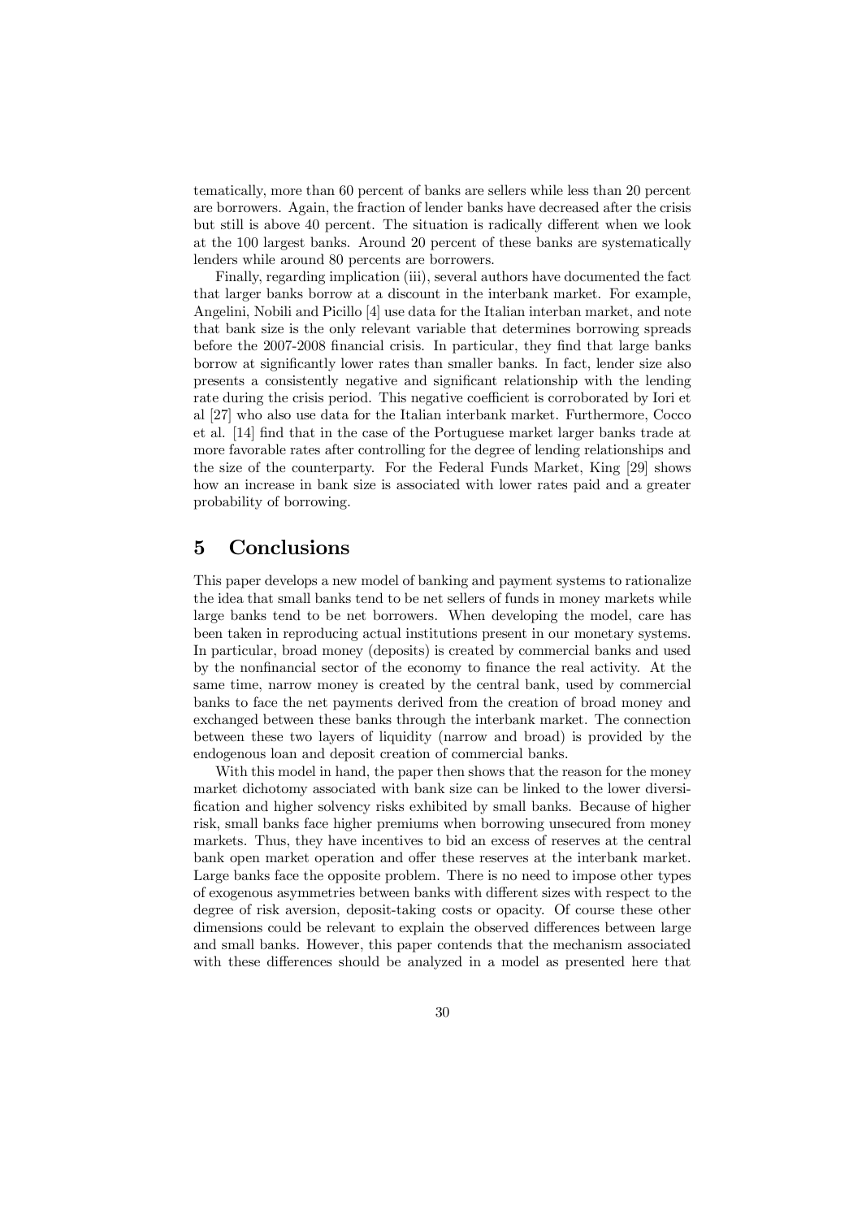tematically, more than 60 percent of banks are sellers while less than 20 percent are borrowers. Again, the fraction of lender banks have decreased after the crisis but still is above 40 percent. The situation is radically different when we look at the 100 largest banks. Around 20 percent of these banks are systematically lenders while around 80 percents are borrowers.

Finally, regarding implication (iii), several authors have documented the fact that larger banks borrow at a discount in the interbank market. For example, Angelini, Nobili and Picillo [4] use data for the Italian interban market, and note that bank size is the only relevant variable that determines borrowing spreads before the 2007-2008 financial crisis. In particular, they find that large banks borrow at significantly lower rates than smaller banks. In fact, lender size also presents a consistently negative and significant relationship with the lending rate during the crisis period. This negative coefficient is corroborated by Iori et al [27] who also use data for the Italian interbank market. Furthermore, Cocco et al. [14] find that in the case of the Portuguese market larger banks trade at more favorable rates after controlling for the degree of lending relationships and the size of the counterparty. For the Federal Funds Market, King [29] shows how an increase in bank size is associated with lower rates paid and a greater probability of borrowing.

# 5 Conclusions

This paper develops a new model of banking and payment systems to rationalize the idea that small banks tend to be net sellers of funds in money markets while large banks tend to be net borrowers. When developing the model, care has been taken in reproducing actual institutions present in our monetary systems. In particular, broad money (deposits) is created by commercial banks and used by the nonfinancial sector of the economy to finance the real activity. At the same time, narrow money is created by the central bank, used by commercial banks to face the net payments derived from the creation of broad money and exchanged between these banks through the interbank market. The connection between these two layers of liquidity (narrow and broad) is provided by the endogenous loan and deposit creation of commercial banks.

With this model in hand, the paper then shows that the reason for the money market dichotomy associated with bank size can be linked to the lower diversification and higher solvency risks exhibited by small banks. Because of higher risk, small banks face higher premiums when borrowing unsecured from money markets. Thus, they have incentives to bid an excess of reserves at the central bank open market operation and offer these reserves at the interbank market. Large banks face the opposite problem. There is no need to impose other types of exogenous asymmetries between banks with different sizes with respect to the degree of risk aversion, deposit-taking costs or opacity. Of course these other dimensions could be relevant to explain the observed differences between large and small banks. However, this paper contends that the mechanism associated with these differences should be analyzed in a model as presented here that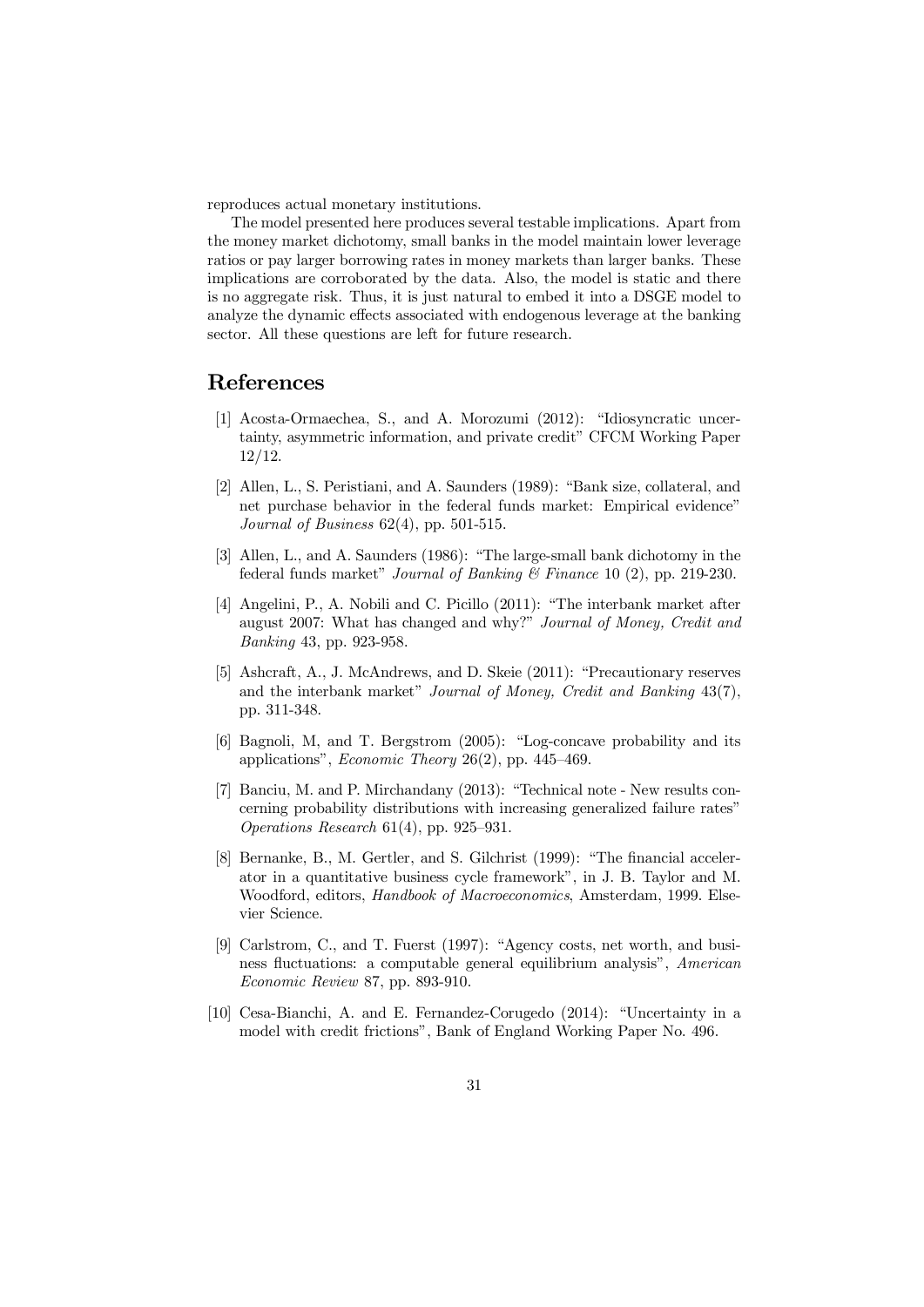reproduces actual monetary institutions.

The model presented here produces several testable implications. Apart from the money market dichotomy, small banks in the model maintain lower leverage ratios or pay larger borrowing rates in money markets than larger banks. These implications are corroborated by the data. Also, the model is static and there is no aggregate risk. Thus, it is just natural to embed it into a DSGE model to analyze the dynamic effects associated with endogenous leverage at the banking sector. All these questions are left for future research.

# References

[1] Acosta-Ormaechea, S., and A. Morozumi (2012): "Idiosyncratic uncertainty, asymmetric information, and private credit" CFCM Working Paper 12/12.

[2] Allen, L., S. Peristiani, and A. Saunders (1989): "Bank size, collateral, and net purchase behavior in the federal funds market: Empirical evidence" *Journal of Business* 62(4), pp. 501-515.

[3] Allen, L., and A. Saunders (1986): "The large-small bank dichotomy in the federal funds market" *Journal of Banking & Finance* 10 (2), pp. 219-230.

[4] Angelini, P., A. Nobili and C. Picillo (2011): "The interbank market after august 2007: What has changed and why?" *Journal of Money, Credit and Banking* 43, pp. 923-958.

[5] Ashcraft, A., J. McAndrews, and D. Skeie (2011): "Precautionary reserves and the interbank market" *Journal of Money, Credit and Banking* 43(7), pp. 311-348.

[6] Bagnoli, M, and T. Bergstrom (2005): "Log-concave probability and its applications", *Economic Theory* 26(2), pp. 445–469.

[7] Banciu, M. and P. Mirchandany (2013): "Technical note - New results concerning probability distributions with increasing generalized failure rates" *Operations Research* 61(4), pp. 925–931.

[8] Bernanke, B., M. Gertler, and S. Gilchrist (1999): "The financial accelerator in a quantitative business cycle framework", in J. B. Taylor and M. Woodford, editors, *Handbook of Macroeconomics*, Amsterdam, 1999. Elsevier Science.

[9] Carlstrom, C., and T. Fuerst (1997): "Agency costs, net worth, and business fluctuations: a computable general equilibrium analysis", *American Economic Review* 87, pp. 893-910.

[10] Cesa-Bianchi, A. and E. Fernandez-Corugedo (2014): "Uncertainty in a model with credit frictions", Bank of England Working Paper No. 496.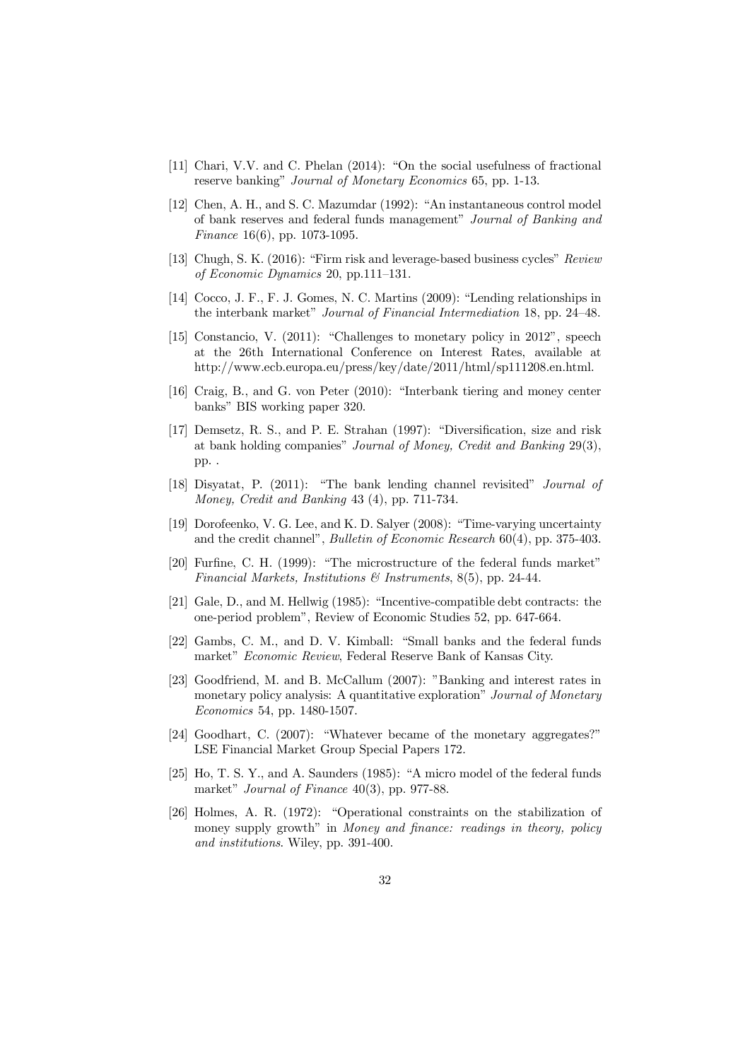[11] Chari, V.V. and C. Phelan (2014): "On the social usefulness of fractional reserve banking" *Journal of Monetary Economics* 65, pp. 1-13.

[12] Chen, A. H., and S. C. Mazumdar (1992): "An instantaneous control model of bank reserves and federal funds management" *Journal of Banking and Finance* 16(6), pp. 1073-1095.

[13] Chugh, S. K. (2016): "Firm risk and leverage-based business cycles" *Review of Economic Dynamics* 20, pp.111–131.

[14] Cocco, J. F., F. J. Gomes, N. C. Martins (2009): "Lending relationships in the interbank market" *Journal of Financial Intermediation* 18, pp. 24–48.

[15] Constancio, V. (2011): "Challenges to monetary policy in 2012", speech at the 26th International Conference on Interest Rates, available at http://www.ecb.europa.eu/press/key/date/2011/html/sp111208.en.html.

[16] Craig, B., and G. von Peter (2010): "Interbank tiering and money center banks" BIS working paper 320.

[17] Demsetz, R. S., and P. E. Strahan (1997): "Diversification, size and risk at bank holding companies" *Journal of Money, Credit and Banking* 29(3), pp. .

[18] Disyatat, P. (2011): "The bank lending channel revisited" *Journal of Money, Credit and Banking* 43 (4), pp. 711-734.

[19] Dorofeenko, V. G. Lee, and K. D. Salyer (2008): "Time-varying uncertainty and the credit channel", *Bulletin of Economic Research* 60(4), pp. 375-403.

[20] Furfine, C. H. (1999): "The microstructure of the federal funds market" *Financial Markets, Institutions & Instruments*, 8(5), pp. 24-44.

[21] Gale, D., and M. Hellwig (1985): "Incentive-compatible debt contracts: the one-period problem", Review of Economic Studies 52, pp. 647-664.

[22] Gambs, C. M., and D. V. Kimball: "Small banks and the federal funds market" *Economic Review*, Federal Reserve Bank of Kansas City.

[23] Goodfriend, M. and B. McCallum (2007): "Banking and interest rates in monetary policy analysis: A quantitative exploration" *Journal of Monetary Economics* 54, pp. 1480-1507.

[24] Goodhart, C. (2007): "Whatever became of the monetary aggregates?" LSE Financial Market Group Special Papers 172.

[25] Ho, T. S. Y., and A. Saunders (1985): "A micro model of the federal funds market" *Journal of Finance* 40(3), pp. 977-88.

[26] Holmes, A. R. (1972): "Operational constraints on the stabilization of money supply growth" in *Money and finance: readings in theory, policy and institutions*. Wiley, pp. 391-400.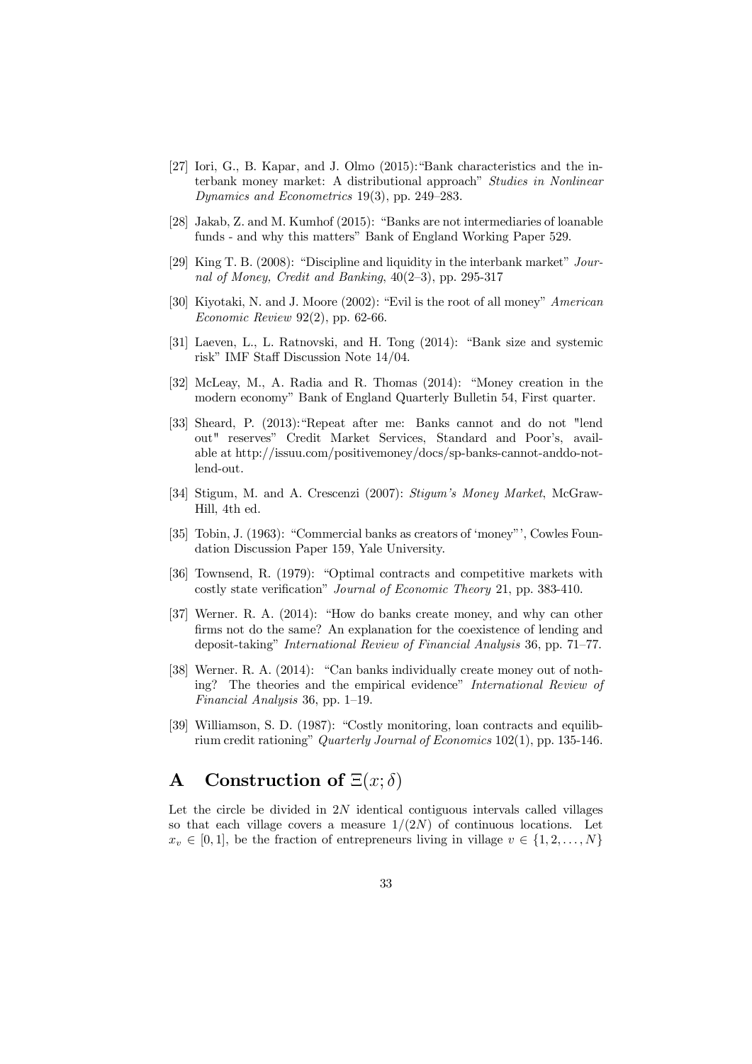[27] Iori, G., B. Kapar, and J. Olmo (2015):"Bank characteristics and the interbank money market: A distributional approach" *Studies in Nonlinear Dynamics and Econometrics* 19(3), pp. 249–283.

[28] Jakab, Z. and M. Kumhof (2015): "Banks are not intermediaries of loanable funds - and why this matters" Bank of England Working Paper 529.

[29] King T. B. (2008): "Discipline and liquidity in the interbank market" *Journal of Money, Credit and Banking*, 40(2–3), pp. 295-317

[30] Kiyotaki, N. and J. Moore (2002): "Evil is the root of all money" *American Economic Review* 92(2), pp. 62-66.

[31] Laeven, L., L. Ratnovski, and H. Tong (2014): "Bank size and systemic risk" IMF Staff Discussion Note 14/04.

[32] McLeay, M., A. Radia and R. Thomas (2014): "Money creation in the modern economy" Bank of England Quarterly Bulletin 54, First quarter.

[33] Sheard, P. (2013):"Repeat after me: Banks cannot and do not "lend out" reserves" Credit Market Services, Standard and Poor's, available at http://issuu.com/positivemoney/docs/sp-banks-cannot-anddo-not-lend-out.

[34] Stigum, M. and A. Crescenzi (2007): *Stigum's Money Market*, McGraw-Hill, 4th ed.

[35] Tobin, J. (1963): "Commercial banks as creators of 'money"', Cowles Foundation Discussion Paper 159, Yale University.

[36] Townsend, R. (1979): "Optimal contracts and competitive markets with costly state verification" *Journal of Economic Theory* 21, pp. 383-410.

[37] Werner. R. A. (2014): "How do banks create money, and why can other firms not do the same? An explanation for the coexistence of lending and deposit-taking" *International Review of Financial Analysis* 36, pp. 71–77.

[38] Werner. R. A. (2014): "Can banks individually create money out of nothing? The theories and the empirical evidence" *International Review of Financial Analysis* 36, pp. 1–19.

[39] Williamson, S. D. (1987): "Costly monitoring, loan contracts and equilibrium credit rationing" *Quarterly Journal of Economics* 102(1), pp. 135-146.

# A Construction of $\Xi(x;\delta)$

Let the circle be divided in $2N$ identical contiguous intervals called villages so that each village covers a measure $1/(2N)$ of continuous locations. Let $x_v \in [0,1]$, be the fraction of entrepreneurs living in village $v \in \{1, 2, \ldots, N\}$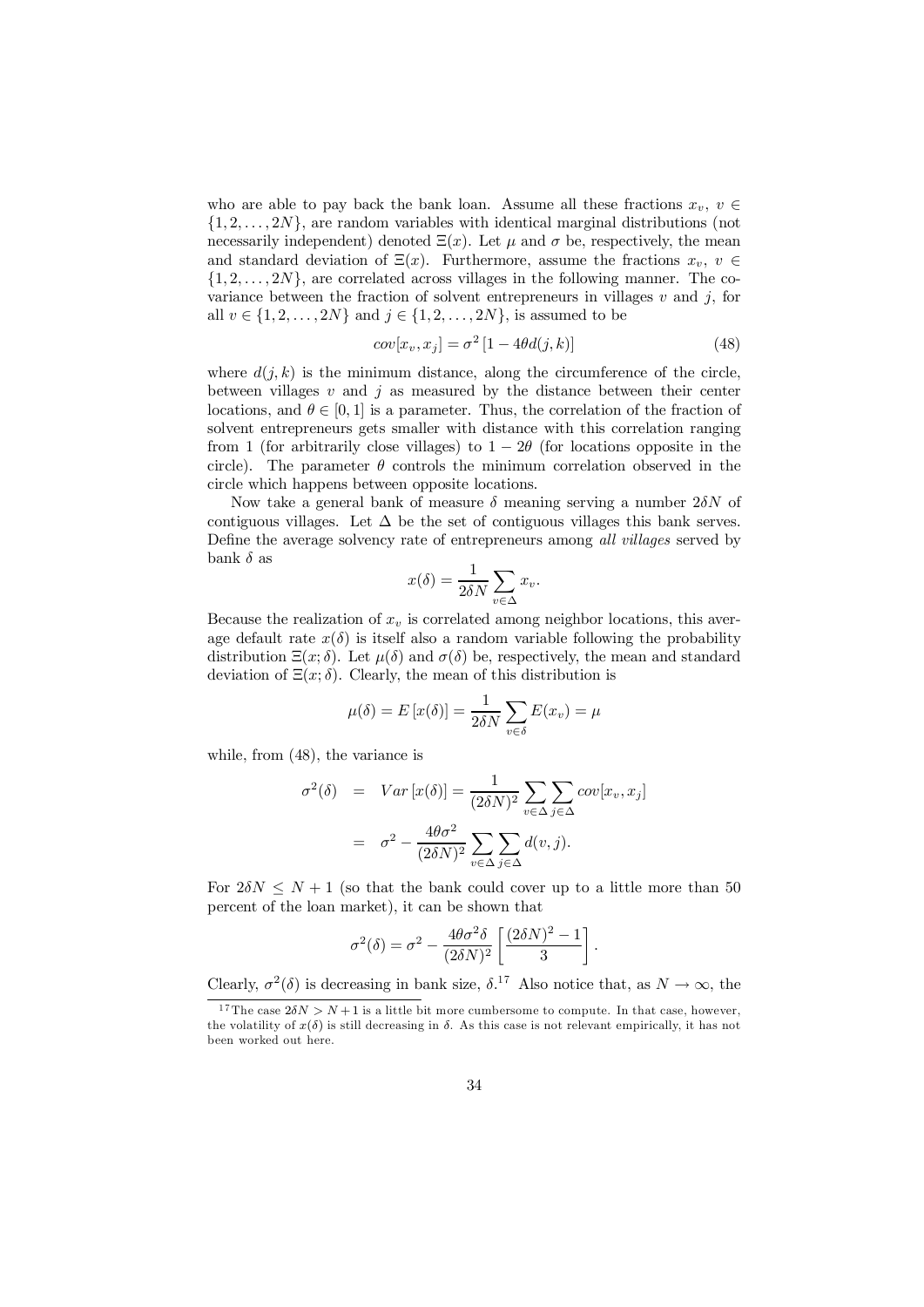who are able to pay back the bank loan. Assume all these fractions $x_v$, $v \in \{1, 2, \ldots, 2N\}$, are random variables with identical marginal distributions (not necessarily independent) denoted $\Xi(x)$. Let $\mu$ and $\sigma$ be, respectively, the mean and standard deviation of $\Xi(x)$. Furthermore, assume the fractions $x_v$, $v \in \{1, 2, \ldots, 2N\}$, are correlated across villages in the following manner. The covariance between the fraction of solvent entrepreneurs in villages $v$ and $j$, for all $v \in \{1, 2, \ldots, 2N\}$ and $j \in \{1, 2, \ldots, 2N\}$, is assumed to be

$$cov[x_v, x_j] = \sigma^2 \left[1 - 4\theta d(j,k)\right] \tag{48}$$

where $d(j,k)$ is the minimum distance, along the circumference of the circle, between villages $v$ and $j$ as measured by the distance between their center locations, and $\theta \in [0,1]$ is a parameter. Thus, the correlation of the fraction of solvent entrepreneurs gets smaller with distance with this correlation ranging from 1 (for arbitrarily close villages) to $1 - 2\theta$ (for locations opposite in the circle). The parameter $\theta$ controls the minimum correlation observed in the circle which happens between opposite locations.

Now take a general bank of measure $\delta$ meaning serving a number $2\delta N$ of contiguous villages. Let $\Delta$ be the set of contiguous villages this bank serves. Define the average solvency rate of entrepreneurs among *all villages* served by bank $\delta$ as

$$x(\delta) = \frac{1}{2\delta N} \sum_{v \in \Delta} x_v.$$

Because the realization of $x_v$ is correlated among neighbor locations, this average default rate $x(\delta)$ is itself also a random variable following the probability distribution $\Xi(x;\delta)$. Let $\mu(\delta)$ and $\sigma(\delta)$ be, respectively, the mean and standard deviation of $\Xi(x;\delta)$. Clearly, the mean of this distribution is

$$\mu(\delta) = E\left[x(\delta)\right] = \frac{1}{2\delta N} \sum_{v \in \delta} E(x_v) = \mu$$

while, from (48), the variance is

$$\begin{aligned}
\sigma^2(\delta) &= Var\left[x(\delta)\right] = \frac{1}{(2\delta N)^2} \sum_{v \in \Delta} \sum_{j \in \Delta} cov[x_v, x_j] \\
&= \sigma^2 - \frac{4\theta\sigma^2}{(2\delta N)^2} \sum_{v \in \Delta} \sum_{j \in \Delta} d(v,j).
\end{aligned}$$

For $2\delta N \leq N + 1$ (so that the bank could cover up to a little more than 50 percent of the loan market), it can be shown that

$$\sigma^2(\delta) = \sigma^2 - \frac{4\theta\sigma^2\delta}{(2\delta N)^2} \left[\frac{(2\delta N)^2 - 1}{3}\right].$$

Clearly, $\sigma^2(\delta)$ is decreasing in bank size, $\delta$.[17] Also notice that, as $N \to \infty$, the

[17] The case $2\delta N > N + 1$ is a little bit more cumbersome to compute. In that case, however, the volatility of $x(\delta)$ is still decreasing in $\delta$. As this case is not relevant empirically, it has not been worked out here.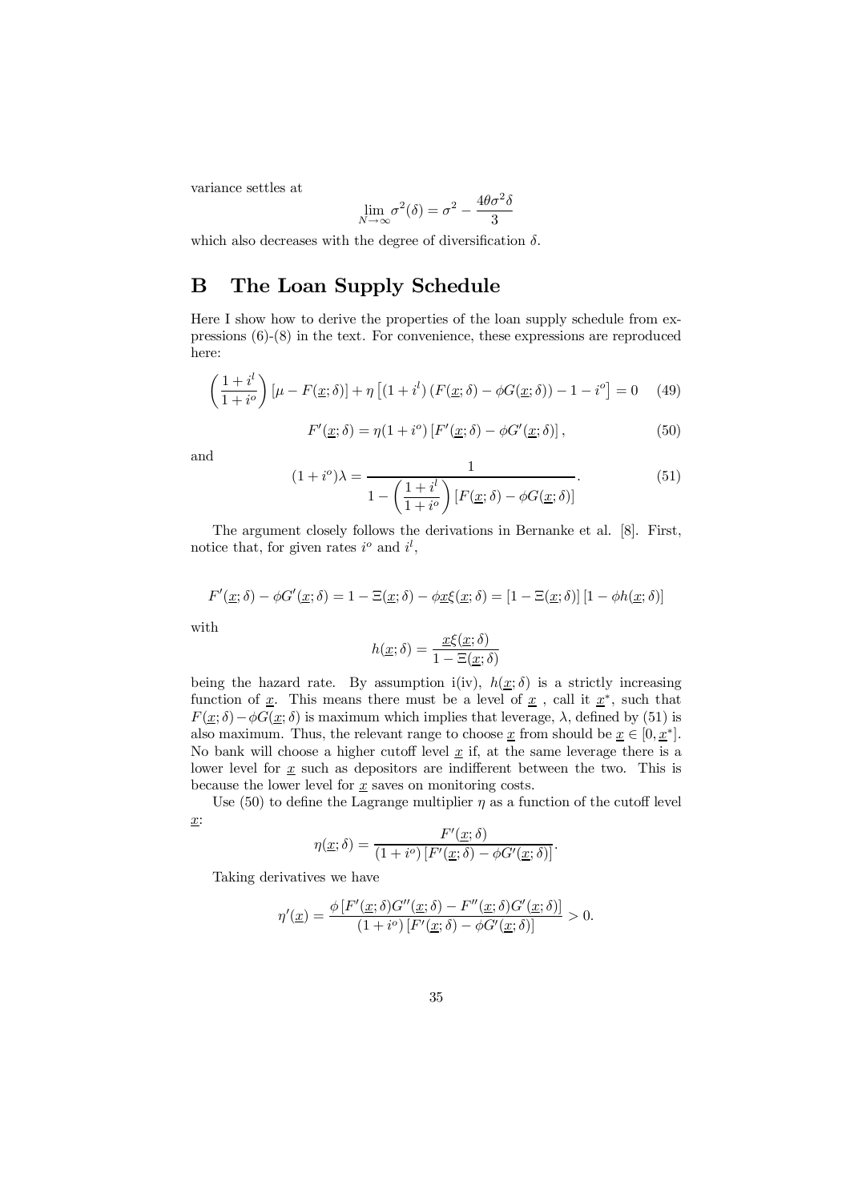variance settles at

$$\lim_{N\to\infty}\sigma^2(\delta) = \sigma^2 - \frac{4\theta\sigma^2\delta}{3}$$

which also decreases with the degree of diversification $\delta$.

# B The Loan Supply Schedule

Here I show how to derive the properties of the loan supply schedule from expressions (6)-(8) in the text. For convenience, these expressions are reproduced here:

$$\left(\frac{1+i^l}{1+i^o}\right)\left[\mu - F(\underline{x};\delta)\right] + \eta\left[\left(1+i^l\right)\left(F(\underline{x};\delta) - \phi G(\underline{x};\delta)\right) - 1 - i^o\right] = 0 \quad (49)$$

$$F'(\underline{x};\delta) = \eta(1+i^o)\left[F'(\underline{x};\delta) - \phi G'(\underline{x};\delta)\right], \quad (50)$$

and

$$(1+i^o)\lambda = \frac{1}{1 - \left(\dfrac{1+i^l}{1+i^o}\right)\left[F(\underline{x};\delta) - \phi G(\underline{x};\delta)\right]}. \quad (51)$$

The argument closely follows the derivations in Bernanke et al. [8]. First, notice that, for given rates $i^o$ and $i^l$,

$$F'(\underline{x};\delta) - \phi G'(\underline{x};\delta) = 1 - \Xi(\underline{x};\delta) - \phi\underline{x}\xi(\underline{x};\delta) = \left[1 - \Xi(\underline{x};\delta)\right]\left[1 - \phi h(\underline{x};\delta)\right]$$

with

$$h(\underline{x};\delta) = \frac{\underline{x}\xi(\underline{x};\delta)}{1 - \Xi(\underline{x};\delta)}$$

being the hazard rate. By assumption i(iv), $h(\underline{x};\delta)$ is a strictly increasing function of $\underline{x}$. This means there must be a level of $\underline{x}$ , call it $\underline{x}^*$, such that $F(\underline{x};\delta) - \phi G(\underline{x};\delta)$ is maximum which implies that leverage, $\lambda$, defined by (51) is also maximum. Thus, the relevant range to choose $\underline{x}$ from should be $\underline{x} \in [0, \underline{x}^*]$. No bank will choose a higher cutoff level $\underline{x}$ if, at the same leverage there is a lower level for $\underline{x}$ such as depositors are indifferent between the two. This is because the lower level for $\underline{x}$ saves on monitoring costs.

Use (50) to define the Lagrange multiplier $\eta$ as a function of the cutoff level $\underline{x}$:

$$\eta(\underline{x};\delta) = \frac{F'(\underline{x};\delta)}{(1+i^o)\left[F'(\underline{x};\delta) - \phi G'(\underline{x};\delta)\right]}.$$

Taking derivatives we have

$$\eta'(\underline{x}) = \frac{\phi\left[F'(\underline{x};\delta)G''(\underline{x};\delta) - F''(\underline{x};\delta)G'(\underline{x};\delta)\right]}{(1+i^o)\left[F'(\underline{x};\delta) - \phi G'(\underline{x};\delta)\right]} > 0.$$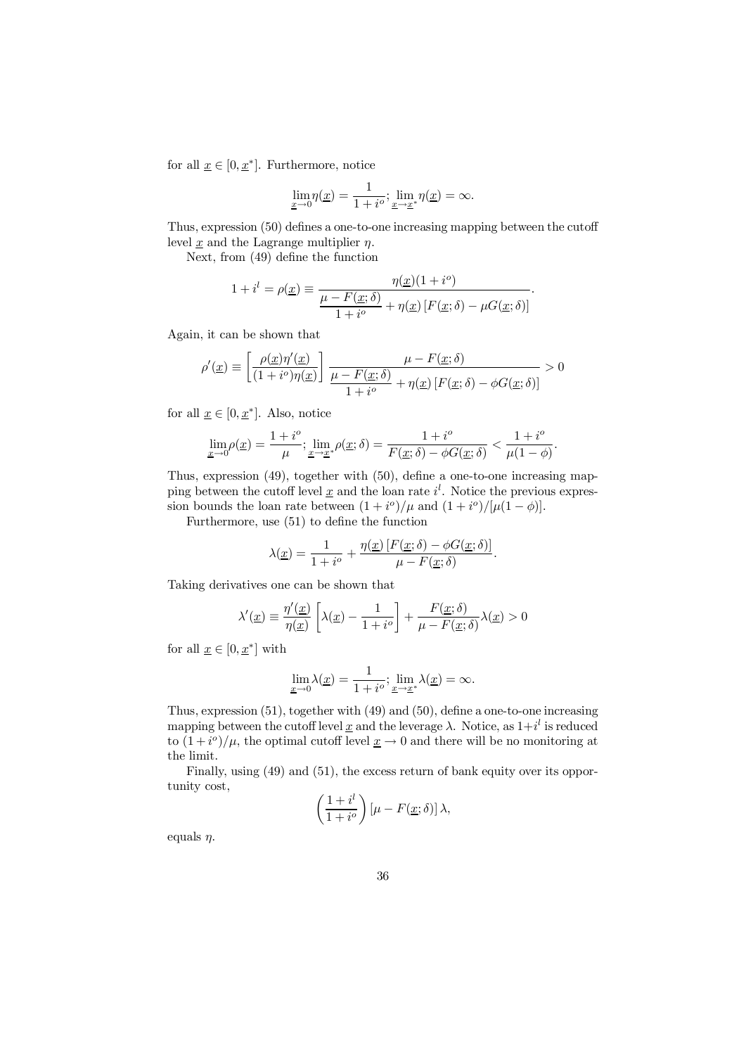for all $\underline{x} \in [0, \underline{x}^*]$. Furthermore, notice

$$\lim_{\underline{x} \to 0} \eta(\underline{x}) = \frac{1}{1+i^o}; \lim_{\underline{x} \to \underline{x}^*} \eta(\underline{x}) = \infty.$$

Thus, expression (50) defines a one-to-one increasing mapping between the cutoff level $\underline{x}$ and the Lagrange multiplier $\eta$.

Next, from (49) define the function

$$1 + i^l = \rho(\underline{x}) \equiv \frac{\eta(\underline{x})(1+i^o)}{\dfrac{\mu - F(\underline{x};\delta)}{1+i^o} + \eta(\underline{x})\left[F(\underline{x};\delta) - \mu G(\underline{x};\delta)\right]}.$$

Again, it can be shown that

$$\rho'(\underline{x}) \equiv \left[\frac{\rho(\underline{x})\eta'(\underline{x})}{(1+i^o)\eta(\underline{x})}\right] \frac{\mu - F(\underline{x};\delta)}{\dfrac{\mu - F(\underline{x};\delta)}{1+i^o} + \eta(\underline{x})\left[F(\underline{x};\delta) - \phi G(\underline{x};\delta)\right]} > 0$$

for all $\underline{x} \in [0, \underline{x}^*]$. Also, notice

$$\lim_{\underline{x} \to 0} \rho(\underline{x}) = \frac{1+i^o}{\mu}; \lim_{\underline{x} \to \underline{x}^*} \rho(\underline{x};\delta) = \frac{1+i^o}{F(\underline{x};\delta) - \phi G(\underline{x};\delta)} < \frac{1+i^o}{\mu(1-\phi)}.$$

Thus, expression (49), together with (50), define a one-to-one increasing mapping between the cutoff level $\underline{x}$ and the loan rate $i^l$. Notice the previous expression bounds the loan rate between $(1+i^o)/\mu$ and $(1+i^o)/[\mu(1-\phi)]$.

Furthermore, use (51) to define the function

$$\lambda(\underline{x}) = \frac{1}{1+i^o} + \frac{\eta(\underline{x})\left[F(\underline{x};\delta) - \phi G(\underline{x};\delta)\right]}{\mu - F(\underline{x};\delta)}.$$

Taking derivatives one can be shown that

$$\lambda'(\underline{x}) \equiv \frac{\eta'(\underline{x})}{\eta(\underline{x})}\left[\lambda(\underline{x}) - \frac{1}{1+i^o}\right] + \frac{F(\underline{x};\delta)}{\mu - F(\underline{x};\delta)}\lambda(\underline{x}) > 0$$

for all $\underline{x} \in [0, \underline{x}^*]$ with

$$\lim_{\underline{x} \to 0} \lambda(\underline{x}) = \frac{1}{1+i^o}; \lim_{\underline{x} \to \underline{x}^*} \lambda(\underline{x}) = \infty.$$

Thus, expression (51), together with (49) and (50), define a one-to-one increasing mapping between the cutoff level $\underline{x}$ and the leverage $\lambda$. Notice, as $1+i^l$ is reduced to $(1+i^o)/\mu$, the optimal cutoff level $\underline{x} \to 0$ and there will be no monitoring at the limit.

Finally, using (49) and (51), the excess return of bank equity over its opportunity cost,

$$\left(\frac{1+i^l}{1+i^o}\right)\left[\mu - F(\underline{x};\delta)\right]\lambda,$$

equals $\eta$.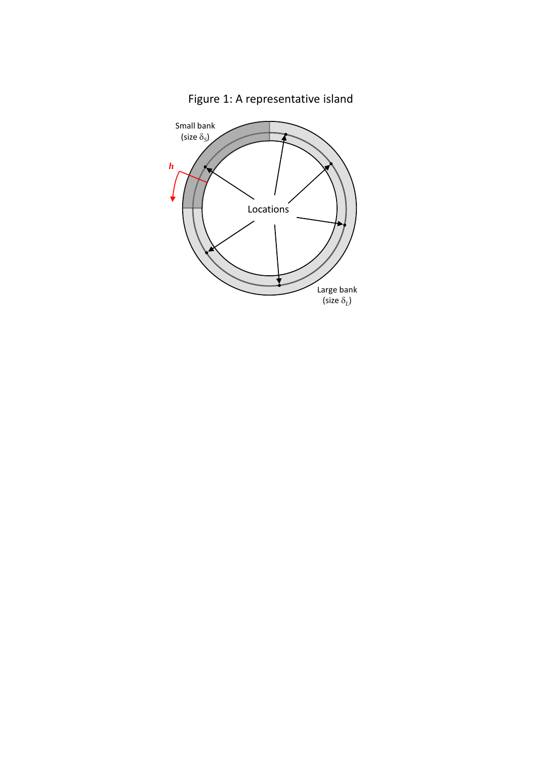Figure 1: A representative island

Small bank (size $\delta_S$)

$h$

Locations

Large bank (size $\delta_L$)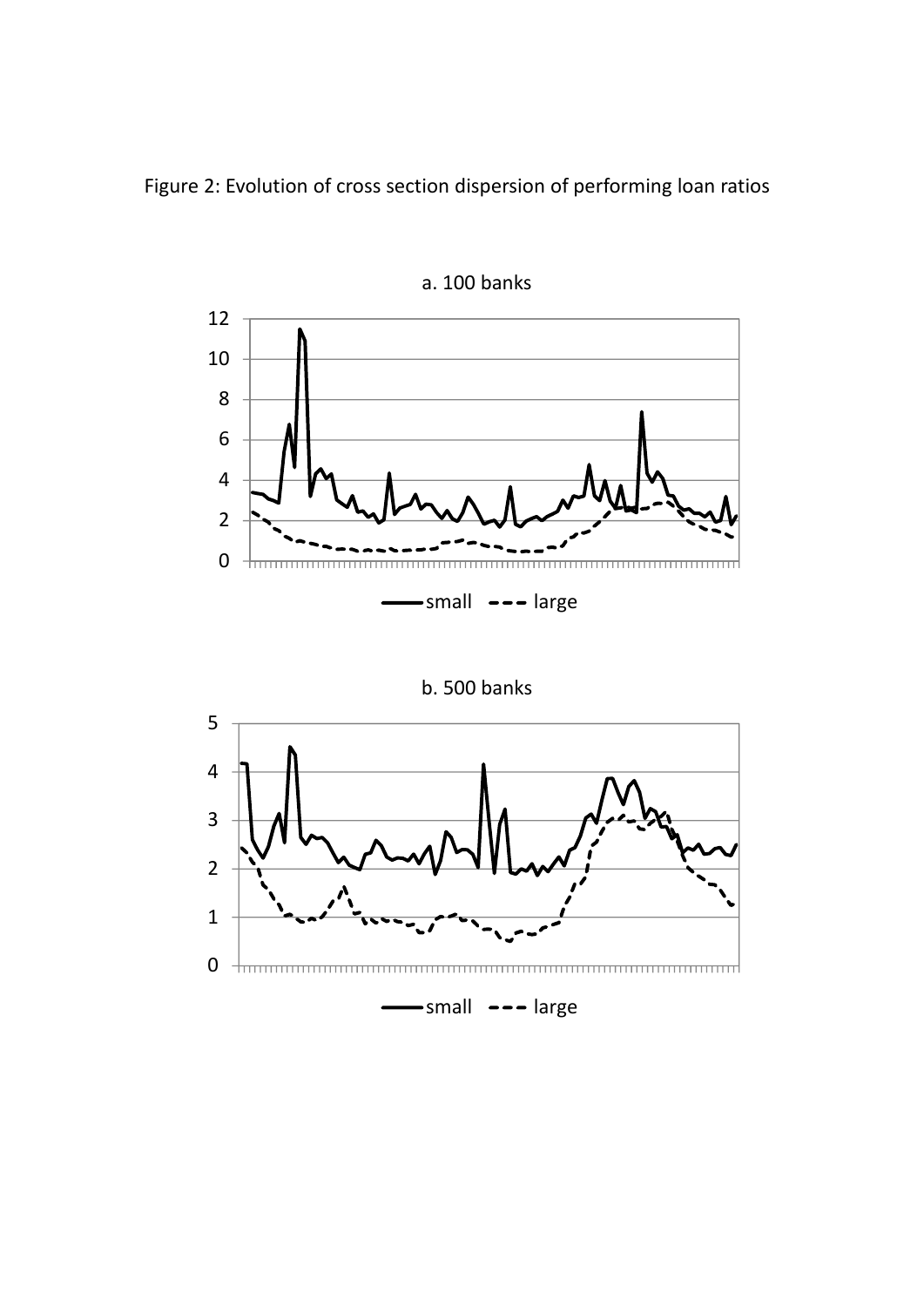Figure 2: Evolution of cross section dispersion of performing loan ratios

a. 100 banks

b. 500 banks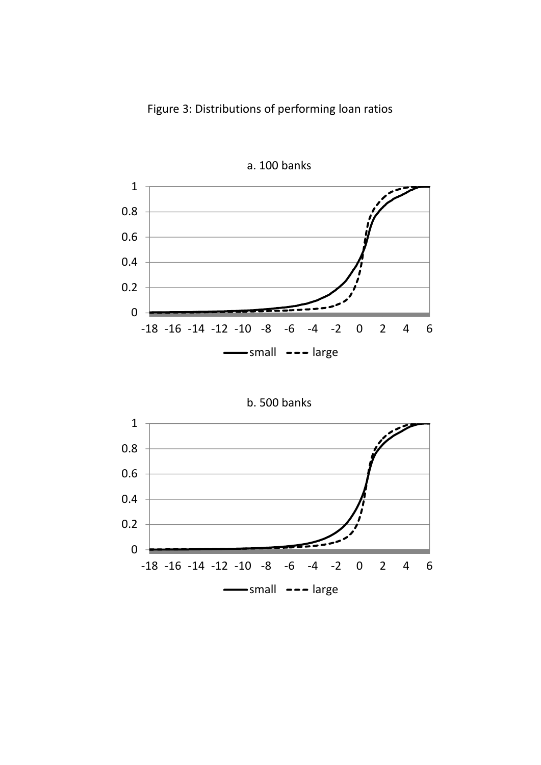Figure 3: Distributions of performing loan ratios

a. 100 banks

b. 500 banks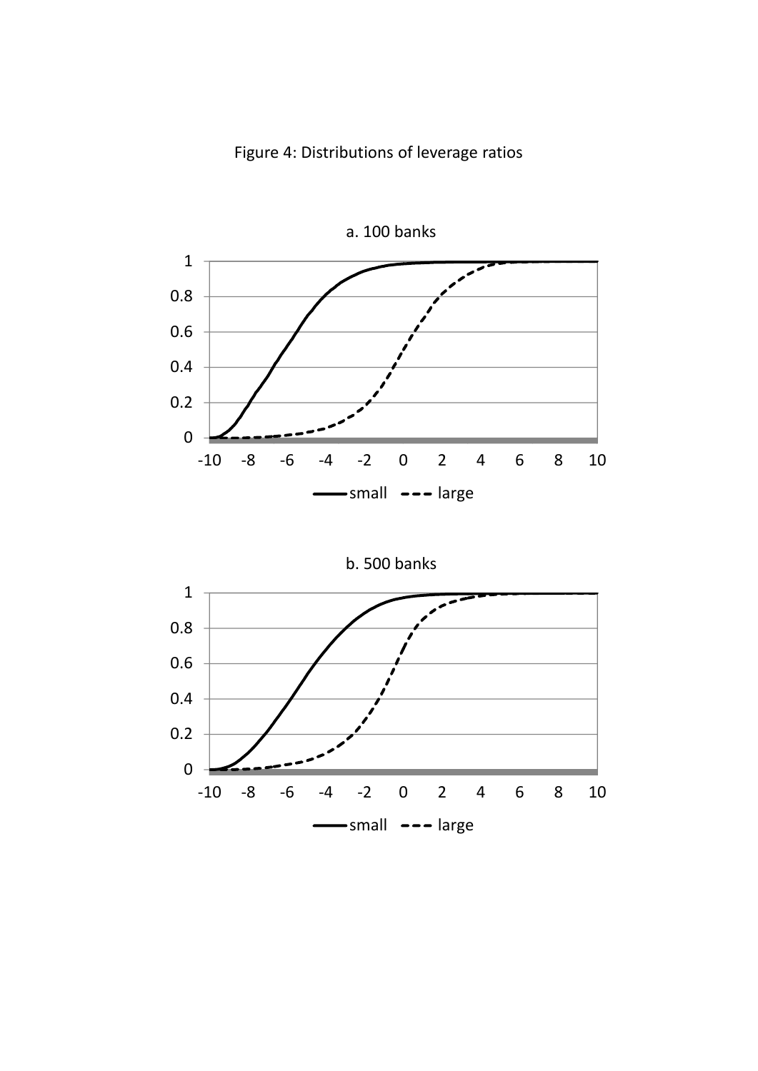Figure 4: Distributions of leverage ratios

a. 100 banks

b. 500 banks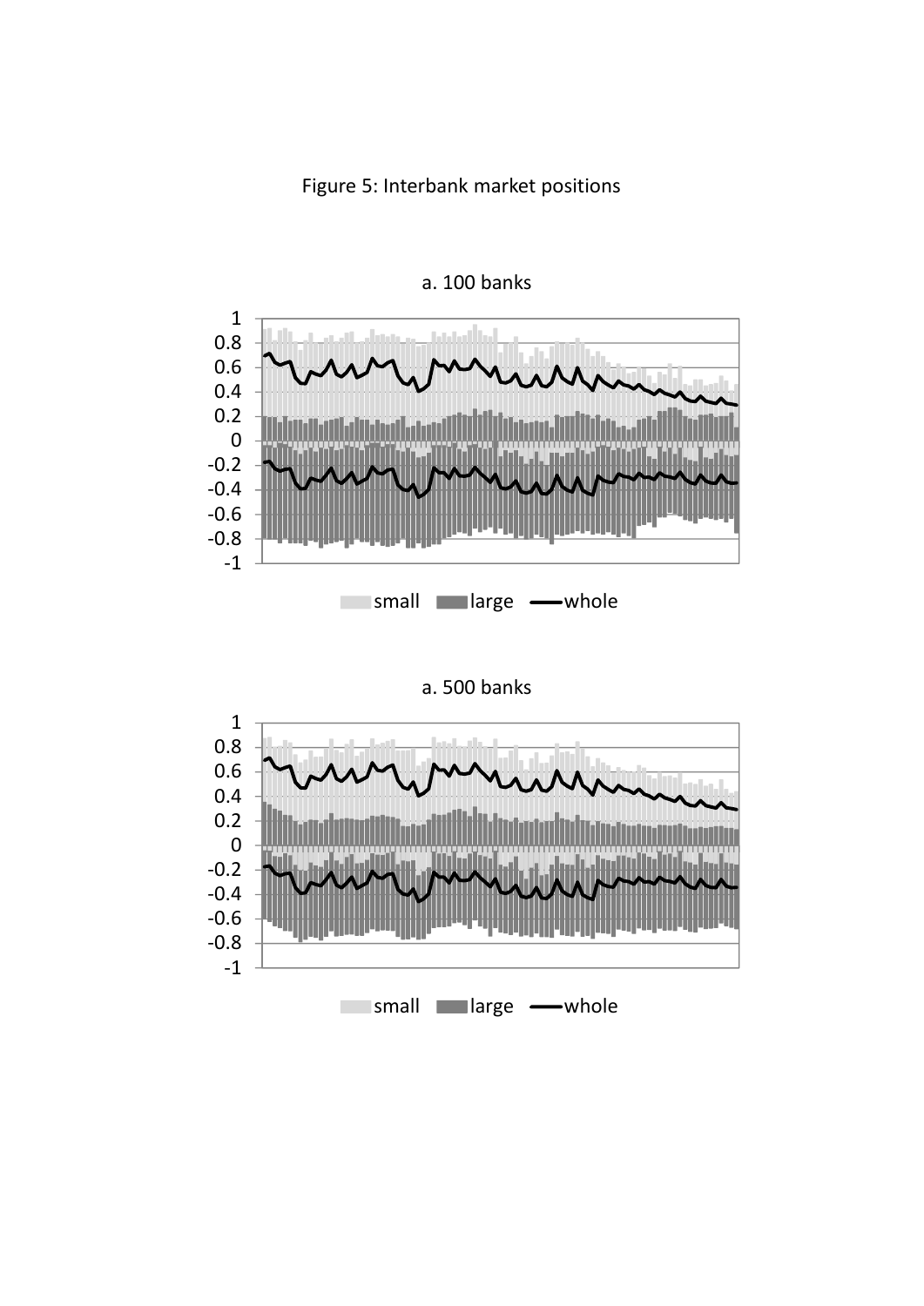Figure 5: Interbank market positions

a. 100 banks

1
0.8
0.6
0.4
0.2
0
-0.2
-0.4
-0.6
-0.8
-1

small large whole

a. 500 banks

1
0.8
0.6
0.4
0.2
0
-0.2
-0.4
-0.6
-0.8
-1

small large whole